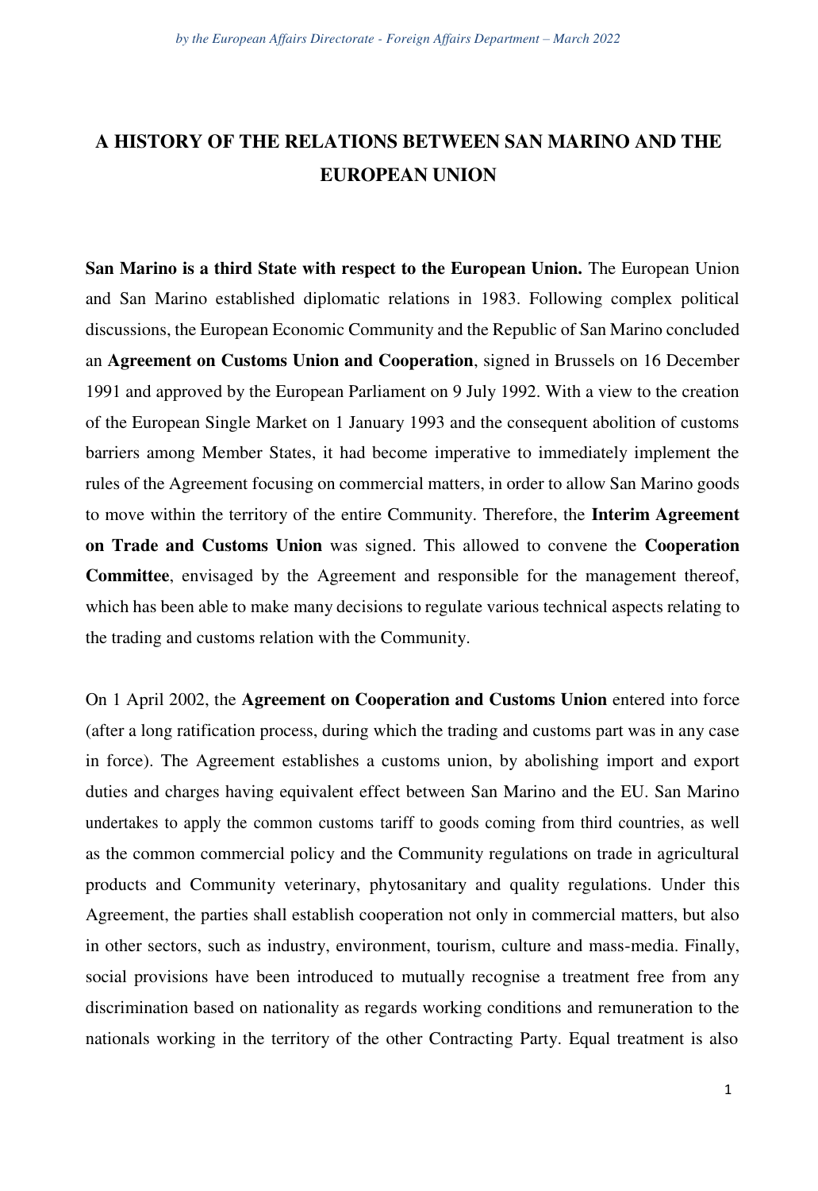# A HISTORY OF THE RELATIONS BETWEEN SAN MARINO AND THE EUROPEAN UNION

**San Marino is a third State with respect to the European Union.** The European Union and San Marino established diplomatic relations in 1983. Following complex political discussions, the European Economic Community and the Republic of San Marino concluded an **Agreement on Customs Union and Cooperation**, signed in Brussels on 16 December 1991 and approved by the European Parliament on 9 July 1992. With a view to the creation of the European Single Market on 1 January 1993 and the consequent abolition of customs barriers among Member States, it had become imperative to immediately implement the rules of the Agreement focusing on commercial matters, in order to allow San Marino goods to move within the territory of the entire Community. Therefore, the **Interim Agreement on Trade and Customs Union** was signed. This allowed to convene the **Cooperation Committee**, envisaged by the Agreement and responsible for the management thereof, which has been able to make many decisions to regulate various technical aspects relating to the trading and customs relation with the Community.

On 1 April 2002, the **Agreement on Cooperation and Customs Union** entered into force (after a long ratification process, during which the trading and customs part was in any case in force). The Agreement establishes a customs union, by abolishing import and export duties and charges having equivalent effect between San Marino and the EU. San Marino undertakes to apply the common customs tariff to goods coming from third countries, as well as the common commercial policy and the Community regulations on trade in agricultural products and Community veterinary, phytosanitary and quality regulations. Under this Agreement, the parties shall establish cooperation not only in commercial matters, but also in other sectors, such as industry, environment, tourism, culture and mass-media. Finally, social provisions have been introduced to mutually recognise a treatment free from any discrimination based on nationality as regards working conditions and remuneration to the nationals working in the territory of the other Contracting Party. Equal treatment is also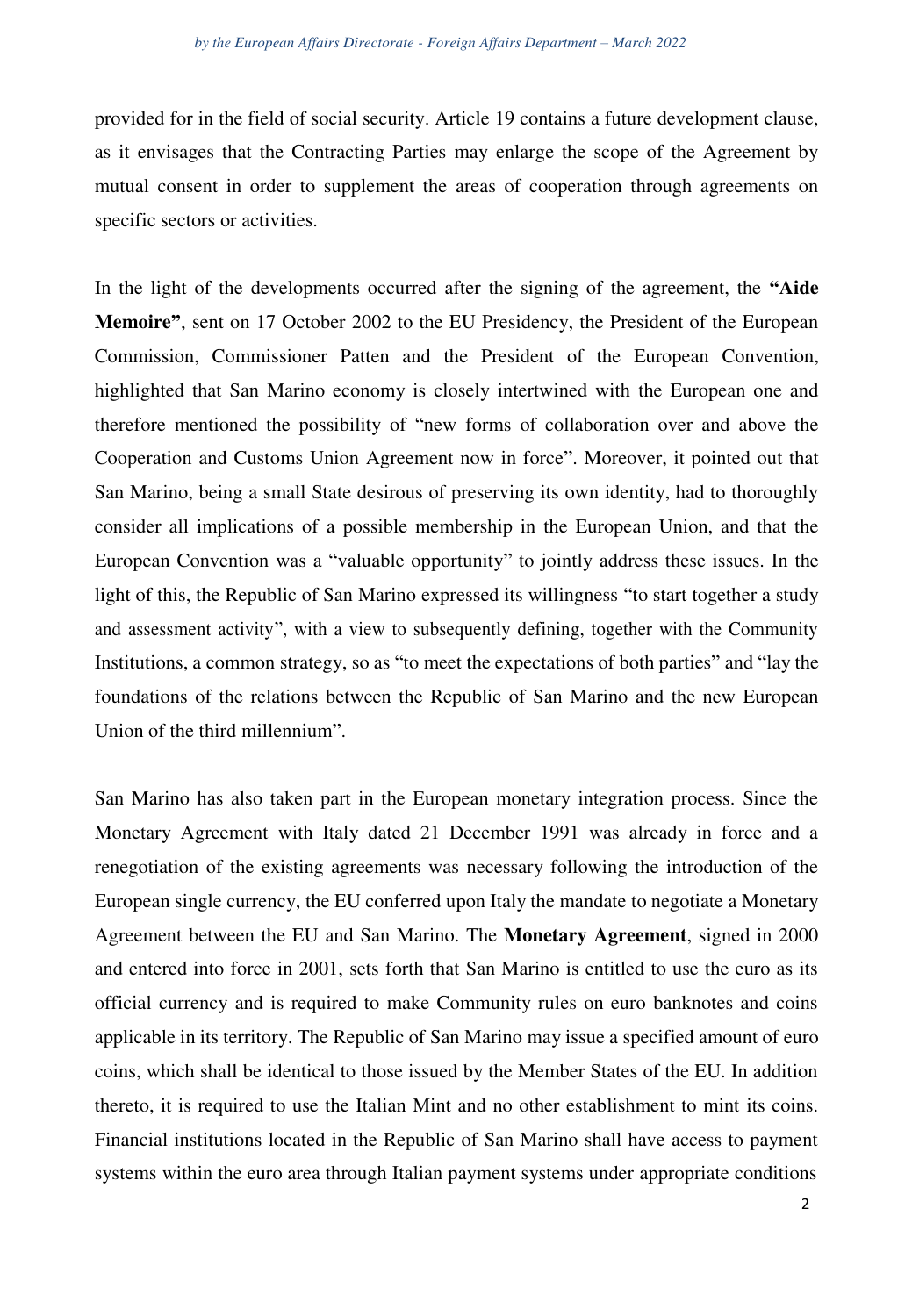provided for in the field of social security. Article 19 contains a future development clause, as it envisages that the Contracting Parties may enlarge the scope of the Agreement by mutual consent in order to supplement the areas of cooperation through agreements on specific sectors or activities.

In the light of the developments occurred after the signing of the agreement, the **"Aide Memoire"**, sent on 17 October 2002 to the EU Presidency, the President of the European Commission, Commissioner Patten and the President of the European Convention, highlighted that San Marino economy is closely intertwined with the European one and therefore mentioned the possibility of "new forms of collaboration over and above the Cooperation and Customs Union Agreement now in force". Moreover, it pointed out that San Marino, being a small State desirous of preserving its own identity, had to thoroughly consider all implications of a possible membership in the European Union, and that the European Convention was a "valuable opportunity" to jointly address these issues. In the light of this, the Republic of San Marino expressed its willingness "to start together a study and assessment activity", with a view to subsequently defining, together with the Community Institutions, a common strategy, so as "to meet the expectations of both parties" and "lay the foundations of the relations between the Republic of San Marino and the new European Union of the third millennium".

San Marino has also taken part in the European monetary integration process. Since the Monetary Agreement with Italy dated 21 December 1991 was already in force and a renegotiation of the existing agreements was necessary following the introduction of the European single currency, the EU conferred upon Italy the mandate to negotiate a Monetary Agreement between the EU and San Marino. The **Monetary Agreement**, signed in 2000 and entered into force in 2001, sets forth that San Marino is entitled to use the euro as its official currency and is required to make Community rules on euro banknotes and coins applicable in its territory. The Republic of San Marino may issue a specified amount of euro coins, which shall be identical to those issued by the Member States of the EU. In addition thereto, it is required to use the Italian Mint and no other establishment to mint its coins. Financial institutions located in the Republic of San Marino shall have access to payment systems within the euro area through Italian payment systems under appropriate conditions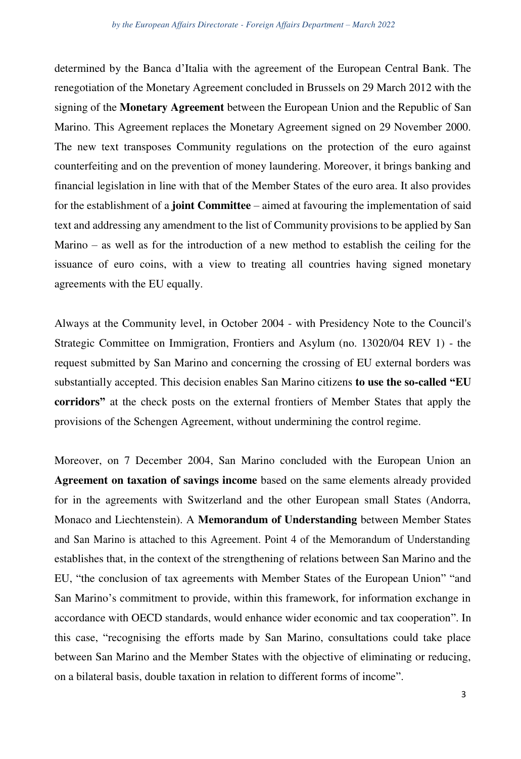determined by the Banca d'Italia with the agreement of the European Central Bank. The renegotiation of the Monetary Agreement concluded in Brussels on 29 March 2012 with the signing of the **Monetary Agreement** between the European Union and the Republic of San Marino. This Agreement replaces the Monetary Agreement signed on 29 November 2000. The new text transposes Community regulations on the protection of the euro against counterfeiting and on the prevention of money laundering. Moreover, it brings banking and financial legislation in line with that of the Member States of the euro area. It also provides for the establishment of a **joint Committee** – aimed at favouring the implementation of said text and addressing any amendment to the list of Community provisions to be applied by San Marino – as well as for the introduction of a new method to establish the ceiling for the issuance of euro coins, with a view to treating all countries having signed monetary agreements with the EU equally.

Always at the Community level, in October 2004 - with Presidency Note to the Council's Strategic Committee on Immigration, Frontiers and Asylum (no. 13020/04 REV 1) - the request submitted by San Marino and concerning the crossing of EU external borders was substantially accepted. This decision enables San Marino citizens **to use the so-called "EU corridors"** at the check posts on the external frontiers of Member States that apply the provisions of the Schengen Agreement, without undermining the control regime.

Moreover, on 7 December 2004, San Marino concluded with the European Union an **Agreement on taxation of savings income** based on the same elements already provided for in the agreements with Switzerland and the other European small States (Andorra, Monaco and Liechtenstein). A **Memorandum of Understanding** between Member States and San Marino is attached to this Agreement. Point 4 of the Memorandum of Understanding establishes that, in the context of the strengthening of relations between San Marino and the EU, "the conclusion of tax agreements with Member States of the European Union" "and San Marino's commitment to provide, within this framework, for information exchange in accordance with OECD standards, would enhance wider economic and tax cooperation". In this case, "recognising the efforts made by San Marino, consultations could take place between San Marino and the Member States with the objective of eliminating or reducing, on a bilateral basis, double taxation in relation to different forms of income".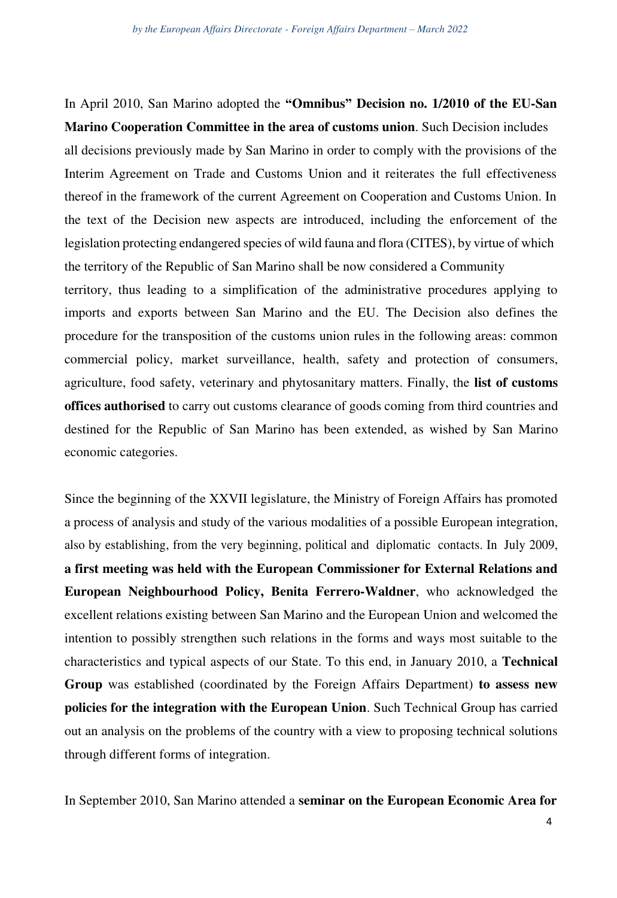In April 2010, San Marino adopted the **"Omnibus" Decision no. 1/2010 of the EU-San Marino Cooperation Committee in the area of customs union**. Such Decision includes all decisions previously made by San Marino in order to comply with the provisions of the Interim Agreement on Trade and Customs Union and it reiterates the full effectiveness thereof in the framework of the current Agreement on Cooperation and Customs Union. In the text of the Decision new aspects are introduced, including the enforcement of the legislation protecting endangered species of wild fauna and flora (CITES), by virtue of which the territory of the Republic of San Marino shall be now considered a Community territory, thus leading to a simplification of the administrative procedures applying to imports and exports between San Marino and the EU. The Decision also defines the procedure for the transposition of the customs union rules in the following areas: common commercial policy, market surveillance, health, safety and protection of consumers, agriculture, food safety, veterinary and phytosanitary matters. Finally, the **list of customs offices authorised** to carry out customs clearance of goods coming from third countries and destined for the Republic of San Marino has been extended, as wished by San Marino economic categories.

Since the beginning of the XXVII legislature, the Ministry of Foreign Affairs has promoted a process of analysis and study of the various modalities of a possible European integration, also by establishing, from the very beginning, political and diplomatic contacts. In July 2009, **a first meeting was held with the European Commissioner for External Relations and European Neighbourhood Policy, Benita Ferrero-Waldner**, who acknowledged the excellent relations existing between San Marino and the European Union and welcomed the intention to possibly strengthen such relations in the forms and ways most suitable to the characteristics and typical aspects of our State. To this end, in January 2010, a **Technical Group** was established (coordinated by the Foreign Affairs Department) **to assess new policies for the integration with the European Union**. Such Technical Group has carried out an analysis on the problems of the country with a view to proposing technical solutions through different forms of integration.

In September 2010, San Marino attended a **seminar on the European Economic Area for**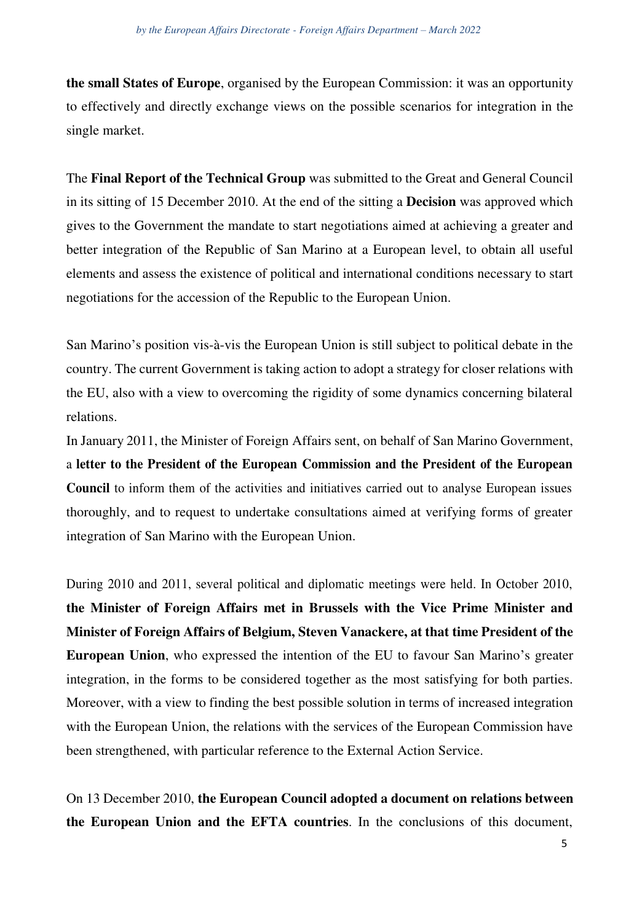**the small States of Europe**, organised by the European Commission: it was an opportunity to effectively and directly exchange views on the possible scenarios for integration in the single market.

The **Final Report of the Technical Group** was submitted to the Great and General Council in its sitting of 15 December 2010. At the end of the sitting a **Decision** was approved which gives to the Government the mandate to start negotiations aimed at achieving a greater and better integration of the Republic of San Marino at a European level, to obtain all useful elements and assess the existence of political and international conditions necessary to start negotiations for the accession of the Republic to the European Union.

San Marino's position vis-à-vis the European Union is still subject to political debate in the country. The current Government is taking action to adopt a strategy for closer relations with the EU, also with a view to overcoming the rigidity of some dynamics concerning bilateral relations.

In January 2011, the Minister of Foreign Affairs sent, on behalf of San Marino Government, a **letter to the President of the European Commission and the President of the European Council** to inform them of the activities and initiatives carried out to analyse European issues thoroughly, and to request to undertake consultations aimed at verifying forms of greater integration of San Marino with the European Union.

During 2010 and 2011, several political and diplomatic meetings were held. In October 2010, **the Minister of Foreign Affairs met in Brussels with the Vice Prime Minister and Minister of Foreign Affairs of Belgium, Steven Vanackere, at that time President of the European Union**, who expressed the intention of the EU to favour San Marino's greater integration, in the forms to be considered together as the most satisfying for both parties. Moreover, with a view to finding the best possible solution in terms of increased integration with the European Union, the relations with the services of the European Commission have been strengthened, with particular reference to the External Action Service.

On 13 December 2010, **the European Council adopted a document on relations between the European Union and the EFTA countries**. In the conclusions of this document,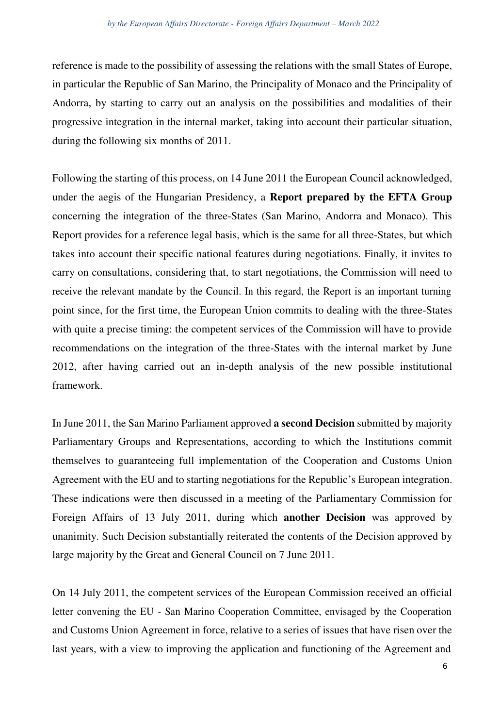reference is made to the possibility of assessing the relations with the small States of Europe, in particular the Republic of San Marino, the Principality of Monaco and the Principality of Andorra, by starting to carry out an analysis on the possibilities and modalities of their progressive integration in the internal market, taking into account their particular situation, during the following six months of 2011.

Following the starting of this process, on 14 June 2011 the European Council acknowledged, under the aegis of the Hungarian Presidency, a **Report prepared by the EFTA Group** concerning the integration of the three-States (San Marino, Andorra and Monaco). This Report provides for a reference legal basis, which is the same for all three-States, but which takes into account their specific national features during negotiations. Finally, it invites to carry on consultations, considering that, to start negotiations, the Commission will need to receive the relevant mandate by the Council. In this regard, the Report is an important turning point since, for the first time, the European Union commits to dealing with the three-States with quite a precise timing: the competent services of the Commission will have to provide recommendations on the integration of the three-States with the internal market by June 2012, after having carried out an in-depth analysis of the new possible institutional framework.

In June 2011, the San Marino Parliament approved **a second Decision** submitted by majority Parliamentary Groups and Representations, according to which the Institutions commit themselves to guaranteeing full implementation of the Cooperation and Customs Union Agreement with the EU and to starting negotiations for the Republic's European integration. These indications were then discussed in a meeting of the Parliamentary Commission for Foreign Affairs of 13 July 2011, during which **another Decision** was approved by unanimity. Such Decision substantially reiterated the contents of the Decision approved by large majority by the Great and General Council on 7 June 2011.

On 14 July 2011, the competent services of the European Commission received an official letter convening the EU - San Marino Cooperation Committee, envisaged by the Cooperation and Customs Union Agreement in force, relative to a series of issues that have risen over the last years, with a view to improving the application and functioning of the Agreement and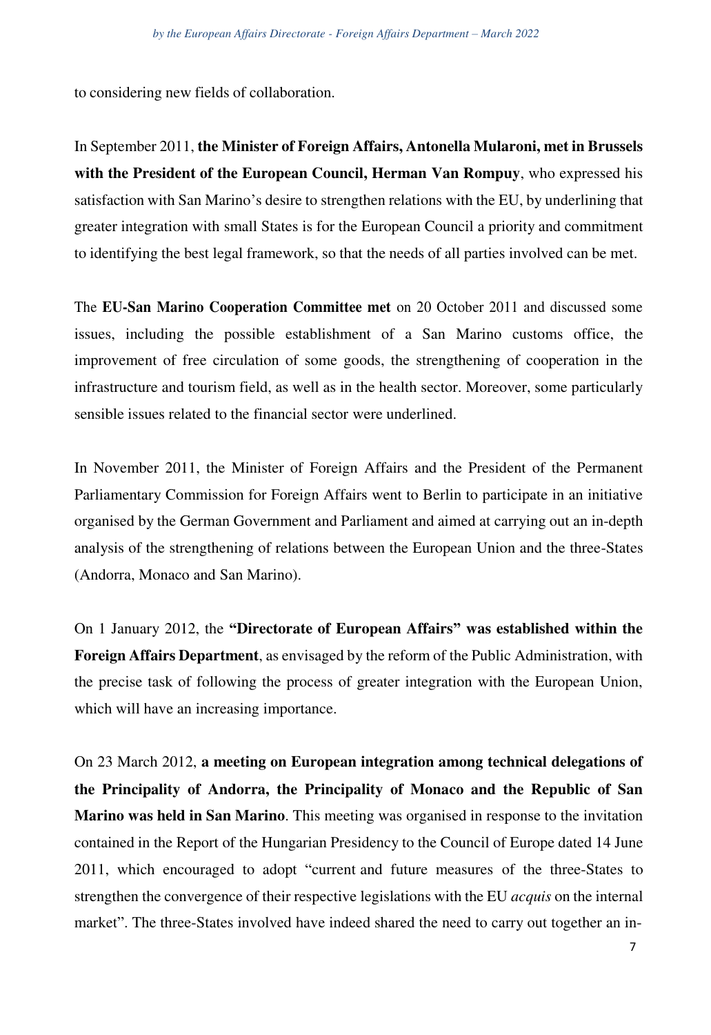to considering new fields of collaboration.

In September 2011, **the Minister of Foreign Affairs, Antonella Mularoni, met in Brussels with the President of the European Council, Herman Van Rompuy**, who expressed his satisfaction with San Marino's desire to strengthen relations with the EU, by underlining that greater integration with small States is for the European Council a priority and commitment to identifying the best legal framework, so that the needs of all parties involved can be met.

The **EU-San Marino Cooperation Committee met** on 20 October 2011 and discussed some issues, including the possible establishment of a San Marino customs office, the improvement of free circulation of some goods, the strengthening of cooperation in the infrastructure and tourism field, as well as in the health sector. Moreover, some particularly sensible issues related to the financial sector were underlined.

In November 2011, the Minister of Foreign Affairs and the President of the Permanent Parliamentary Commission for Foreign Affairs went to Berlin to participate in an initiative organised by the German Government and Parliament and aimed at carrying out an in-depth analysis of the strengthening of relations between the European Union and the three-States (Andorra, Monaco and San Marino).

On 1 January 2012, the **"Directorate of European Affairs" was established within the Foreign Affairs Department**, as envisaged by the reform of the Public Administration, with the precise task of following the process of greater integration with the European Union, which will have an increasing importance.

On 23 March 2012, **a meeting on European integration among technical delegations of the Principality of Andorra, the Principality of Monaco and the Republic of San Marino was held in San Marino**. This meeting was organised in response to the invitation contained in the Report of the Hungarian Presidency to the Council of Europe dated 14 June 2011, which encouraged to adopt "current and future measures of the three-States to strengthen the convergence of their respective legislations with the EU *acquis* on the internal market". The three-States involved have indeed shared the need to carry out together an in-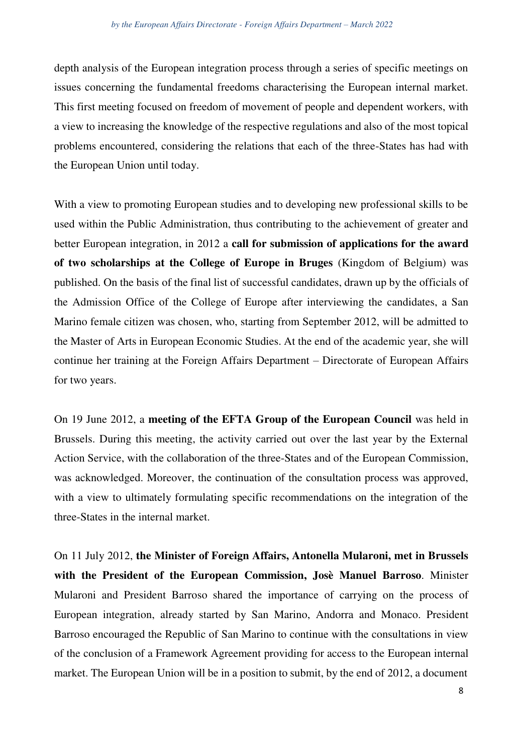depth analysis of the European integration process through a series of specific meetings on issues concerning the fundamental freedoms characterising the European internal market. This first meeting focused on freedom of movement of people and dependent workers, with a view to increasing the knowledge of the respective regulations and also of the most topical problems encountered, considering the relations that each of the three-States has had with the European Union until today.

With a view to promoting European studies and to developing new professional skills to be used within the Public Administration, thus contributing to the achievement of greater and better European integration, in 2012 a **call for submission of applications for the award of two scholarships at the College of Europe in Bruges** (Kingdom of Belgium) was published. On the basis of the final list of successful candidates, drawn up by the officials of the Admission Office of the College of Europe after interviewing the candidates, a San Marino female citizen was chosen, who, starting from September 2012, will be admitted to the Master of Arts in European Economic Studies. At the end of the academic year, she will continue her training at the Foreign Affairs Department – Directorate of European Affairs for two years.

On 19 June 2012, a **meeting of the EFTA Group of the European Council** was held in Brussels. During this meeting, the activity carried out over the last year by the External Action Service, with the collaboration of the three-States and of the European Commission, was acknowledged. Moreover, the continuation of the consultation process was approved, with a view to ultimately formulating specific recommendations on the integration of the three-States in the internal market.

On 11 July 2012, **the Minister of Foreign Affairs, Antonella Mularoni, met in Brussels with the President of the European Commission, Josè Manuel Barroso**. Minister Mularoni and President Barroso shared the importance of carrying on the process of European integration, already started by San Marino, Andorra and Monaco. President Barroso encouraged the Republic of San Marino to continue with the consultations in view of the conclusion of a Framework Agreement providing for access to the European internal market. The European Union will be in a position to submit, by the end of 2012, a document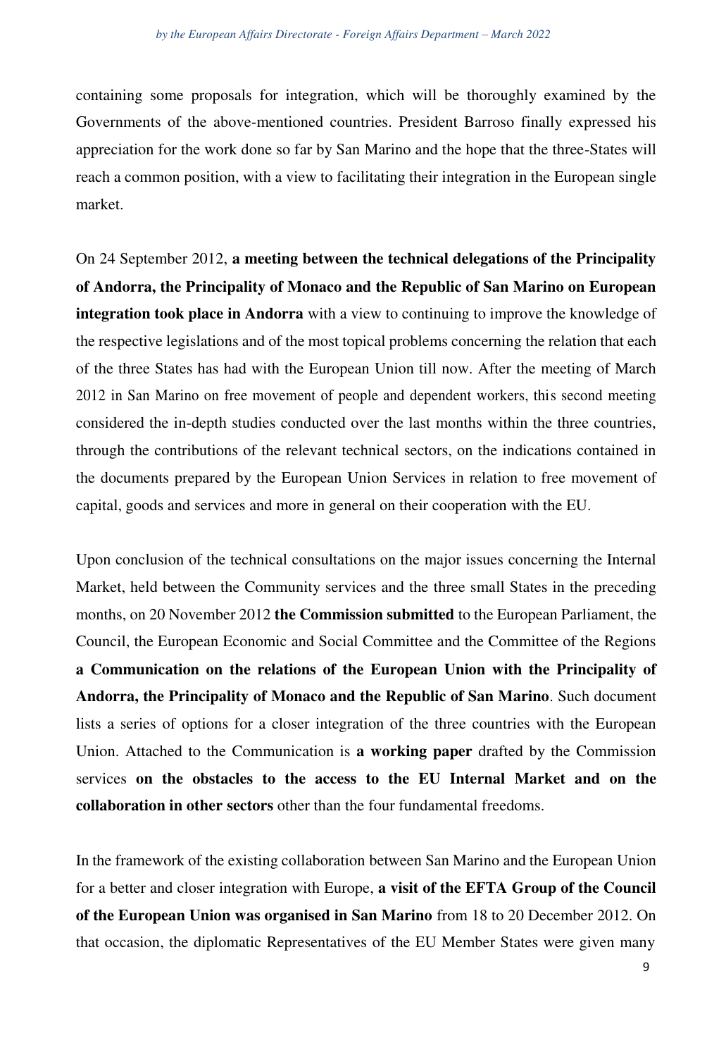containing some proposals for integration, which will be thoroughly examined by the Governments of the above-mentioned countries. President Barroso finally expressed his appreciation for the work done so far by San Marino and the hope that the three-States will reach a common position, with a view to facilitating their integration in the European single market.

On 24 September 2012, **a meeting between the technical delegations of the Principality of Andorra, the Principality of Monaco and the Republic of San Marino on European integration took place in Andorra** with a view to continuing to improve the knowledge of the respective legislations and of the most topical problems concerning the relation that each of the three States has had with the European Union till now. After the meeting of March 2012 in San Marino on free movement of people and dependent workers, this second meeting considered the in-depth studies conducted over the last months within the three countries, through the contributions of the relevant technical sectors, on the indications contained in the documents prepared by the European Union Services in relation to free movement of capital, goods and services and more in general on their cooperation with the EU.

Upon conclusion of the technical consultations on the major issues concerning the Internal Market, held between the Community services and the three small States in the preceding months, on 20 November 2012 **the Commission submitted** to the European Parliament, the Council, the European Economic and Social Committee and the Committee of the Regions **a Communication on the relations of the European Union with the Principality of Andorra, the Principality of Monaco and the Republic of San Marino**. Such document lists a series of options for a closer integration of the three countries with the European Union. Attached to the Communication is **a working paper** drafted by the Commission services **on the obstacles to the access to the EU Internal Market and on the collaboration in other sectors** other than the four fundamental freedoms.

In the framework of the existing collaboration between San Marino and the European Union for a better and closer integration with Europe, **a visit of the EFTA Group of the Council of the European Union was organised in San Marino** from 18 to 20 December 2012. On that occasion, the diplomatic Representatives of the EU Member States were given many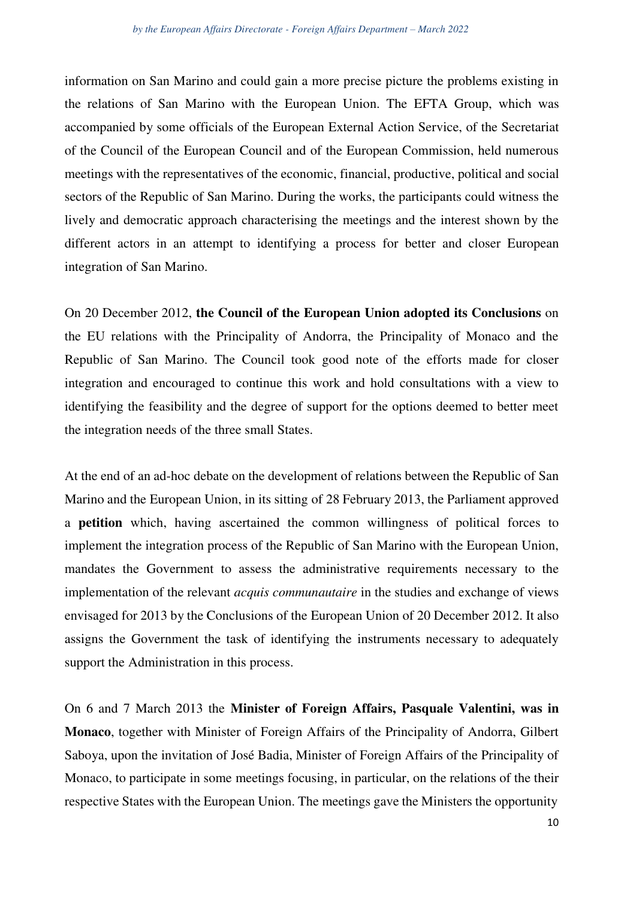information on San Marino and could gain a more precise picture the problems existing in the relations of San Marino with the European Union. The EFTA Group, which was accompanied by some officials of the European External Action Service, of the Secretariat of the Council of the European Council and of the European Commission, held numerous meetings with the representatives of the economic, financial, productive, political and social sectors of the Republic of San Marino. During the works, the participants could witness the lively and democratic approach characterising the meetings and the interest shown by the different actors in an attempt to identifying a process for better and closer European integration of San Marino.

On 20 December 2012, **the Council of the European Union adopted its Conclusions** on the EU relations with the Principality of Andorra, the Principality of Monaco and the Republic of San Marino. The Council took good note of the efforts made for closer integration and encouraged to continue this work and hold consultations with a view to identifying the feasibility and the degree of support for the options deemed to better meet the integration needs of the three small States.

At the end of an ad-hoc debate on the development of relations between the Republic of San Marino and the European Union, in its sitting of 28 February 2013, the Parliament approved a **petition** which, having ascertained the common willingness of political forces to implement the integration process of the Republic of San Marino with the European Union, mandates the Government to assess the administrative requirements necessary to the implementation of the relevant *acquis communautaire* in the studies and exchange of views envisaged for 2013 by the Conclusions of the European Union of 20 December 2012. It also assigns the Government the task of identifying the instruments necessary to adequately support the Administration in this process.

On 6 and 7 March 2013 the **Minister of Foreign Affairs, Pasquale Valentini, was in Monaco**, together with Minister of Foreign Affairs of the Principality of Andorra, Gilbert Saboya, upon the invitation of José Badia, Minister of Foreign Affairs of the Principality of Monaco, to participate in some meetings focusing, in particular, on the relations of the their respective States with the European Union. The meetings gave the Ministers the opportunity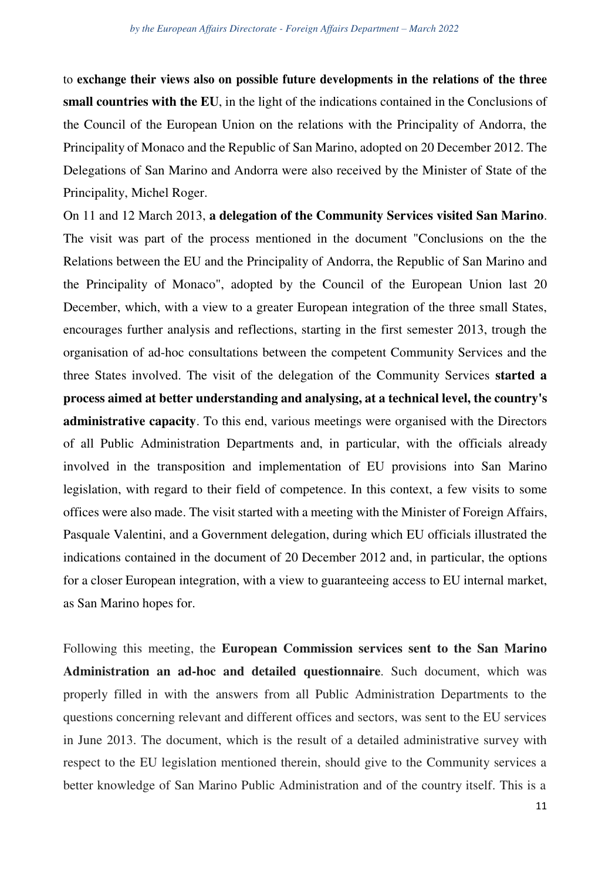to **exchange their views also on possible future developments in the relations of the three small countries with the EU**, in the light of the indications contained in the Conclusions of the Council of the European Union on the relations with the Principality of Andorra, the Principality of Monaco and the Republic of San Marino, adopted on 20 December 2012. The Delegations of San Marino and Andorra were also received by the Minister of State of the Principality, Michel Roger.

On 11 and 12 March 2013, **a delegation of the Community Services visited San Marino**. The visit was part of the process mentioned in the document "Conclusions on the the Relations between the EU and the Principality of Andorra, the Republic of San Marino and the Principality of Monaco", adopted by the Council of the European Union last 20 December, which, with a view to a greater European integration of the three small States, encourages further analysis and reflections, starting in the first semester 2013, trough the organisation of ad-hoc consultations between the competent Community Services and the three States involved. The visit of the delegation of the Community Services **started a process aimed at better understanding and analysing, at a technical level, the country's administrative capacity**. To this end, various meetings were organised with the Directors of all Public Administration Departments and, in particular, with the officials already involved in the transposition and implementation of EU provisions into San Marino legislation, with regard to their field of competence. In this context, a few visits to some offices were also made. The visit started with a meeting with the Minister of Foreign Affairs, Pasquale Valentini, and a Government delegation, during which EU officials illustrated the indications contained in the document of 20 December 2012 and, in particular, the options for a closer European integration, with a view to guaranteeing access to EU internal market, as San Marino hopes for.

Following this meeting, the **European Commission services sent to the San Marino Administration an ad-hoc and detailed questionnaire**. Such document, which was properly filled in with the answers from all Public Administration Departments to the questions concerning relevant and different offices and sectors, was sent to the EU services in June 2013. The document, which is the result of a detailed administrative survey with respect to the EU legislation mentioned therein, should give to the Community services a better knowledge of San Marino Public Administration and of the country itself. This is a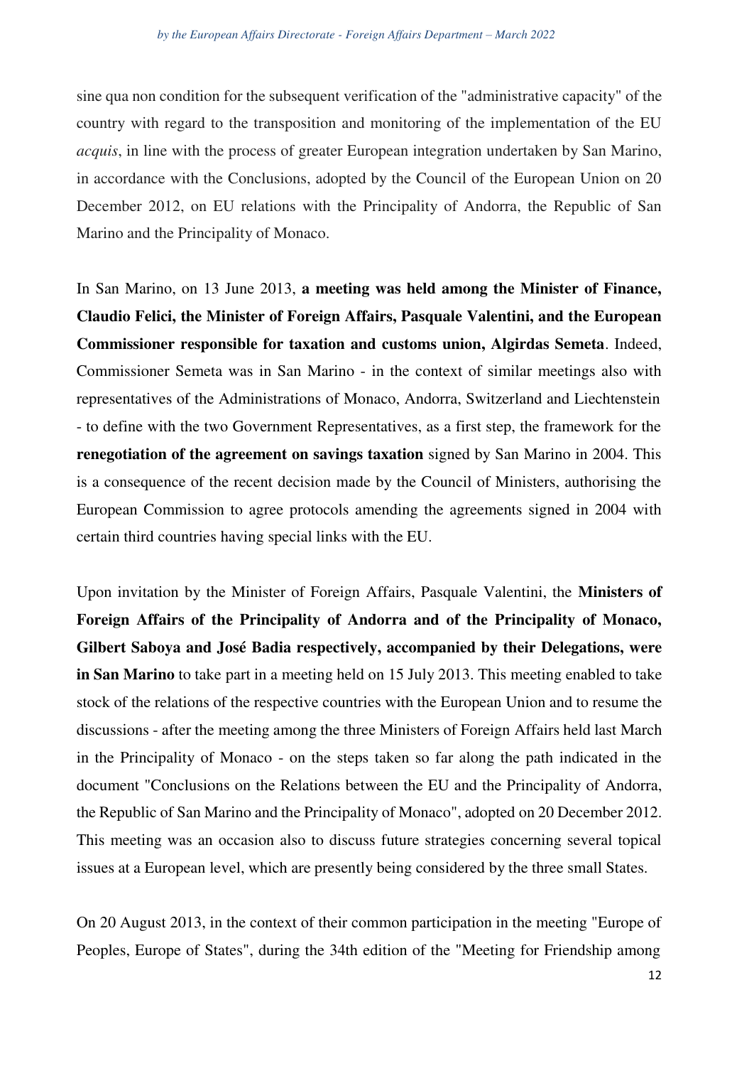sine qua non condition for the subsequent verification of the "administrative capacity" of the country with regard to the transposition and monitoring of the implementation of the EU *acquis*, in line with the process of greater European integration undertaken by San Marino, in accordance with the Conclusions, adopted by the Council of the European Union on 20 December 2012, on EU relations with the Principality of Andorra, the Republic of San Marino and the Principality of Monaco.

In San Marino, on 13 June 2013, **a meeting was held among the Minister of Finance, Claudio Felici, the Minister of Foreign Affairs, Pasquale Valentini, and the European Commissioner responsible for taxation and customs union, Algirdas Semeta**. Indeed, Commissioner Semeta was in San Marino - in the context of similar meetings also with representatives of the Administrations of Monaco, Andorra, Switzerland and Liechtenstein - to define with the two Government Representatives, as a first step, the framework for the **renegotiation of the agreement on savings taxation** signed by San Marino in 2004. This is a consequence of the recent decision made by the Council of Ministers, authorising the European Commission to agree protocols amending the agreements signed in 2004 with certain third countries having special links with the EU.

Upon invitation by the Minister of Foreign Affairs, Pasquale Valentini, the **Ministers of Foreign Affairs of the Principality of Andorra and of the Principality of Monaco, Gilbert Saboya and José Badia respectively, accompanied by their Delegations, were in San Marino** to take part in a meeting held on 15 July 2013. This meeting enabled to take stock of the relations of the respective countries with the European Union and to resume the discussions - after the meeting among the three Ministers of Foreign Affairs held last March in the Principality of Monaco - on the steps taken so far along the path indicated in the document "Conclusions on the Relations between the EU and the Principality of Andorra, the Republic of San Marino and the Principality of Monaco", adopted on 20 December 2012. This meeting was an occasion also to discuss future strategies concerning several topical issues at a European level, which are presently being considered by the three small States.

On 20 August 2013, in the context of their common participation in the meeting "Europe of Peoples, Europe of States", during the 34th edition of the "Meeting for Friendship among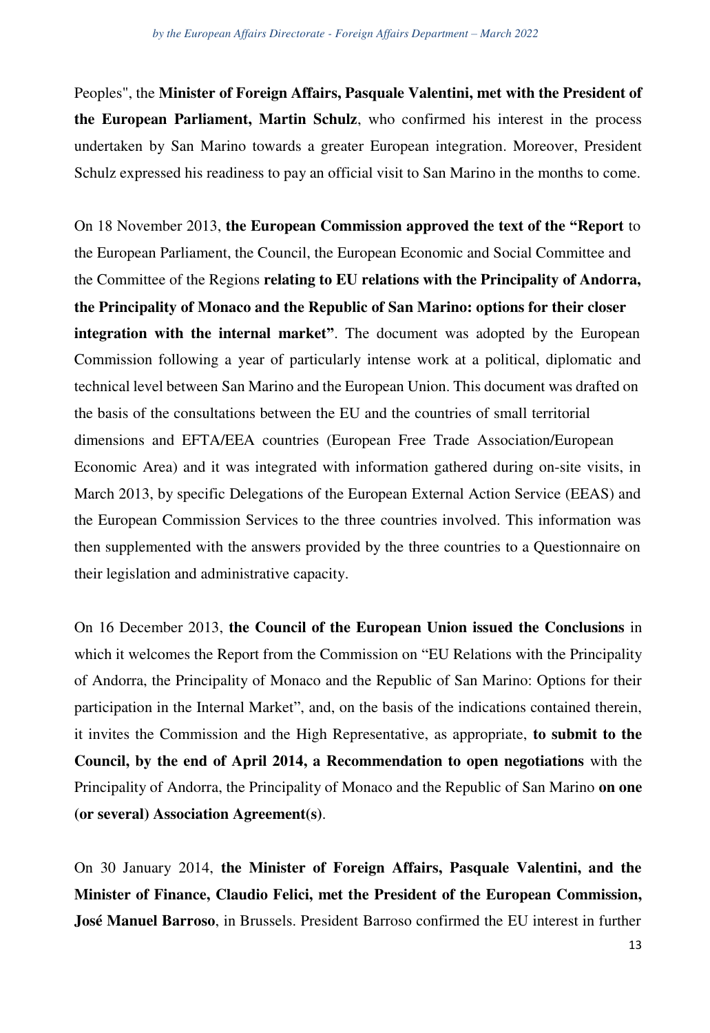Peoples", the **Minister of Foreign Affairs, Pasquale Valentini, met with the President of the European Parliament, Martin Schulz**, who confirmed his interest in the process undertaken by San Marino towards a greater European integration. Moreover, President Schulz expressed his readiness to pay an official visit to San Marino in the months to come.

On 18 November 2013, **the European Commission approved the text of the "Report** to the European Parliament, the Council, the European Economic and Social Committee and the Committee of the Regions **relating to EU relations with the Principality of Andorra, the Principality of Monaco and the Republic of San Marino: options for their closer integration with the internal market"**. The document was adopted by the European Commission following a year of particularly intense work at a political, diplomatic and technical level between San Marino and the European Union. This document was drafted on the basis of the consultations between the EU and the countries of small territorial dimensions and EFTA/EEA countries (European Free Trade Association/European Economic Area) and it was integrated with information gathered during on-site visits, in March 2013, by specific Delegations of the European External Action Service (EEAS) and the European Commission Services to the three countries involved. This information was then supplemented with the answers provided by the three countries to a Questionnaire on their legislation and administrative capacity.

On 16 December 2013, **the Council of the European Union issued the Conclusions** in which it welcomes the Report from the Commission on "EU Relations with the Principality of Andorra, the Principality of Monaco and the Republic of San Marino: Options for their participation in the Internal Market", and, on the basis of the indications contained therein, it invites the Commission and the High Representative, as appropriate, **to submit to the Council, by the end of April 2014, a Recommendation to open negotiations** with the Principality of Andorra, the Principality of Monaco and the Republic of San Marino **on one (or several) Association Agreement(s)**.

On 30 January 2014, **the Minister of Foreign Affairs, Pasquale Valentini, and the Minister of Finance, Claudio Felici, met the President of the European Commission, José Manuel Barroso**, in Brussels. President Barroso confirmed the EU interest in further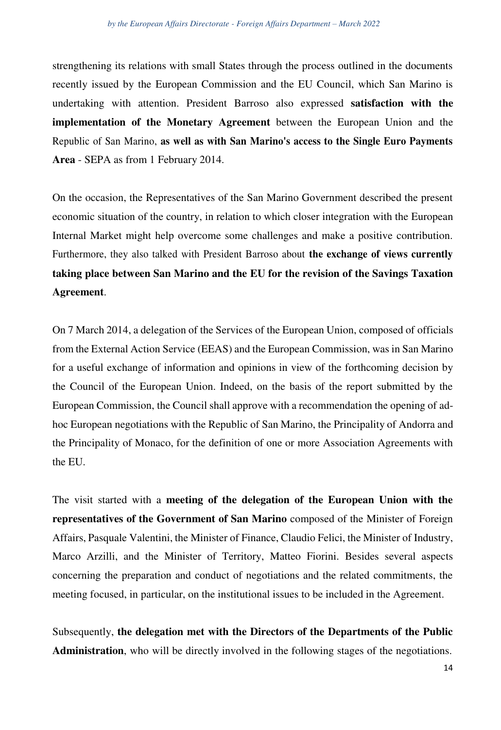strengthening its relations with small States through the process outlined in the documents recently issued by the European Commission and the EU Council, which San Marino is undertaking with attention. President Barroso also expressed **satisfaction with the implementation of the Monetary Agreement** between the European Union and the Republic of San Marino, **as well as with San Marino's access to the Single Euro Payments Area** - SEPA as from 1 February 2014.

On the occasion, the Representatives of the San Marino Government described the present economic situation of the country, in relation to which closer integration with the European Internal Market might help overcome some challenges and make a positive contribution. Furthermore, they also talked with President Barroso about **the exchange of views currently taking place between San Marino and the EU for the revision of the Savings Taxation Agreement**.

On 7 March 2014, a delegation of the Services of the European Union, composed of officials from the External Action Service (EEAS) and the European Commission, was in San Marino for a useful exchange of information and opinions in view of the forthcoming decision by the Council of the European Union. Indeed, on the basis of the report submitted by the European Commission, the Council shall approve with a recommendation the opening of ad-hoc European negotiations with the Republic of San Marino, the Principality of Andorra and the Principality of Monaco, for the definition of one or more Association Agreements with the EU.

The visit started with a **meeting of the delegation of the European Union with the representatives of the Government of San Marino** composed of the Minister of Foreign Affairs, Pasquale Valentini, the Minister of Finance, Claudio Felici, the Minister of Industry, Marco Arzilli, and the Minister of Territory, Matteo Fiorini. Besides several aspects concerning the preparation and conduct of negotiations and the related commitments, the meeting focused, in particular, on the institutional issues to be included in the Agreement.

Subsequently, **the delegation met with the Directors of the Departments of the Public Administration**, who will be directly involved in the following stages of the negotiations.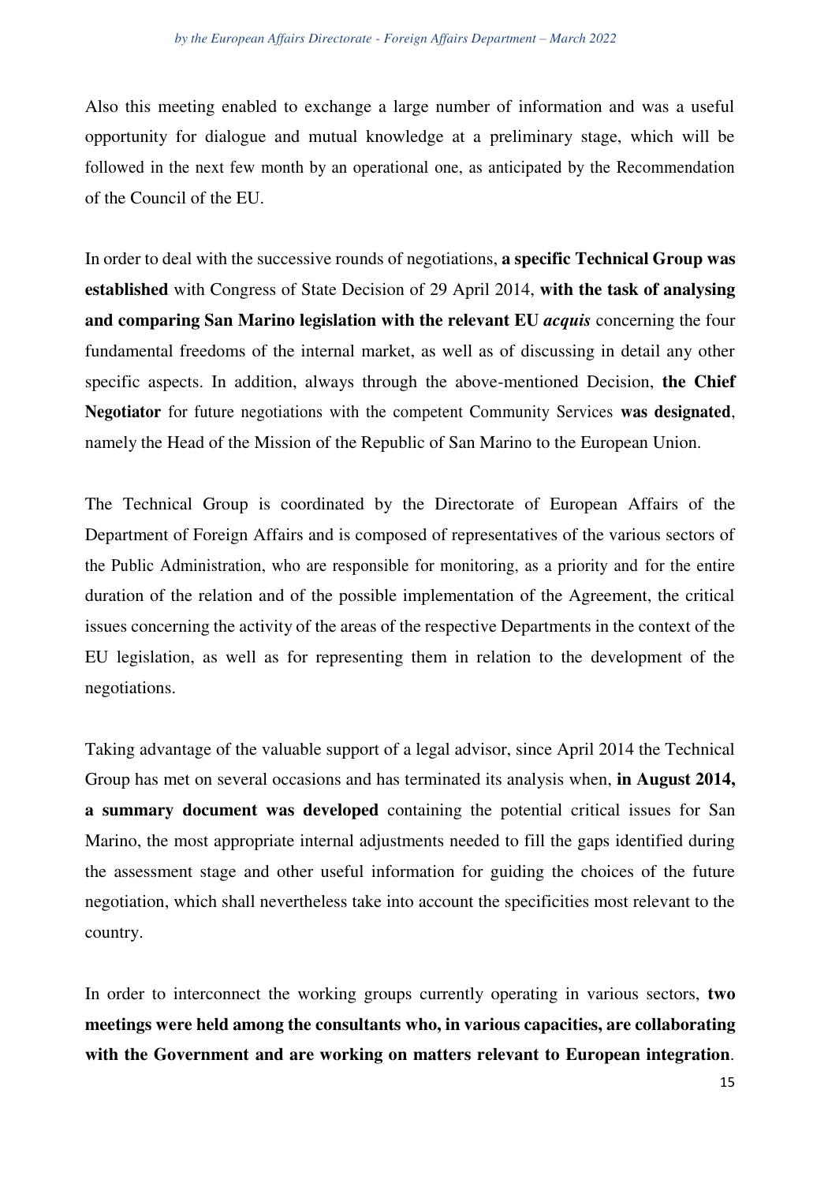Also this meeting enabled to exchange a large number of information and was a useful opportunity for dialogue and mutual knowledge at a preliminary stage, which will be followed in the next few month by an operational one, as anticipated by the Recommendation of the Council of the EU.

In order to deal with the successive rounds of negotiations, **a specific Technical Group was established** with Congress of State Decision of 29 April 2014, **with the task of analysing and comparing San Marino legislation with the relevant EU *acquis*** concerning the four fundamental freedoms of the internal market, as well as of discussing in detail any other specific aspects. In addition, always through the above-mentioned Decision, **the Chief Negotiator** for future negotiations with the competent Community Services **was designated**, namely the Head of the Mission of the Republic of San Marino to the European Union.

The Technical Group is coordinated by the Directorate of European Affairs of the Department of Foreign Affairs and is composed of representatives of the various sectors of the Public Administration, who are responsible for monitoring, as a priority and for the entire duration of the relation and of the possible implementation of the Agreement, the critical issues concerning the activity of the areas of the respective Departments in the context of the EU legislation, as well as for representing them in relation to the development of the negotiations.

Taking advantage of the valuable support of a legal advisor, since April 2014 the Technical Group has met on several occasions and has terminated its analysis when, **in August 2014, a summary document was developed** containing the potential critical issues for San Marino, the most appropriate internal adjustments needed to fill the gaps identified during the assessment stage and other useful information for guiding the choices of the future negotiation, which shall nevertheless take into account the specificities most relevant to the country.

In order to interconnect the working groups currently operating in various sectors, **two meetings were held among the consultants who, in various capacities, are collaborating with the Government and are working on matters relevant to European integration**.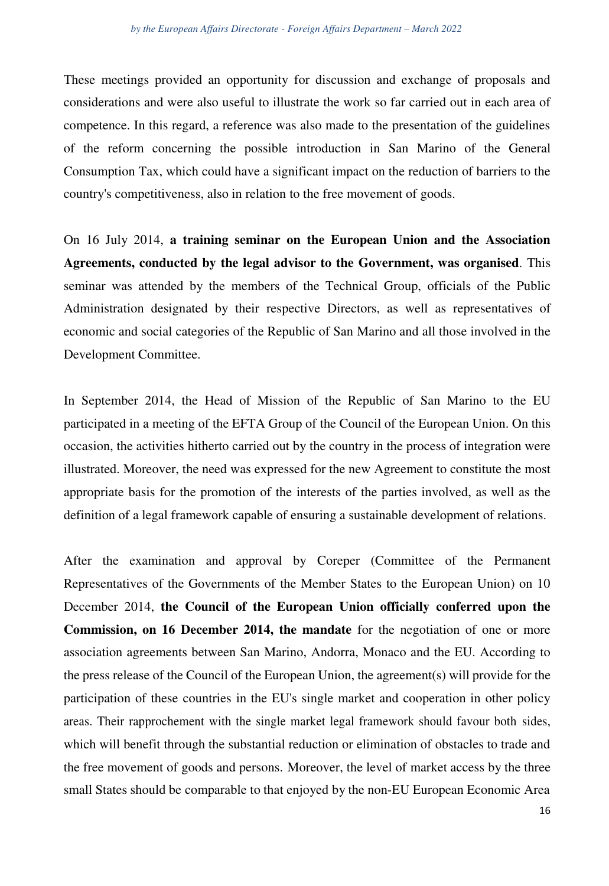These meetings provided an opportunity for discussion and exchange of proposals and considerations and were also useful to illustrate the work so far carried out in each area of competence. In this regard, a reference was also made to the presentation of the guidelines of the reform concerning the possible introduction in San Marino of the General Consumption Tax, which could have a significant impact on the reduction of barriers to the country's competitiveness, also in relation to the free movement of goods.

On 16 July 2014, **a training seminar on the European Union and the Association Agreements, conducted by the legal advisor to the Government, was organised**. This seminar was attended by the members of the Technical Group, officials of the Public Administration designated by their respective Directors, as well as representatives of economic and social categories of the Republic of San Marino and all those involved in the Development Committee.

In September 2014, the Head of Mission of the Republic of San Marino to the EU participated in a meeting of the EFTA Group of the Council of the European Union. On this occasion, the activities hitherto carried out by the country in the process of integration were illustrated. Moreover, the need was expressed for the new Agreement to constitute the most appropriate basis for the promotion of the interests of the parties involved, as well as the definition of a legal framework capable of ensuring a sustainable development of relations.

After the examination and approval by Coreper (Committee of the Permanent Representatives of the Governments of the Member States to the European Union) on 10 December 2014, **the Council of the European Union officially conferred upon the Commission, on 16 December 2014, the mandate** for the negotiation of one or more association agreements between San Marino, Andorra, Monaco and the EU. According to the press release of the Council of the European Union, the agreement(s) will provide for the participation of these countries in the EU's single market and cooperation in other policy areas. Their rapprochement with the single market legal framework should favour both sides, which will benefit through the substantial reduction or elimination of obstacles to trade and the free movement of goods and persons. Moreover, the level of market access by the three small States should be comparable to that enjoyed by the non-EU European Economic Area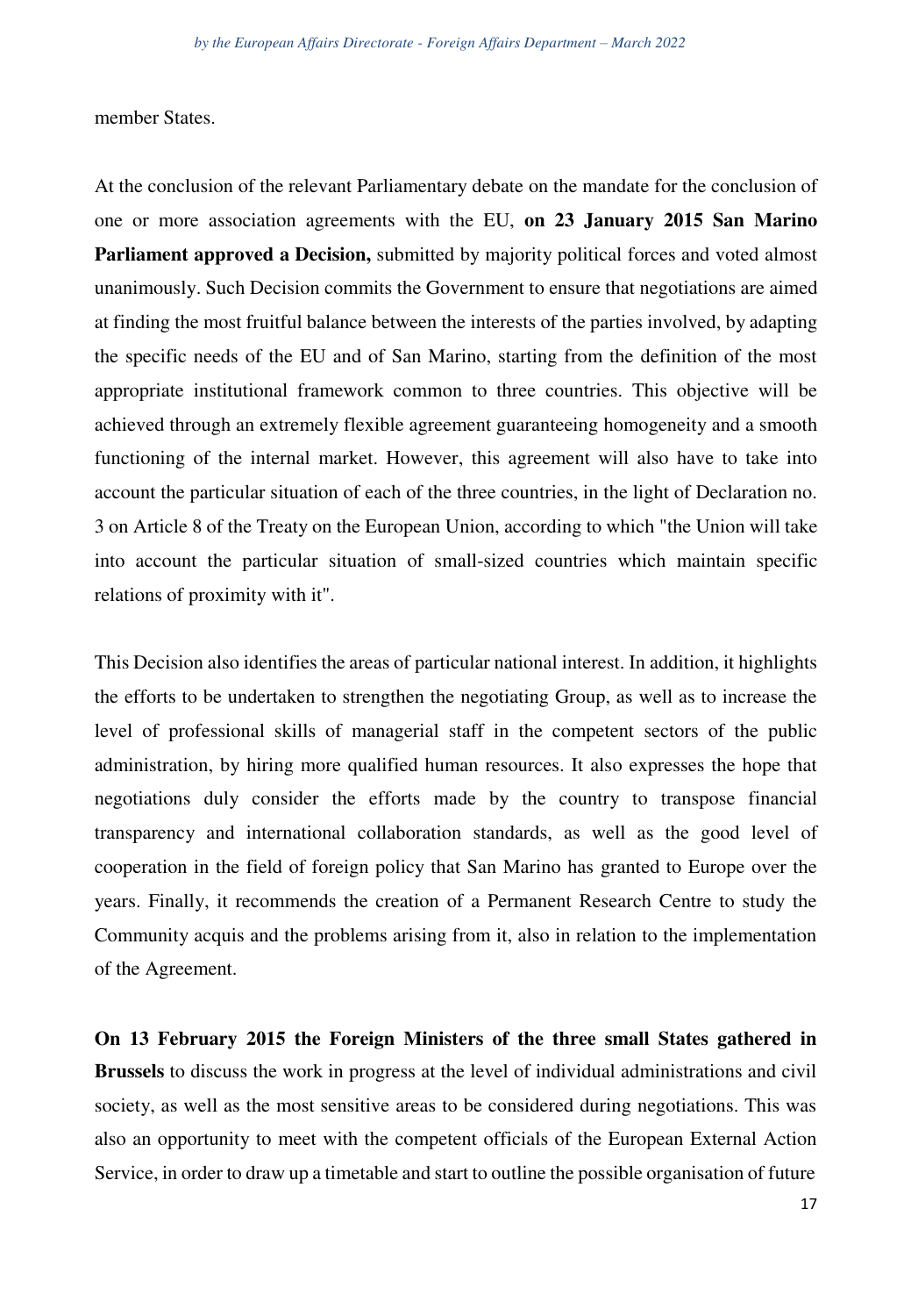member States.

At the conclusion of the relevant Parliamentary debate on the mandate for the conclusion of one or more association agreements with the EU, **on 23 January 2015 San Marino Parliament approved a Decision,** submitted by majority political forces and voted almost unanimously. Such Decision commits the Government to ensure that negotiations are aimed at finding the most fruitful balance between the interests of the parties involved, by adapting the specific needs of the EU and of San Marino, starting from the definition of the most appropriate institutional framework common to three countries. This objective will be achieved through an extremely flexible agreement guaranteeing homogeneity and a smooth functioning of the internal market. However, this agreement will also have to take into account the particular situation of each of the three countries, in the light of Declaration no. 3 on Article 8 of the Treaty on the European Union, according to which "the Union will take into account the particular situation of small-sized countries which maintain specific relations of proximity with it".

This Decision also identifies the areas of particular national interest. In addition, it highlights the efforts to be undertaken to strengthen the negotiating Group, as well as to increase the level of professional skills of managerial staff in the competent sectors of the public administration, by hiring more qualified human resources. It also expresses the hope that negotiations duly consider the efforts made by the country to transpose financial transparency and international collaboration standards, as well as the good level of cooperation in the field of foreign policy that San Marino has granted to Europe over the years. Finally, it recommends the creation of a Permanent Research Centre to study the Community acquis and the problems arising from it, also in relation to the implementation of the Agreement.

**On 13 February 2015 the Foreign Ministers of the three small States gathered in Brussels** to discuss the work in progress at the level of individual administrations and civil society, as well as the most sensitive areas to be considered during negotiations. This was also an opportunity to meet with the competent officials of the European External Action Service, in order to draw up a timetable and start to outline the possible organisation of future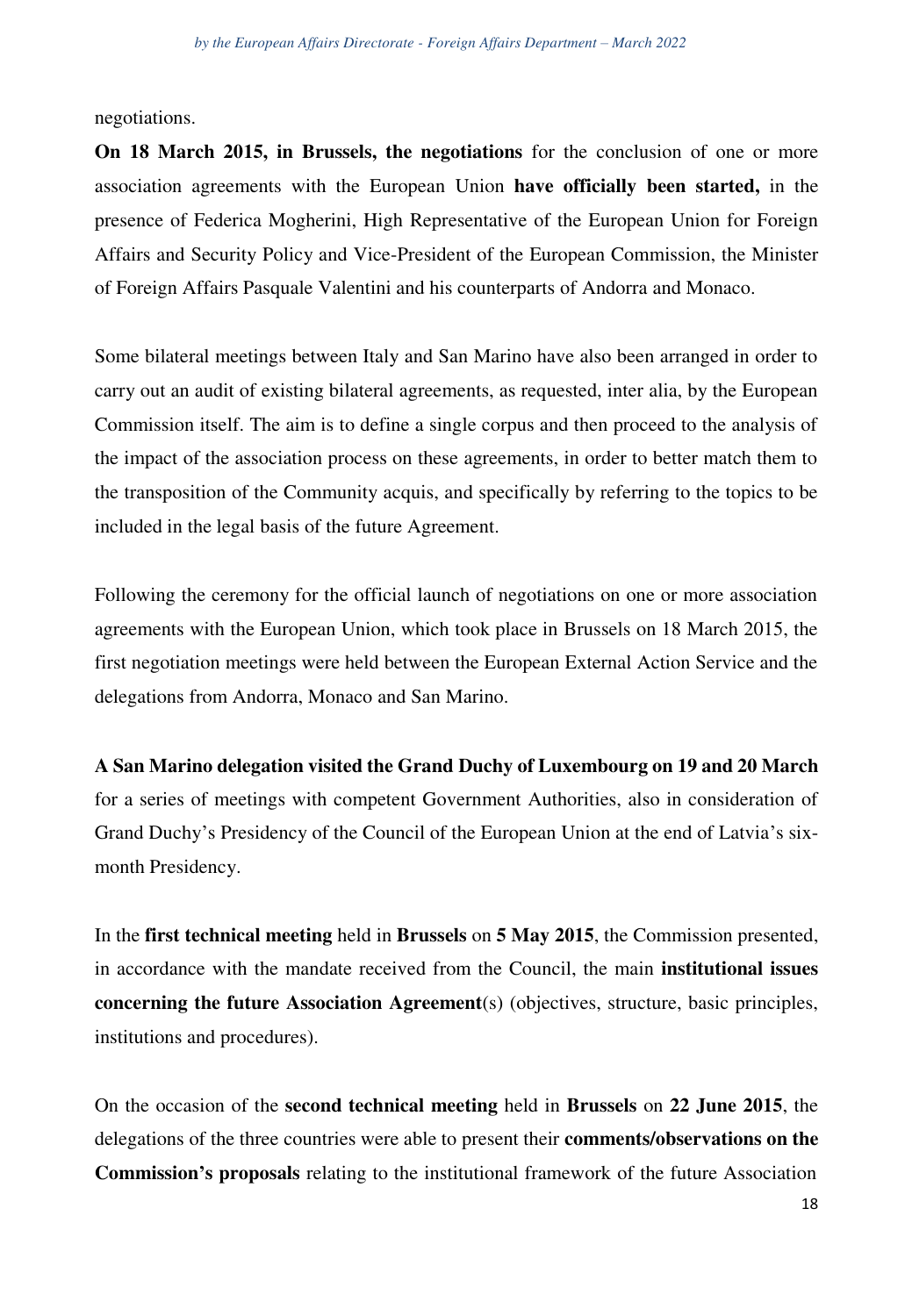negotiations.

**On 18 March 2015, in Brussels, the negotiations** for the conclusion of one or more association agreements with the European Union **have officially been started,** in the presence of Federica Mogherini, High Representative of the European Union for Foreign Affairs and Security Policy and Vice-President of the European Commission, the Minister of Foreign Affairs Pasquale Valentini and his counterparts of Andorra and Monaco.

Some bilateral meetings between Italy and San Marino have also been arranged in order to carry out an audit of existing bilateral agreements, as requested, inter alia, by the European Commission itself. The aim is to define a single corpus and then proceed to the analysis of the impact of the association process on these agreements, in order to better match them to the transposition of the Community acquis, and specifically by referring to the topics to be included in the legal basis of the future Agreement.

Following the ceremony for the official launch of negotiations on one or more association agreements with the European Union, which took place in Brussels on 18 March 2015, the first negotiation meetings were held between the European External Action Service and the delegations from Andorra, Monaco and San Marino.

**A San Marino delegation visited the Grand Duchy of Luxembourg on 19 and 20 March** for a series of meetings with competent Government Authorities, also in consideration of Grand Duchy's Presidency of the Council of the European Union at the end of Latvia's six-month Presidency.

In the **first technical meeting** held in **Brussels** on **5 May 2015**, the Commission presented, in accordance with the mandate received from the Council, the main **institutional issues concerning the future Association Agreement**(s) (objectives, structure, basic principles, institutions and procedures).

On the occasion of the **second technical meeting** held in **Brussels** on **22 June 2015**, the delegations of the three countries were able to present their **comments/observations on the Commission's proposals** relating to the institutional framework of the future Association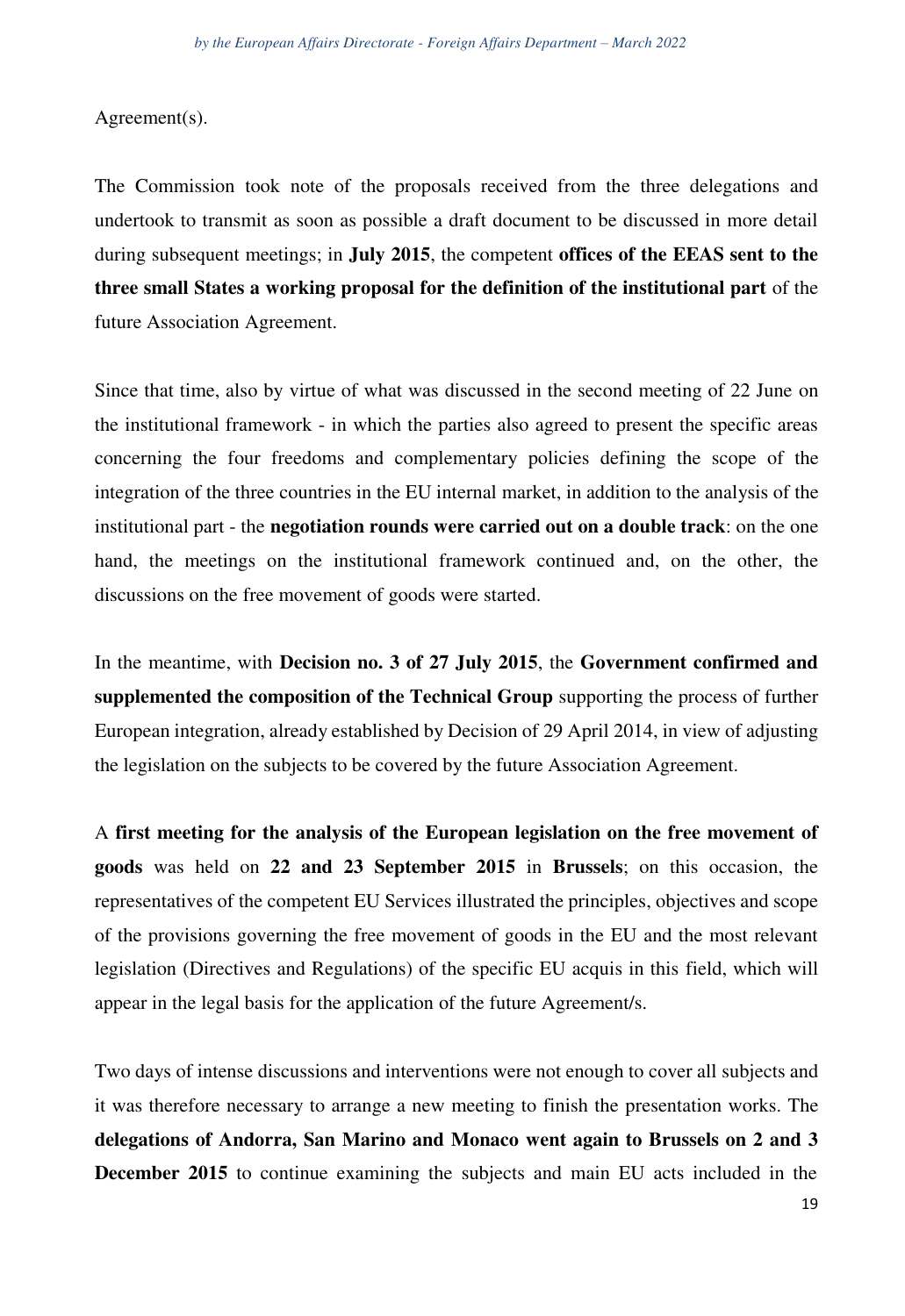Agreement(s).

The Commission took note of the proposals received from the three delegations and undertook to transmit as soon as possible a draft document to be discussed in more detail during subsequent meetings; in **July 2015**, the competent **offices of the EEAS sent to the three small States a working proposal for the definition of the institutional part** of the future Association Agreement.

Since that time, also by virtue of what was discussed in the second meeting of 22 June on the institutional framework - in which the parties also agreed to present the specific areas concerning the four freedoms and complementary policies defining the scope of the integration of the three countries in the EU internal market, in addition to the analysis of the institutional part - the **negotiation rounds were carried out on a double track**: on the one hand, the meetings on the institutional framework continued and, on the other, the discussions on the free movement of goods were started.

In the meantime, with **Decision no. 3 of 27 July 2015**, the **Government confirmed and supplemented the composition of the Technical Group** supporting the process of further European integration, already established by Decision of 29 April 2014, in view of adjusting the legislation on the subjects to be covered by the future Association Agreement.

A **first meeting for the analysis of the European legislation on the free movement of goods** was held on **22 and 23 September 2015** in **Brussels**; on this occasion, the representatives of the competent EU Services illustrated the principles, objectives and scope of the provisions governing the free movement of goods in the EU and the most relevant legislation (Directives and Regulations) of the specific EU acquis in this field, which will appear in the legal basis for the application of the future Agreement/s.

Two days of intense discussions and interventions were not enough to cover all subjects and it was therefore necessary to arrange a new meeting to finish the presentation works. The **delegations of Andorra, San Marino and Monaco went again to Brussels on 2 and 3 December 2015** to continue examining the subjects and main EU acts included in the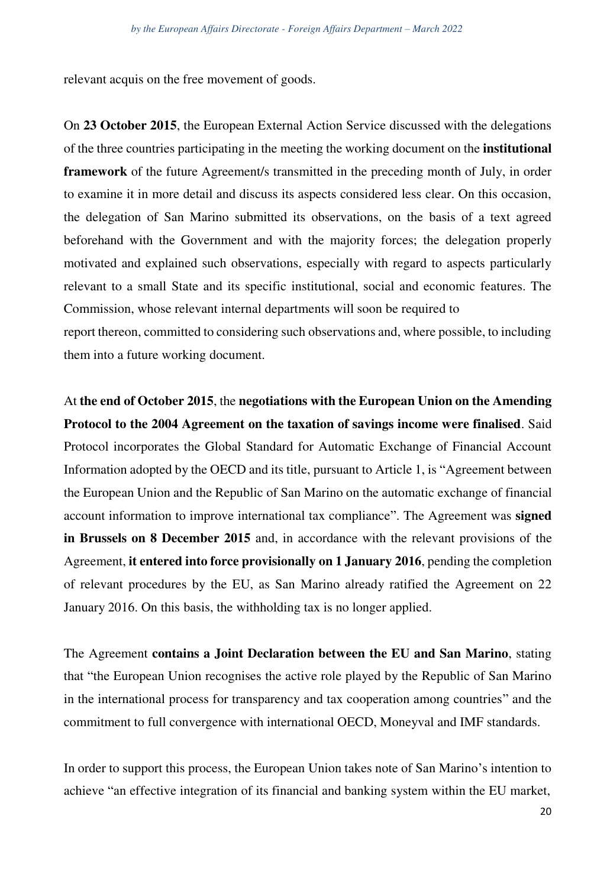relevant acquis on the free movement of goods.

On **23 October 2015**, the European External Action Service discussed with the delegations of the three countries participating in the meeting the working document on the **institutional framework** of the future Agreement/s transmitted in the preceding month of July, in order to examine it in more detail and discuss its aspects considered less clear. On this occasion, the delegation of San Marino submitted its observations, on the basis of a text agreed beforehand with the Government and with the majority forces; the delegation properly motivated and explained such observations, especially with regard to aspects particularly relevant to a small State and its specific institutional, social and economic features. The Commission, whose relevant internal departments will soon be required to report thereon, committed to considering such observations and, where possible, to including them into a future working document.

At **the end of October 2015**, the **negotiations with the European Union on the Amending Protocol to the 2004 Agreement on the taxation of savings income were finalised**. Said Protocol incorporates the Global Standard for Automatic Exchange of Financial Account Information adopted by the OECD and its title, pursuant to Article 1, is "Agreement between the European Union and the Republic of San Marino on the automatic exchange of financial account information to improve international tax compliance". The Agreement was **signed in Brussels on 8 December 2015** and, in accordance with the relevant provisions of the Agreement, **it entered into force provisionally on 1 January 2016**, pending the completion of relevant procedures by the EU, as San Marino already ratified the Agreement on 22 January 2016. On this basis, the withholding tax is no longer applied.

The Agreement **contains a Joint Declaration between the EU and San Marino**, stating that "the European Union recognises the active role played by the Republic of San Marino in the international process for transparency and tax cooperation among countries" and the commitment to full convergence with international OECD, Moneyval and IMF standards.

In order to support this process, the European Union takes note of San Marino's intention to achieve "an effective integration of its financial and banking system within the EU market,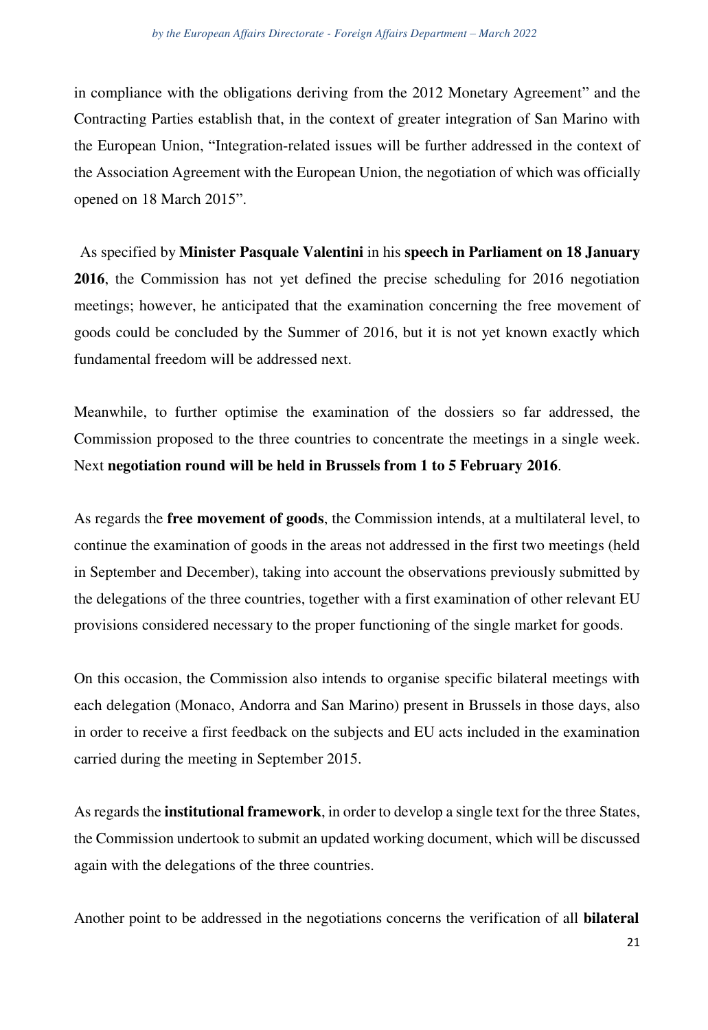in compliance with the obligations deriving from the 2012 Monetary Agreement" and the Contracting Parties establish that, in the context of greater integration of San Marino with the European Union, "Integration-related issues will be further addressed in the context of the Association Agreement with the European Union, the negotiation of which was officially opened on 18 March 2015".

As specified by **Minister Pasquale Valentini** in his **speech in Parliament on 18 January 2016**, the Commission has not yet defined the precise scheduling for 2016 negotiation meetings; however, he anticipated that the examination concerning the free movement of goods could be concluded by the Summer of 2016, but it is not yet known exactly which fundamental freedom will be addressed next.

Meanwhile, to further optimise the examination of the dossiers so far addressed, the Commission proposed to the three countries to concentrate the meetings in a single week. Next **negotiation round will be held in Brussels from 1 to 5 February 2016**.

As regards the **free movement of goods**, the Commission intends, at a multilateral level, to continue the examination of goods in the areas not addressed in the first two meetings (held in September and December), taking into account the observations previously submitted by the delegations of the three countries, together with a first examination of other relevant EU provisions considered necessary to the proper functioning of the single market for goods.

On this occasion, the Commission also intends to organise specific bilateral meetings with each delegation (Monaco, Andorra and San Marino) present in Brussels in those days, also in order to receive a first feedback on the subjects and EU acts included in the examination carried during the meeting in September 2015.

As regards the **institutional framework**, in order to develop a single text for the three States, the Commission undertook to submit an updated working document, which will be discussed again with the delegations of the three countries.

Another point to be addressed in the negotiations concerns the verification of all **bilateral**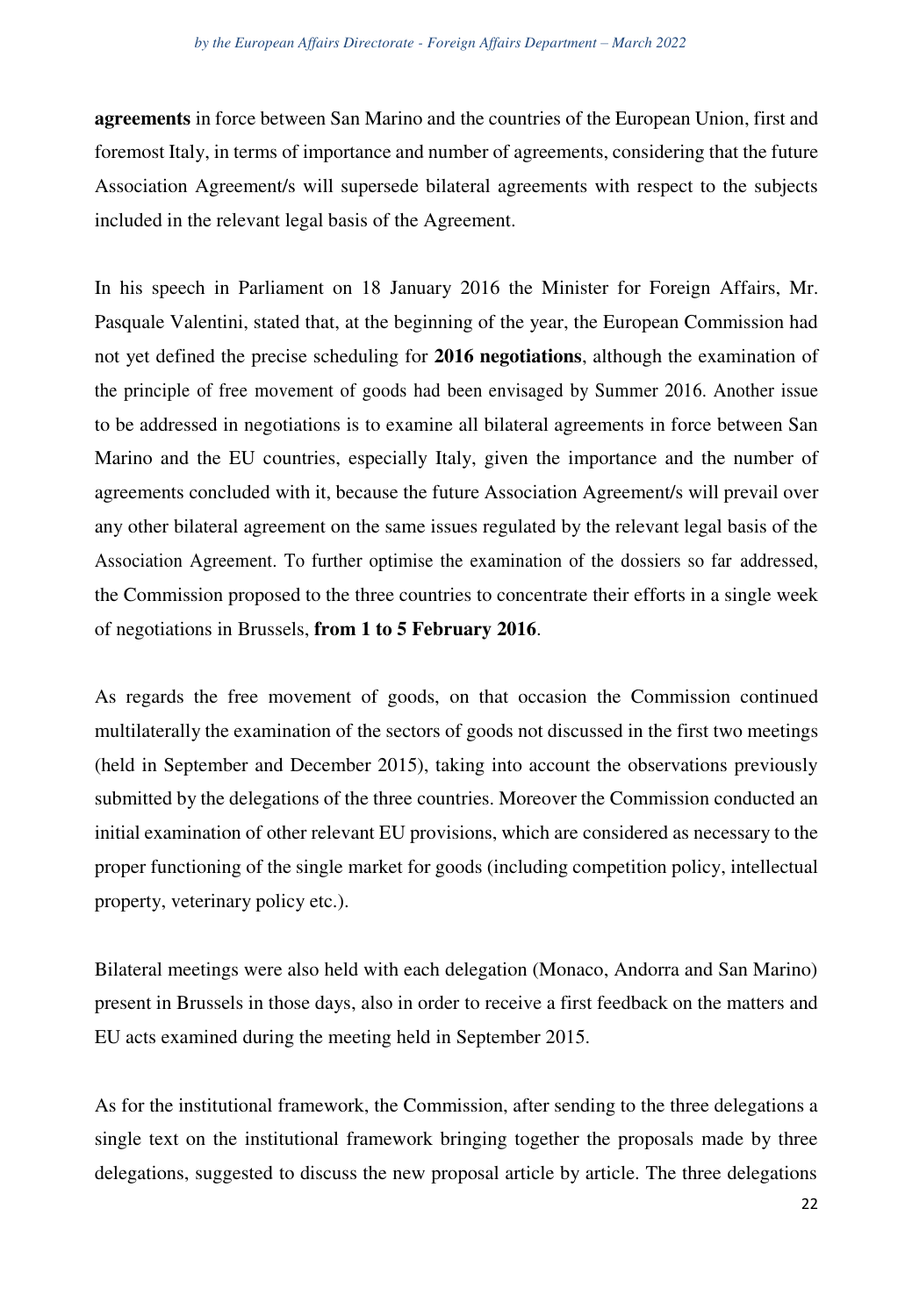**agreements** in force between San Marino and the countries of the European Union, first and foremost Italy, in terms of importance and number of agreements, considering that the future Association Agreement/s will supersede bilateral agreements with respect to the subjects included in the relevant legal basis of the Agreement.

In his speech in Parliament on 18 January 2016 the Minister for Foreign Affairs, Mr. Pasquale Valentini, stated that, at the beginning of the year, the European Commission had not yet defined the precise scheduling for **2016 negotiations**, although the examination of the principle of free movement of goods had been envisaged by Summer 2016. Another issue to be addressed in negotiations is to examine all bilateral agreements in force between San Marino and the EU countries, especially Italy, given the importance and the number of agreements concluded with it, because the future Association Agreement/s will prevail over any other bilateral agreement on the same issues regulated by the relevant legal basis of the Association Agreement. To further optimise the examination of the dossiers so far addressed, the Commission proposed to the three countries to concentrate their efforts in a single week of negotiations in Brussels, **from 1 to 5 February 2016**.

As regards the free movement of goods, on that occasion the Commission continued multilaterally the examination of the sectors of goods not discussed in the first two meetings (held in September and December 2015), taking into account the observations previously submitted by the delegations of the three countries. Moreover the Commission conducted an initial examination of other relevant EU provisions, which are considered as necessary to the proper functioning of the single market for goods (including competition policy, intellectual property, veterinary policy etc.).

Bilateral meetings were also held with each delegation (Monaco, Andorra and San Marino) present in Brussels in those days, also in order to receive a first feedback on the matters and EU acts examined during the meeting held in September 2015.

As for the institutional framework, the Commission, after sending to the three delegations a single text on the institutional framework bringing together the proposals made by three delegations, suggested to discuss the new proposal article by article. The three delegations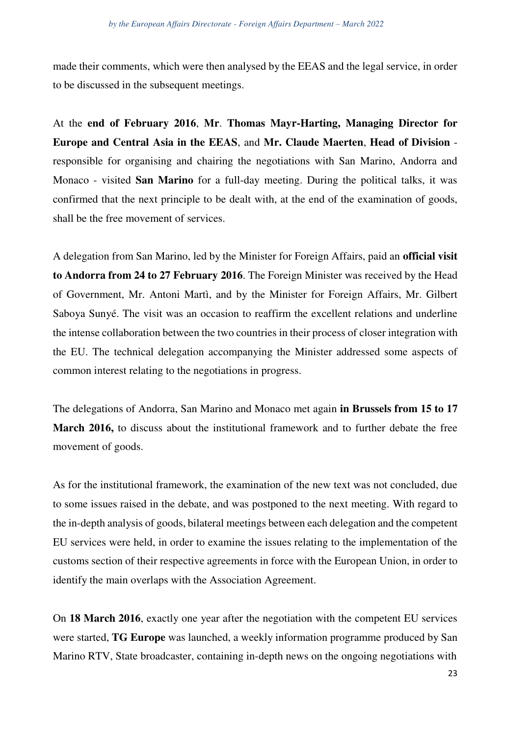made their comments, which were then analysed by the EEAS and the legal service, in order to be discussed in the subsequent meetings.

At the **end of February 2016**, **Mr**. **Thomas Mayr-Harting, Managing Director for Europe and Central Asia in the EEAS**, and **Mr. Claude Maerten**, **Head of Division** - responsible for organising and chairing the negotiations with San Marino, Andorra and Monaco - visited **San Marino** for a full-day meeting. During the political talks, it was confirmed that the next principle to be dealt with, at the end of the examination of goods, shall be the free movement of services.

A delegation from San Marino, led by the Minister for Foreign Affairs, paid an **official visit to Andorra from 24 to 27 February 2016**. The Foreign Minister was received by the Head of Government, Mr. Antoni Martì, and by the Minister for Foreign Affairs, Mr. Gilbert Saboya Sunyé. The visit was an occasion to reaffirm the excellent relations and underline the intense collaboration between the two countries in their process of closer integration with the EU. The technical delegation accompanying the Minister addressed some aspects of common interest relating to the negotiations in progress.

The delegations of Andorra, San Marino and Monaco met again **in Brussels from 15 to 17 March 2016,** to discuss about the institutional framework and to further debate the free movement of goods.

As for the institutional framework, the examination of the new text was not concluded, due to some issues raised in the debate, and was postponed to the next meeting. With regard to the in-depth analysis of goods, bilateral meetings between each delegation and the competent EU services were held, in order to examine the issues relating to the implementation of the customs section of their respective agreements in force with the European Union, in order to identify the main overlaps with the Association Agreement.

On **18 March 2016**, exactly one year after the negotiation with the competent EU services were started, **TG Europe** was launched, a weekly information programme produced by San Marino RTV, State broadcaster, containing in-depth news on the ongoing negotiations with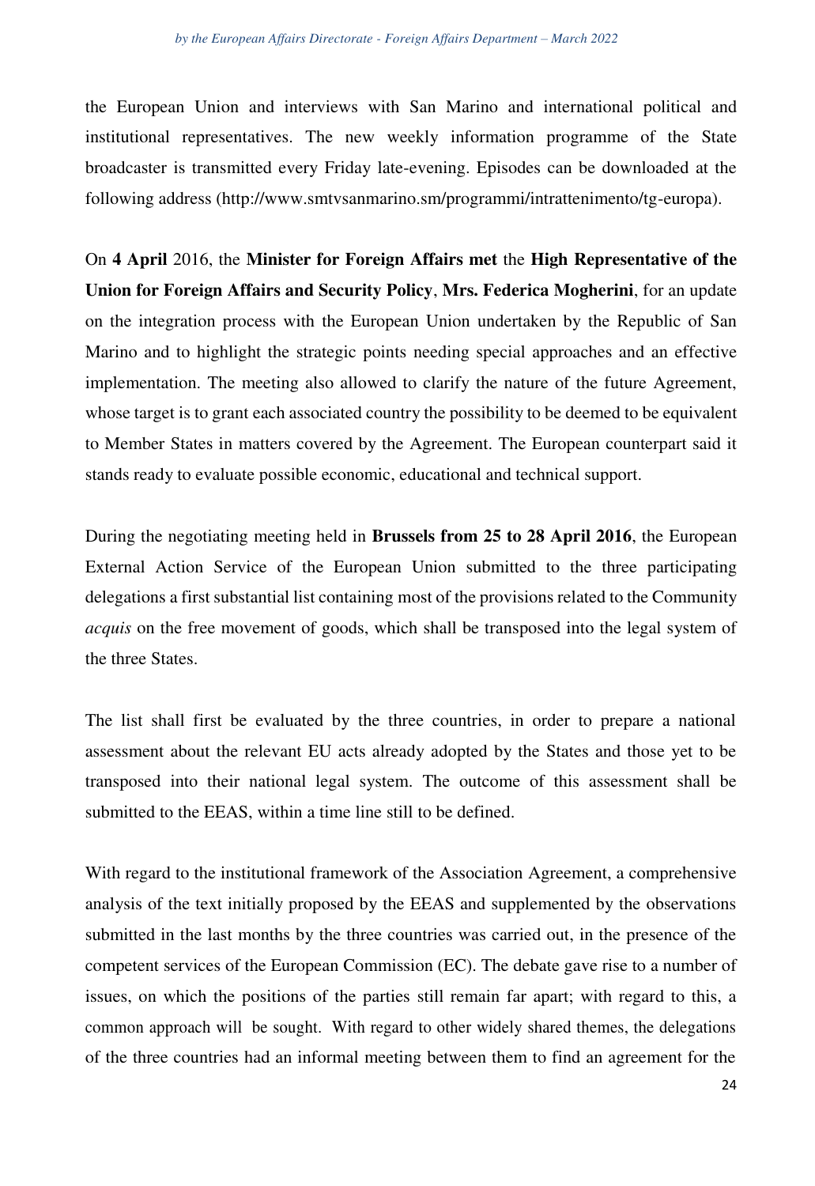the European Union and interviews with San Marino and international political and institutional representatives. The new weekly information programme of the State broadcaster is transmitted every Friday late-evening. Episodes can be downloaded at the following address (http://www.smtvsanmarino.sm/programmi/intrattenimento/tg-europa).

On **4 April** 2016, the **Minister for Foreign Affairs met** the **High Representative of the Union for Foreign Affairs and Security Policy**, **Mrs. Federica Mogherini**, for an update on the integration process with the European Union undertaken by the Republic of San Marino and to highlight the strategic points needing special approaches and an effective implementation. The meeting also allowed to clarify the nature of the future Agreement, whose target is to grant each associated country the possibility to be deemed to be equivalent to Member States in matters covered by the Agreement. The European counterpart said it stands ready to evaluate possible economic, educational and technical support.

During the negotiating meeting held in **Brussels from 25 to 28 April 2016**, the European External Action Service of the European Union submitted to the three participating delegations a first substantial list containing most of the provisions related to the Community *acquis* on the free movement of goods, which shall be transposed into the legal system of the three States.

The list shall first be evaluated by the three countries, in order to prepare a national assessment about the relevant EU acts already adopted by the States and those yet to be transposed into their national legal system. The outcome of this assessment shall be submitted to the EEAS, within a time line still to be defined.

With regard to the institutional framework of the Association Agreement, a comprehensive analysis of the text initially proposed by the EEAS and supplemented by the observations submitted in the last months by the three countries was carried out, in the presence of the competent services of the European Commission (EC). The debate gave rise to a number of issues, on which the positions of the parties still remain far apart; with regard to this, a common approach will be sought. With regard to other widely shared themes, the delegations of the three countries had an informal meeting between them to find an agreement for the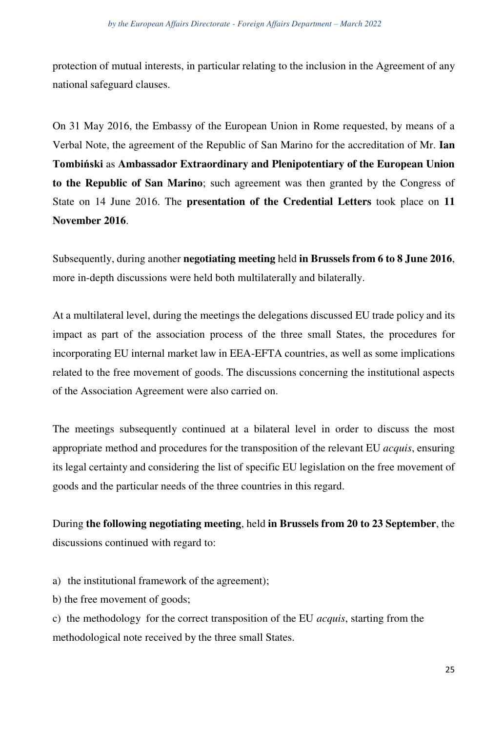protection of mutual interests, in particular relating to the inclusion in the Agreement of any national safeguard clauses.

On 31 May 2016, the Embassy of the European Union in Rome requested, by means of a Verbal Note, the agreement of the Republic of San Marino for the accreditation of Mr. **Ian Tombiński** as **Ambassador Extraordinary and Plenipotentiary of the European Union to the Republic of San Marino**; such agreement was then granted by the Congress of State on 14 June 2016. The **presentation of the Credential Letters** took place on **11 November 2016**.

Subsequently, during another **negotiating meeting** held **in Brussels from 6 to 8 June 2016**, more in-depth discussions were held both multilaterally and bilaterally.

At a multilateral level, during the meetings the delegations discussed EU trade policy and its impact as part of the association process of the three small States, the procedures for incorporating EU internal market law in EEA-EFTA countries, as well as some implications related to the free movement of goods. The discussions concerning the institutional aspects of the Association Agreement were also carried on.

The meetings subsequently continued at a bilateral level in order to discuss the most appropriate method and procedures for the transposition of the relevant EU *acquis*, ensuring its legal certainty and considering the list of specific EU legislation on the free movement of goods and the particular needs of the three countries in this regard.

During **the following negotiating meeting**, held **in Brussels from 20 to 23 September**, the discussions continued with regard to:

a) the institutional framework of the agreement);
b) the free movement of goods;
c) the methodology for the correct transposition of the EU *acquis*, starting from the methodological note received by the three small States.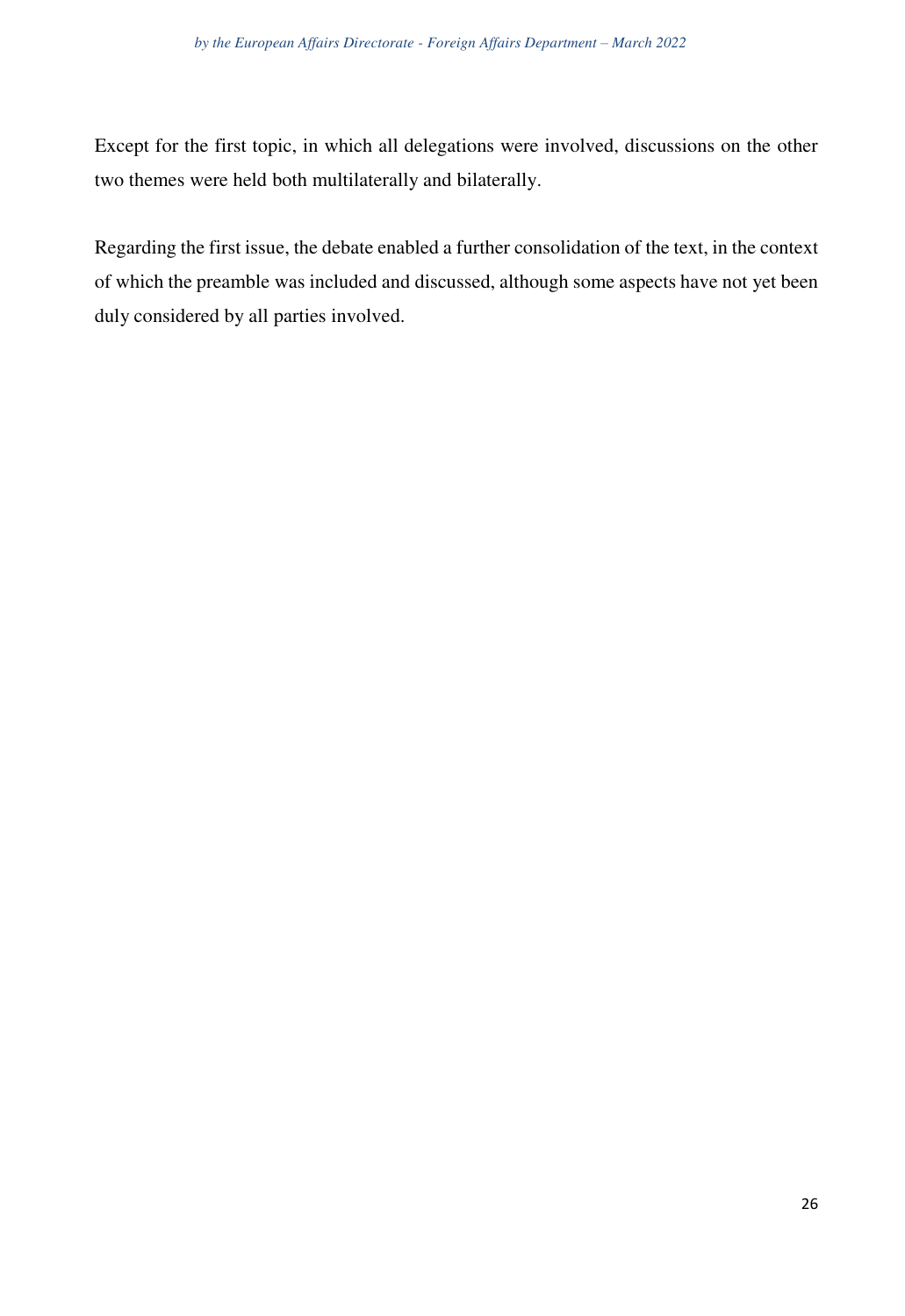Except for the first topic, in which all delegations were involved, discussions on the other two themes were held both multilaterally and bilaterally.

Regarding the first issue, the debate enabled a further consolidation of the text, in the context of which the preamble was included and discussed, although some aspects have not yet been duly considered by all parties involved.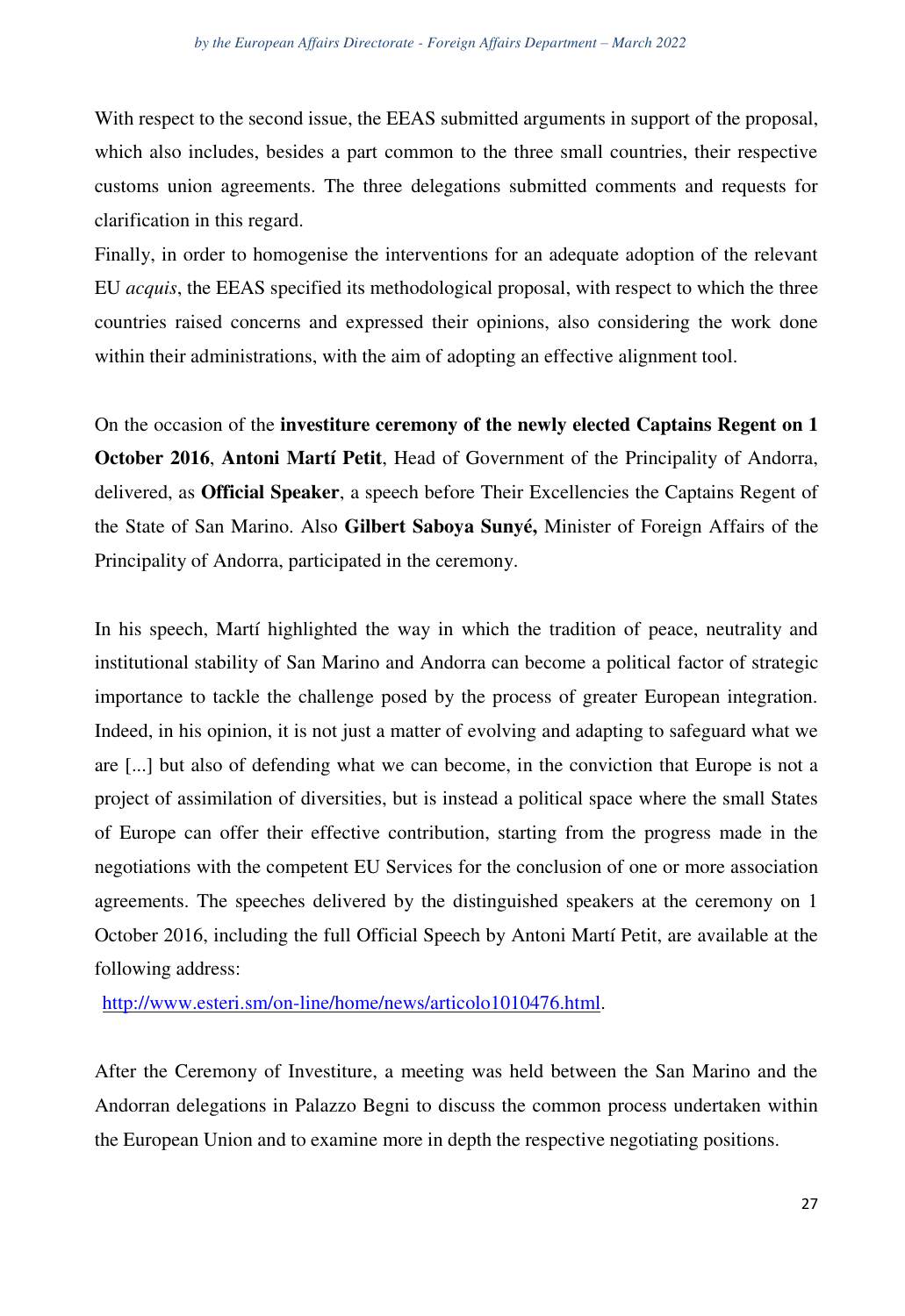With respect to the second issue, the EEAS submitted arguments in support of the proposal, which also includes, besides a part common to the three small countries, their respective customs union agreements. The three delegations submitted comments and requests for clarification in this regard.

Finally, in order to homogenise the interventions for an adequate adoption of the relevant EU *acquis*, the EEAS specified its methodological proposal, with respect to which the three countries raised concerns and expressed their opinions, also considering the work done within their administrations, with the aim of adopting an effective alignment tool.

On the occasion of the **investiture ceremony of the newly elected Captains Regent on 1 October 2016**, **Antoni Martí Petit**, Head of Government of the Principality of Andorra, delivered, as **Official Speaker**, a speech before Their Excellencies the Captains Regent of the State of San Marino. Also **Gilbert Saboya Sunyé,** Minister of Foreign Affairs of the Principality of Andorra, participated in the ceremony.

In his speech, Martí highlighted the way in which the tradition of peace, neutrality and institutional stability of San Marino and Andorra can become a political factor of strategic importance to tackle the challenge posed by the process of greater European integration. Indeed, in his opinion, it is not just a matter of evolving and adapting to safeguard what we are [...] but also of defending what we can become, in the conviction that Europe is not a project of assimilation of diversities, but is instead a political space where the small States of Europe can offer their effective contribution, starting from the progress made in the negotiations with the competent EU Services for the conclusion of one or more association agreements. The speeches delivered by the distinguished speakers at the ceremony on 1 October 2016, including the full Official Speech by Antoni Martí Petit, are available at the following address:

http://www.esteri.sm/on-line/home/news/articolo1010476.html.

After the Ceremony of Investiture, a meeting was held between the San Marino and the Andorran delegations in Palazzo Begni to discuss the common process undertaken within the European Union and to examine more in depth the respective negotiating positions.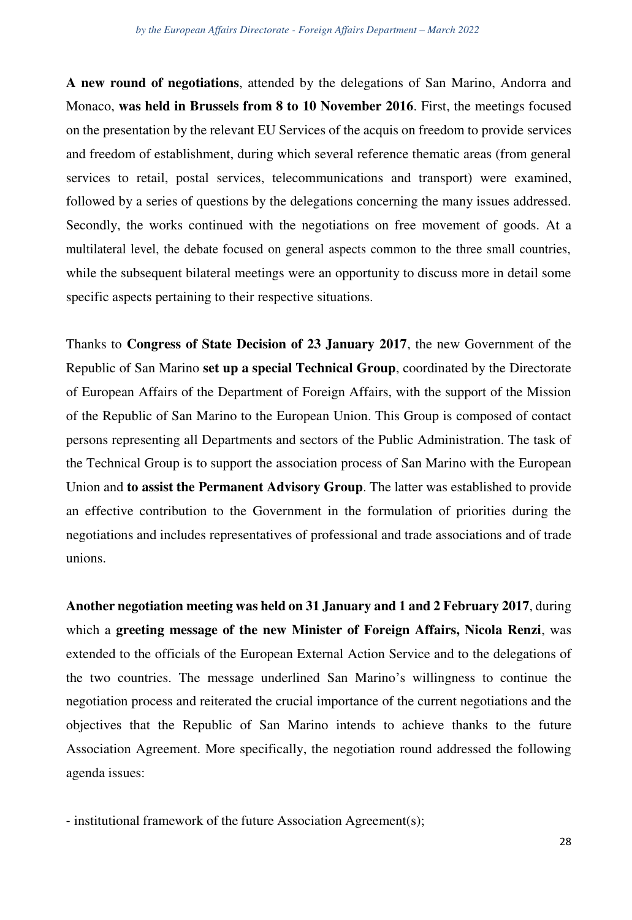**A new round of negotiations**, attended by the delegations of San Marino, Andorra and Monaco, **was held in Brussels from 8 to 10 November 2016**. First, the meetings focused on the presentation by the relevant EU Services of the acquis on freedom to provide services and freedom of establishment, during which several reference thematic areas (from general services to retail, postal services, telecommunications and transport) were examined, followed by a series of questions by the delegations concerning the many issues addressed. Secondly, the works continued with the negotiations on free movement of goods. At a multilateral level, the debate focused on general aspects common to the three small countries, while the subsequent bilateral meetings were an opportunity to discuss more in detail some specific aspects pertaining to their respective situations.

Thanks to **Congress of State Decision of 23 January 2017**, the new Government of the Republic of San Marino **set up a special Technical Group**, coordinated by the Directorate of European Affairs of the Department of Foreign Affairs, with the support of the Mission of the Republic of San Marino to the European Union. This Group is composed of contact persons representing all Departments and sectors of the Public Administration. The task of the Technical Group is to support the association process of San Marino with the European Union and **to assist the Permanent Advisory Group**. The latter was established to provide an effective contribution to the Government in the formulation of priorities during the negotiations and includes representatives of professional and trade associations and of trade unions.

**Another negotiation meeting was held on 31 January and 1 and 2 February 2017**, during which a **greeting message of the new Minister of Foreign Affairs, Nicola Renzi**, was extended to the officials of the European External Action Service and to the delegations of the two countries. The message underlined San Marino's willingness to continue the negotiation process and reiterated the crucial importance of the current negotiations and the objectives that the Republic of San Marino intends to achieve thanks to the future Association Agreement. More specifically, the negotiation round addressed the following agenda issues:

- institutional framework of the future Association Agreement(s);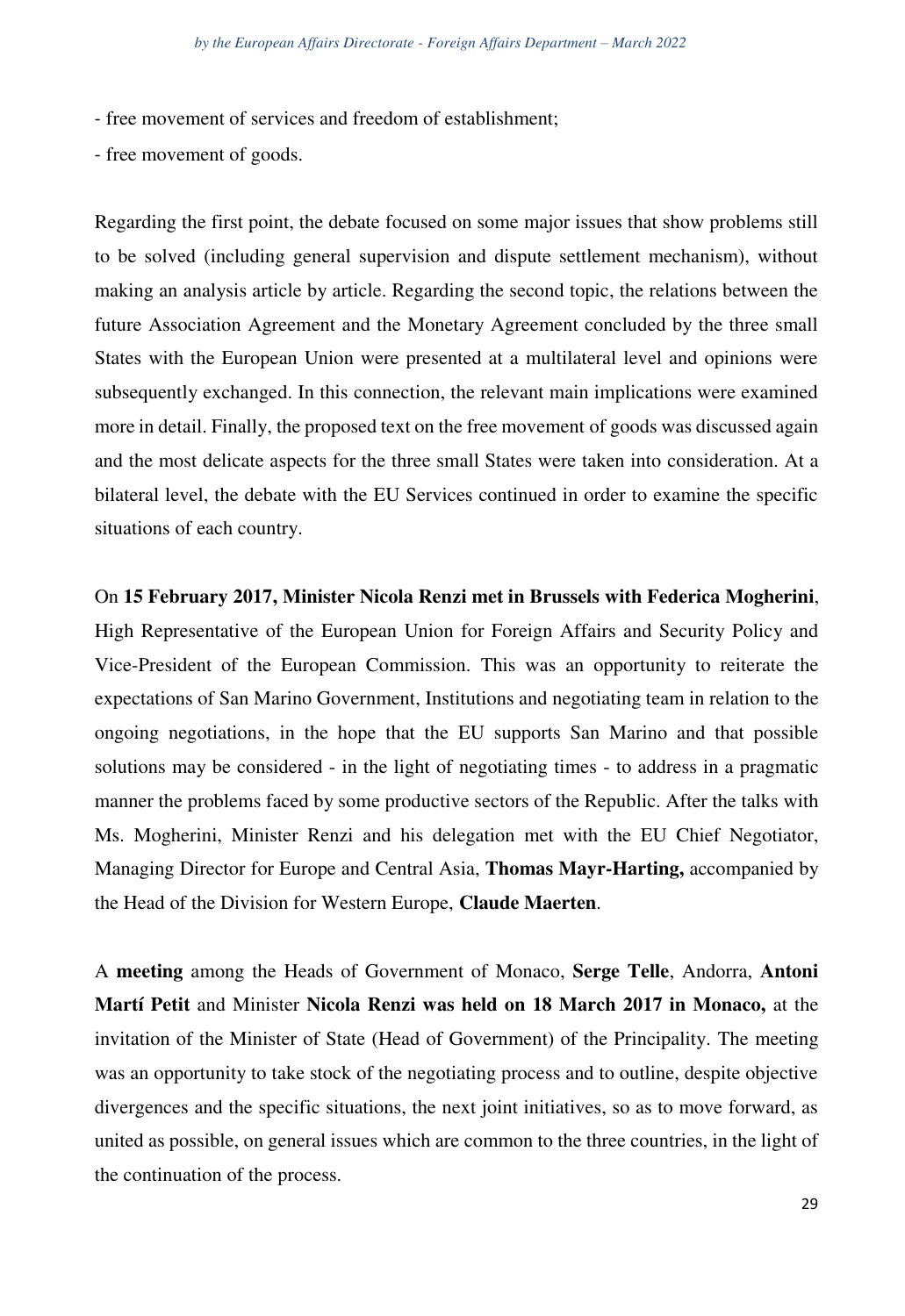- free movement of services and freedom of establishment;
- free movement of goods.

Regarding the first point, the debate focused on some major issues that show problems still to be solved (including general supervision and dispute settlement mechanism), without making an analysis article by article. Regarding the second topic, the relations between the future Association Agreement and the Monetary Agreement concluded by the three small States with the European Union were presented at a multilateral level and opinions were subsequently exchanged. In this connection, the relevant main implications were examined more in detail. Finally, the proposed text on the free movement of goods was discussed again and the most delicate aspects for the three small States were taken into consideration. At a bilateral level, the debate with the EU Services continued in order to examine the specific situations of each country.

On **15 February 2017, Minister Nicola Renzi met in Brussels with Federica Mogherini**, High Representative of the European Union for Foreign Affairs and Security Policy and Vice-President of the European Commission. This was an opportunity to reiterate the expectations of San Marino Government, Institutions and negotiating team in relation to the ongoing negotiations, in the hope that the EU supports San Marino and that possible solutions may be considered - in the light of negotiating times - to address in a pragmatic manner the problems faced by some productive sectors of the Republic. After the talks with Ms. Mogherini, Minister Renzi and his delegation met with the EU Chief Negotiator, Managing Director for Europe and Central Asia, **Thomas Mayr-Harting,** accompanied by the Head of the Division for Western Europe, **Claude Maerten**.

A **meeting** among the Heads of Government of Monaco, **Serge Telle**, Andorra, **Antoni Martí Petit** and Minister **Nicola Renzi was held on 18 March 2017 in Monaco,** at the invitation of the Minister of State (Head of Government) of the Principality. The meeting was an opportunity to take stock of the negotiating process and to outline, despite objective divergences and the specific situations, the next joint initiatives, so as to move forward, as united as possible, on general issues which are common to the three countries, in the light of the continuation of the process.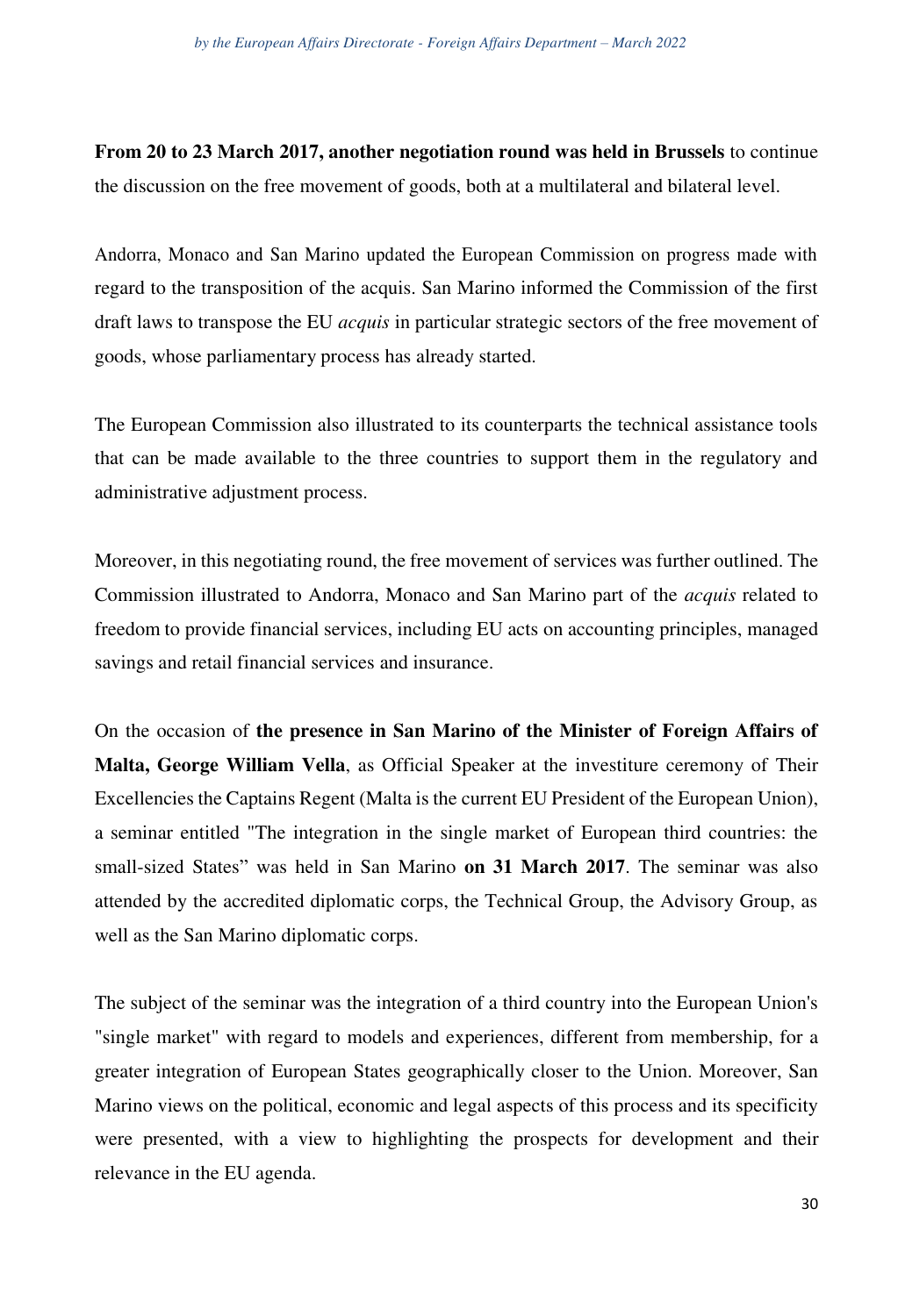**From 20 to 23 March 2017, another negotiation round was held in Brussels** to continue the discussion on the free movement of goods, both at a multilateral and bilateral level.

Andorra, Monaco and San Marino updated the European Commission on progress made with regard to the transposition of the acquis. San Marino informed the Commission of the first draft laws to transpose the EU *acquis* in particular strategic sectors of the free movement of goods, whose parliamentary process has already started.

The European Commission also illustrated to its counterparts the technical assistance tools that can be made available to the three countries to support them in the regulatory and administrative adjustment process.

Moreover, in this negotiating round, the free movement of services was further outlined. The Commission illustrated to Andorra, Monaco and San Marino part of the *acquis* related to freedom to provide financial services, including EU acts on accounting principles, managed savings and retail financial services and insurance.

On the occasion of **the presence in San Marino of the Minister of Foreign Affairs of Malta, George William Vella**, as Official Speaker at the investiture ceremony of Their Excellencies the Captains Regent (Malta is the current EU President of the European Union), a seminar entitled "The integration in the single market of European third countries: the small-sized States" was held in San Marino **on 31 March 2017**. The seminar was also attended by the accredited diplomatic corps, the Technical Group, the Advisory Group, as well as the San Marino diplomatic corps.

The subject of the seminar was the integration of a third country into the European Union's "single market" with regard to models and experiences, different from membership, for a greater integration of European States geographically closer to the Union. Moreover, San Marino views on the political, economic and legal aspects of this process and its specificity were presented, with a view to highlighting the prospects for development and their relevance in the EU agenda.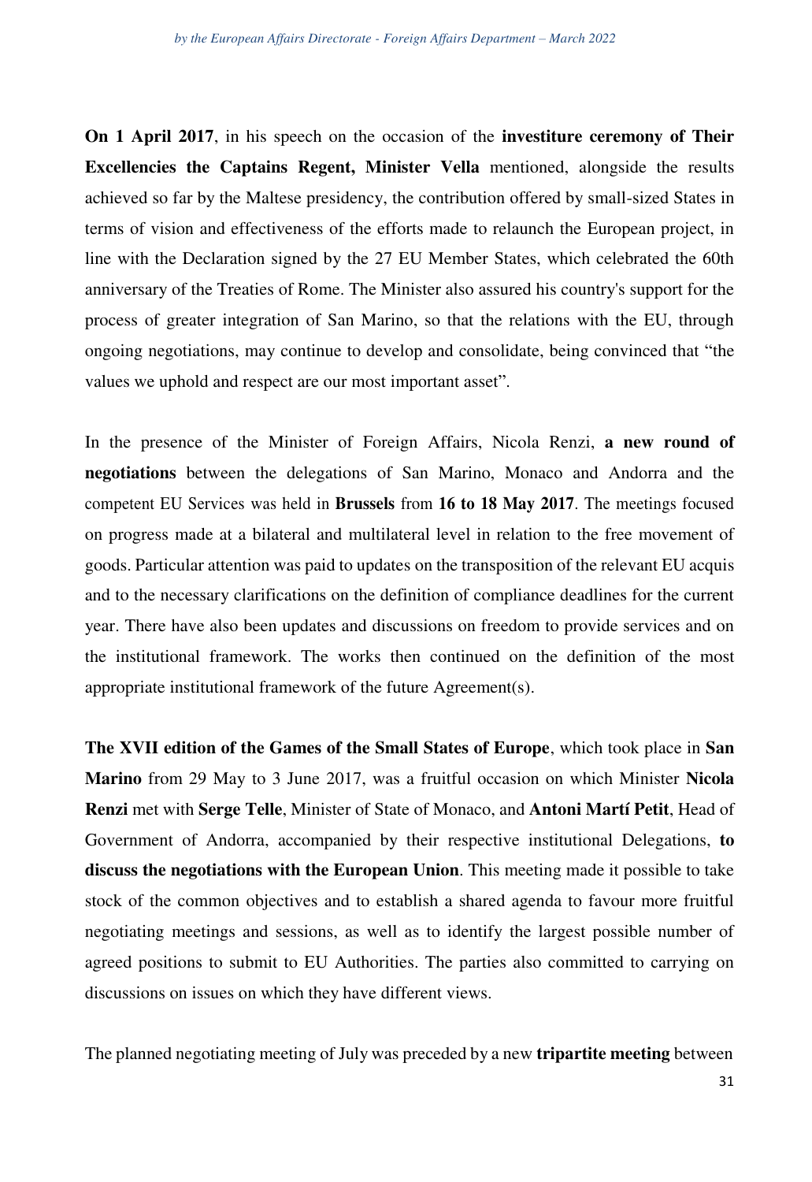**On 1 April 2017**, in his speech on the occasion of the **investiture ceremony of Their Excellencies the Captains Regent, Minister Vella** mentioned, alongside the results achieved so far by the Maltese presidency, the contribution offered by small-sized States in terms of vision and effectiveness of the efforts made to relaunch the European project, in line with the Declaration signed by the 27 EU Member States, which celebrated the 60th anniversary of the Treaties of Rome. The Minister also assured his country's support for the process of greater integration of San Marino, so that the relations with the EU, through ongoing negotiations, may continue to develop and consolidate, being convinced that "the values we uphold and respect are our most important asset".

In the presence of the Minister of Foreign Affairs, Nicola Renzi, **a new round of negotiations** between the delegations of San Marino, Monaco and Andorra and the competent EU Services was held in **Brussels** from **16 to 18 May 2017**. The meetings focused on progress made at a bilateral and multilateral level in relation to the free movement of goods. Particular attention was paid to updates on the transposition of the relevant EU acquis and to the necessary clarifications on the definition of compliance deadlines for the current year. There have also been updates and discussions on freedom to provide services and on the institutional framework. The works then continued on the definition of the most appropriate institutional framework of the future Agreement(s).

**The XVII edition of the Games of the Small States of Europe**, which took place in **San Marino** from 29 May to 3 June 2017, was a fruitful occasion on which Minister **Nicola Renzi** met with **Serge Telle**, Minister of State of Monaco, and **Antoni Martí Petit**, Head of Government of Andorra, accompanied by their respective institutional Delegations, **to discuss the negotiations with the European Union**. This meeting made it possible to take stock of the common objectives and to establish a shared agenda to favour more fruitful negotiating meetings and sessions, as well as to identify the largest possible number of agreed positions to submit to EU Authorities. The parties also committed to carrying on discussions on issues on which they have different views.

The planned negotiating meeting of July was preceded by a new **tripartite meeting** between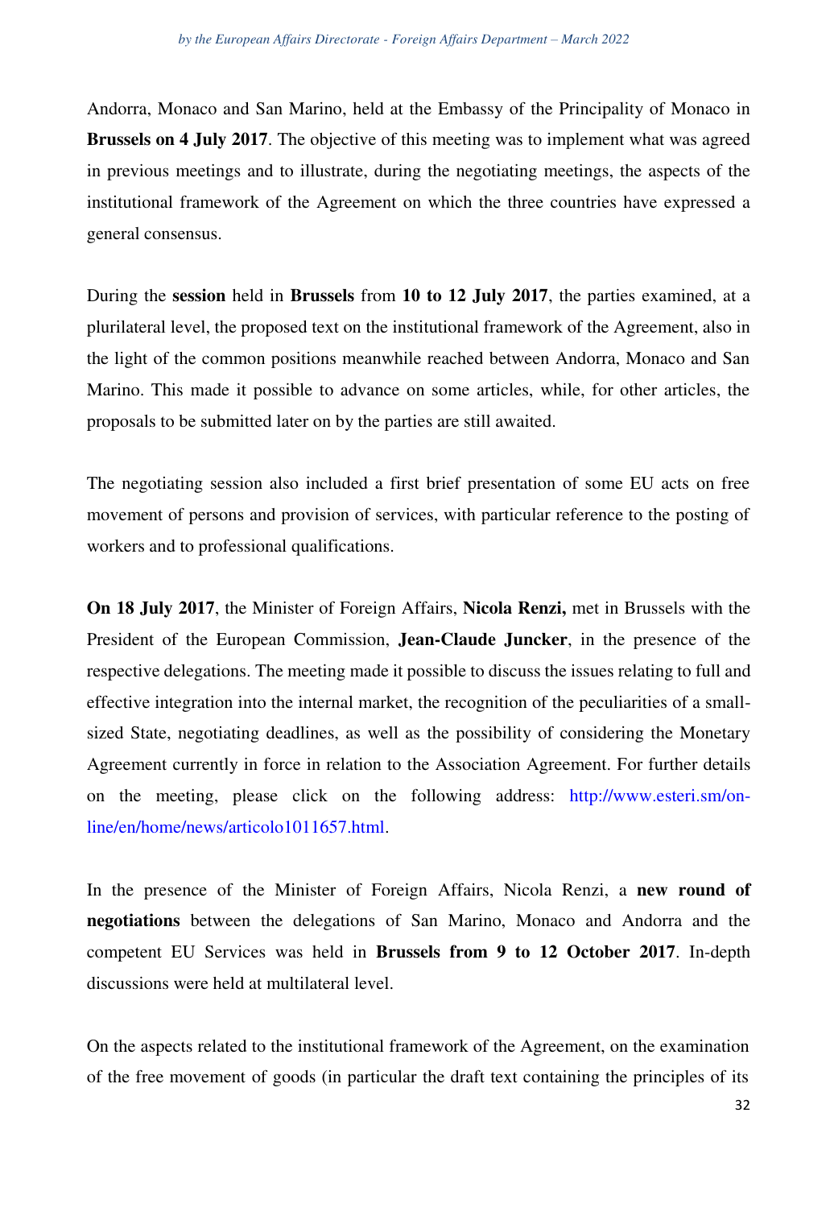Andorra, Monaco and San Marino, held at the Embassy of the Principality of Monaco in **Brussels on 4 July 2017**. The objective of this meeting was to implement what was agreed in previous meetings and to illustrate, during the negotiating meetings, the aspects of the institutional framework of the Agreement on which the three countries have expressed a general consensus.

During the **session** held in **Brussels** from **10 to 12 July 2017**, the parties examined, at a plurilateral level, the proposed text on the institutional framework of the Agreement, also in the light of the common positions meanwhile reached between Andorra, Monaco and San Marino. This made it possible to advance on some articles, while, for other articles, the proposals to be submitted later on by the parties are still awaited.

The negotiating session also included a first brief presentation of some EU acts on free movement of persons and provision of services, with particular reference to the posting of workers and to professional qualifications.

**On 18 July 2017**, the Minister of Foreign Affairs, **Nicola Renzi,** met in Brussels with the President of the European Commission, **Jean-Claude Juncker**, in the presence of the respective delegations. The meeting made it possible to discuss the issues relating to full and effective integration into the internal market, the recognition of the peculiarities of a small-sized State, negotiating deadlines, as well as the possibility of considering the Monetary Agreement currently in force in relation to the Association Agreement. For further details on the meeting, please click on the following address: http://www.esteri.sm/on-line/en/home/news/articolo1011657.html.

In the presence of the Minister of Foreign Affairs, Nicola Renzi, a **new round of negotiations** between the delegations of San Marino, Monaco and Andorra and the competent EU Services was held in **Brussels from 9 to 12 October 2017**. In-depth discussions were held at multilateral level.

On the aspects related to the institutional framework of the Agreement, on the examination of the free movement of goods (in particular the draft text containing the principles of its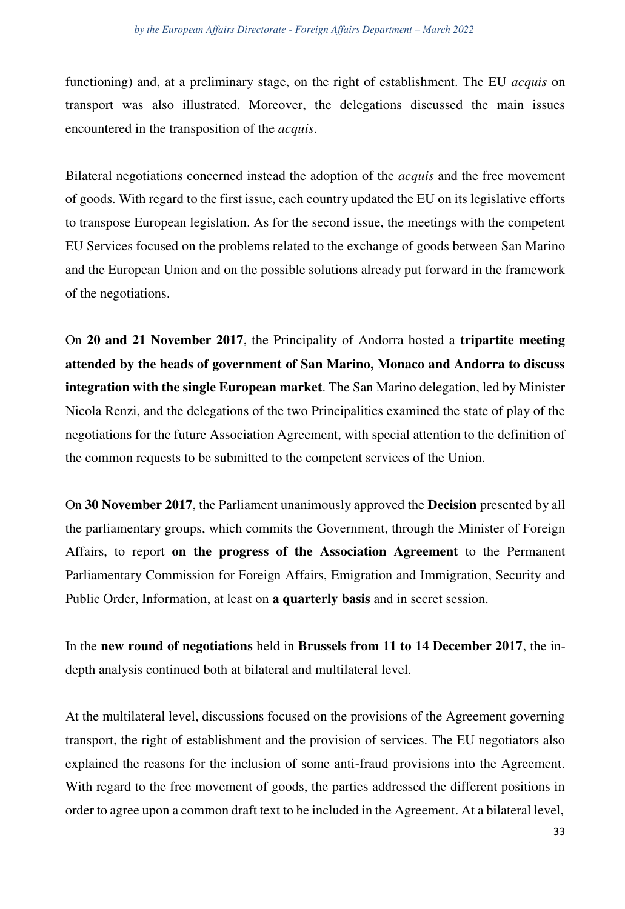functioning) and, at a preliminary stage, on the right of establishment. The EU *acquis* on transport was also illustrated. Moreover, the delegations discussed the main issues encountered in the transposition of the *acquis*.

Bilateral negotiations concerned instead the adoption of the *acquis* and the free movement of goods. With regard to the first issue, each country updated the EU on its legislative efforts to transpose European legislation. As for the second issue, the meetings with the competent EU Services focused on the problems related to the exchange of goods between San Marino and the European Union and on the possible solutions already put forward in the framework of the negotiations.

On **20 and 21 November 2017**, the Principality of Andorra hosted a **tripartite meeting attended by the heads of government of San Marino, Monaco and Andorra to discuss integration with the single European market**. The San Marino delegation, led by Minister Nicola Renzi, and the delegations of the two Principalities examined the state of play of the negotiations for the future Association Agreement, with special attention to the definition of the common requests to be submitted to the competent services of the Union.

On **30 November 2017**, the Parliament unanimously approved the **Decision** presented by all the parliamentary groups, which commits the Government, through the Minister of Foreign Affairs, to report **on the progress of the Association Agreement** to the Permanent Parliamentary Commission for Foreign Affairs, Emigration and Immigration, Security and Public Order, Information, at least on **a quarterly basis** and in secret session.

In the **new round of negotiations** held in **Brussels from 11 to 14 December 2017**, the in-depth analysis continued both at bilateral and multilateral level.

At the multilateral level, discussions focused on the provisions of the Agreement governing transport, the right of establishment and the provision of services. The EU negotiators also explained the reasons for the inclusion of some anti-fraud provisions into the Agreement. With regard to the free movement of goods, the parties addressed the different positions in order to agree upon a common draft text to be included in the Agreement. At a bilateral level,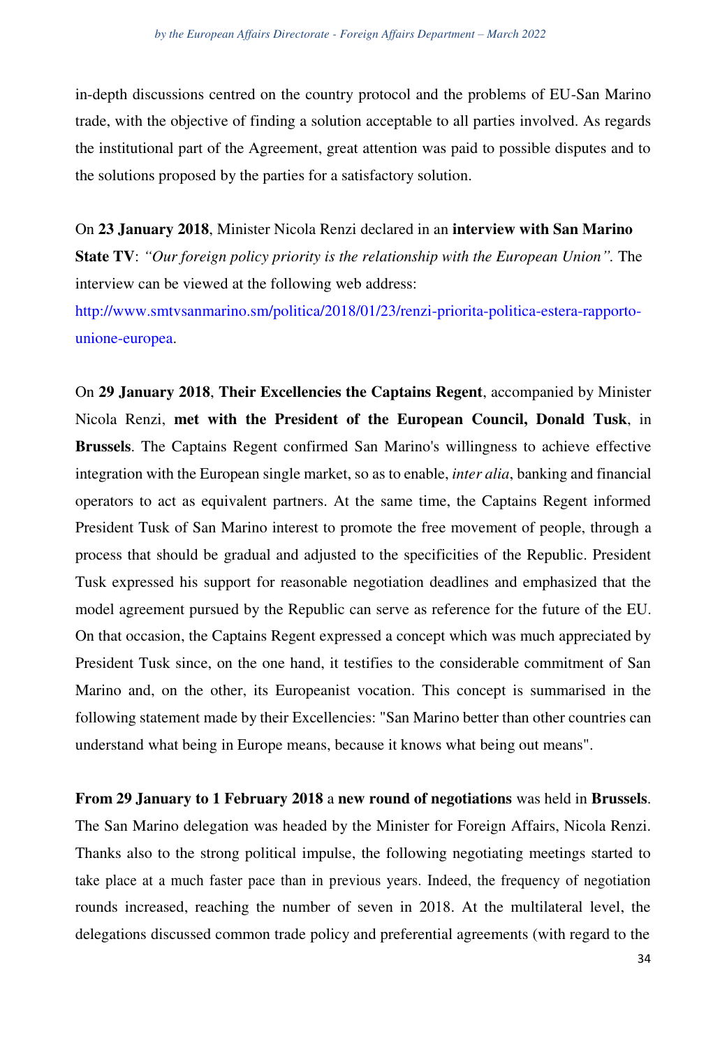in-depth discussions centred on the country protocol and the problems of EU-San Marino trade, with the objective of finding a solution acceptable to all parties involved. As regards the institutional part of the Agreement, great attention was paid to possible disputes and to the solutions proposed by the parties for a satisfactory solution.

On **23 January 2018**, Minister Nicola Renzi declared in an **interview with San Marino State TV**: *"Our foreign policy priority is the relationship with the European Union".* The interview can be viewed at the following web address: http://www.smtvsanmarino.sm/politica/2018/01/23/renzi-priorita-politica-estera-rapporto-unione-europea.

On **29 January 2018**, **Their Excellencies the Captains Regent**, accompanied by Minister Nicola Renzi, **met with the President of the European Council, Donald Tusk**, in **Brussels**. The Captains Regent confirmed San Marino's willingness to achieve effective integration with the European single market, so as to enable, *inter alia*, banking and financial operators to act as equivalent partners. At the same time, the Captains Regent informed President Tusk of San Marino interest to promote the free movement of people, through a process that should be gradual and adjusted to the specificities of the Republic. President Tusk expressed his support for reasonable negotiation deadlines and emphasized that the model agreement pursued by the Republic can serve as reference for the future of the EU. On that occasion, the Captains Regent expressed a concept which was much appreciated by President Tusk since, on the one hand, it testifies to the considerable commitment of San Marino and, on the other, its Europeanist vocation. This concept is summarised in the following statement made by their Excellencies: "San Marino better than other countries can understand what being in Europe means, because it knows what being out means".

**From 29 January to 1 February 2018** a **new round of negotiations** was held in **Brussels**. The San Marino delegation was headed by the Minister for Foreign Affairs, Nicola Renzi. Thanks also to the strong political impulse, the following negotiating meetings started to take place at a much faster pace than in previous years. Indeed, the frequency of negotiation rounds increased, reaching the number of seven in 2018. At the multilateral level, the delegations discussed common trade policy and preferential agreements (with regard to the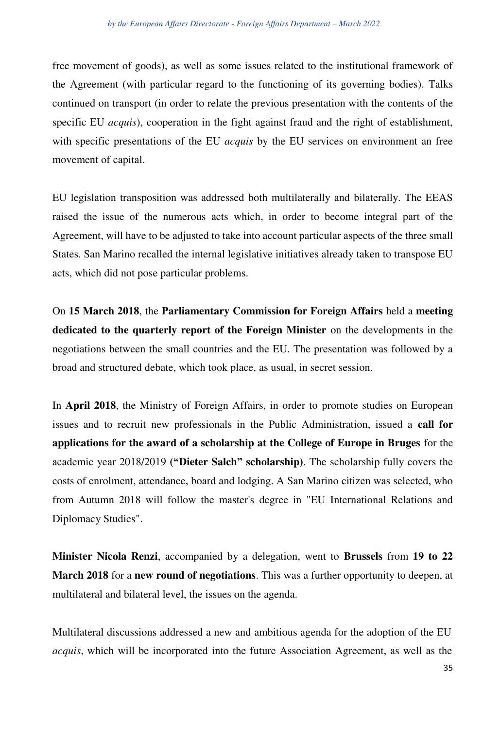free movement of goods), as well as some issues related to the institutional framework of the Agreement (with particular regard to the functioning of its governing bodies). Talks continued on transport (in order to relate the previous presentation with the contents of the specific EU *acquis*), cooperation in the fight against fraud and the right of establishment, with specific presentations of the EU *acquis* by the EU services on environment an free movement of capital.

EU legislation transposition was addressed both multilaterally and bilaterally. The EEAS raised the issue of the numerous acts which, in order to become integral part of the Agreement, will have to be adjusted to take into account particular aspects of the three small States. San Marino recalled the internal legislative initiatives already taken to transpose EU acts, which did not pose particular problems.

On **15 March 2018**, the **Parliamentary Commission for Foreign Affairs** held a **meeting dedicated to the quarterly report of the Foreign Minister** on the developments in the negotiations between the small countries and the EU. The presentation was followed by a broad and structured debate, which took place, as usual, in secret session.

In **April 2018**, the Ministry of Foreign Affairs, in order to promote studies on European issues and to recruit new professionals in the Public Administration, issued a **call for applications for the award of a scholarship at the College of Europe in Bruges** for the academic year 2018/2019 **("Dieter Salch" scholarship)**. The scholarship fully covers the costs of enrolment, attendance, board and lodging. A San Marino citizen was selected, who from Autumn 2018 will follow the master's degree in "EU International Relations and Diplomacy Studies".

**Minister Nicola Renzi**, accompanied by a delegation, went to **Brussels** from **19 to 22 March 2018** for a **new round of negotiations**. This was a further opportunity to deepen, at multilateral and bilateral level, the issues on the agenda.

Multilateral discussions addressed a new and ambitious agenda for the adoption of the EU *acquis*, which will be incorporated into the future Association Agreement, as well as the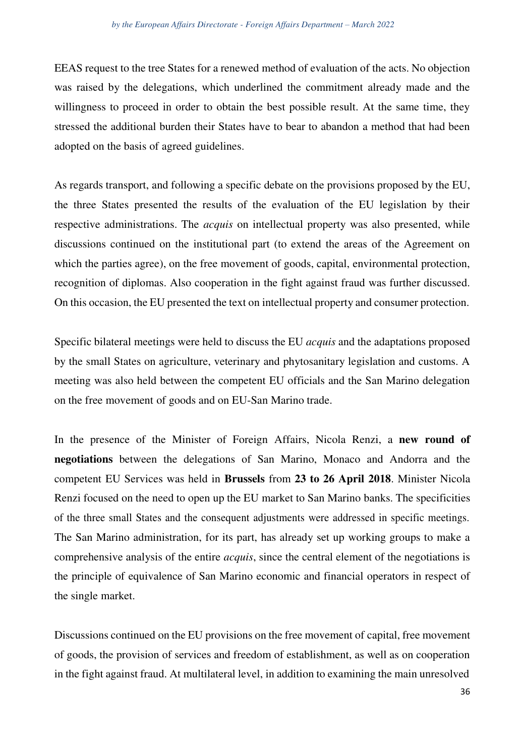EEAS request to the tree States for a renewed method of evaluation of the acts. No objection was raised by the delegations, which underlined the commitment already made and the willingness to proceed in order to obtain the best possible result. At the same time, they stressed the additional burden their States have to bear to abandon a method that had been adopted on the basis of agreed guidelines.

As regards transport, and following a specific debate on the provisions proposed by the EU, the three States presented the results of the evaluation of the EU legislation by their respective administrations. The *acquis* on intellectual property was also presented, while discussions continued on the institutional part (to extend the areas of the Agreement on which the parties agree), on the free movement of goods, capital, environmental protection, recognition of diplomas. Also cooperation in the fight against fraud was further discussed. On this occasion, the EU presented the text on intellectual property and consumer protection.

Specific bilateral meetings were held to discuss the EU *acquis* and the adaptations proposed by the small States on agriculture, veterinary and phytosanitary legislation and customs. A meeting was also held between the competent EU officials and the San Marino delegation on the free movement of goods and on EU-San Marino trade.

In the presence of the Minister of Foreign Affairs, Nicola Renzi, a **new round of negotiations** between the delegations of San Marino, Monaco and Andorra and the competent EU Services was held in **Brussels** from **23 to 26 April 2018**. Minister Nicola Renzi focused on the need to open up the EU market to San Marino banks. The specificities of the three small States and the consequent adjustments were addressed in specific meetings. The San Marino administration, for its part, has already set up working groups to make a comprehensive analysis of the entire *acquis*, since the central element of the negotiations is the principle of equivalence of San Marino economic and financial operators in respect of the single market.

Discussions continued on the EU provisions on the free movement of capital, free movement of goods, the provision of services and freedom of establishment, as well as on cooperation in the fight against fraud. At multilateral level, in addition to examining the main unresolved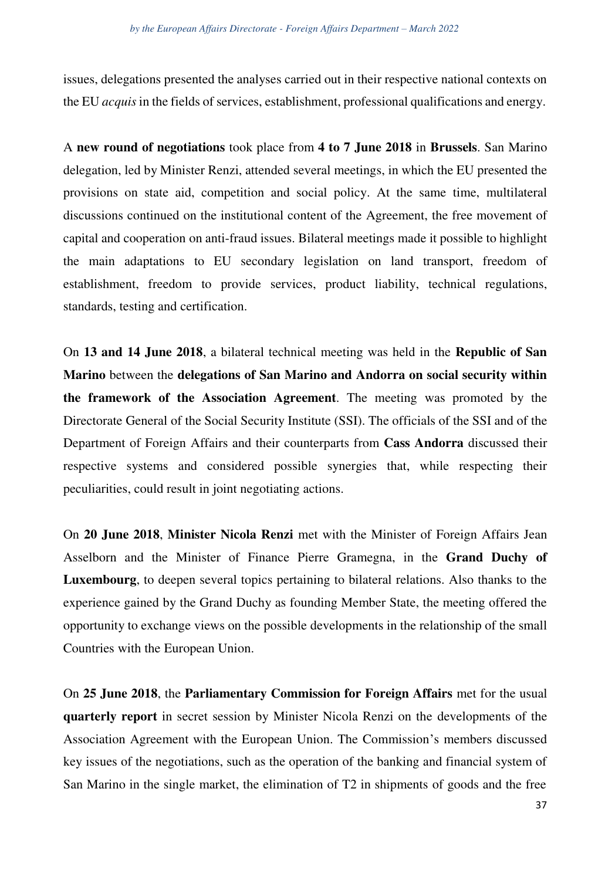issues, delegations presented the analyses carried out in their respective national contexts on the EU *acquis* in the fields of services, establishment, professional qualifications and energy.

A **new round of negotiations** took place from **4 to 7 June 2018** in **Brussels**. San Marino delegation, led by Minister Renzi, attended several meetings, in which the EU presented the provisions on state aid, competition and social policy. At the same time, multilateral discussions continued on the institutional content of the Agreement, the free movement of capital and cooperation on anti-fraud issues. Bilateral meetings made it possible to highlight the main adaptations to EU secondary legislation on land transport, freedom of establishment, freedom to provide services, product liability, technical regulations, standards, testing and certification.

On **13 and 14 June 2018**, a bilateral technical meeting was held in the **Republic of San Marino** between the **delegations of San Marino and Andorra on social security within the framework of the Association Agreement**. The meeting was promoted by the Directorate General of the Social Security Institute (SSI). The officials of the SSI and of the Department of Foreign Affairs and their counterparts from **Cass Andorra** discussed their respective systems and considered possible synergies that, while respecting their peculiarities, could result in joint negotiating actions.

On **20 June 2018**, **Minister Nicola Renzi** met with the Minister of Foreign Affairs Jean Asselborn and the Minister of Finance Pierre Gramegna, in the **Grand Duchy of Luxembourg**, to deepen several topics pertaining to bilateral relations. Also thanks to the experience gained by the Grand Duchy as founding Member State, the meeting offered the opportunity to exchange views on the possible developments in the relationship of the small Countries with the European Union.

On **25 June 2018**, the **Parliamentary Commission for Foreign Affairs** met for the usual **quarterly report** in secret session by Minister Nicola Renzi on the developments of the Association Agreement with the European Union. The Commission's members discussed key issues of the negotiations, such as the operation of the banking and financial system of San Marino in the single market, the elimination of T2 in shipments of goods and the free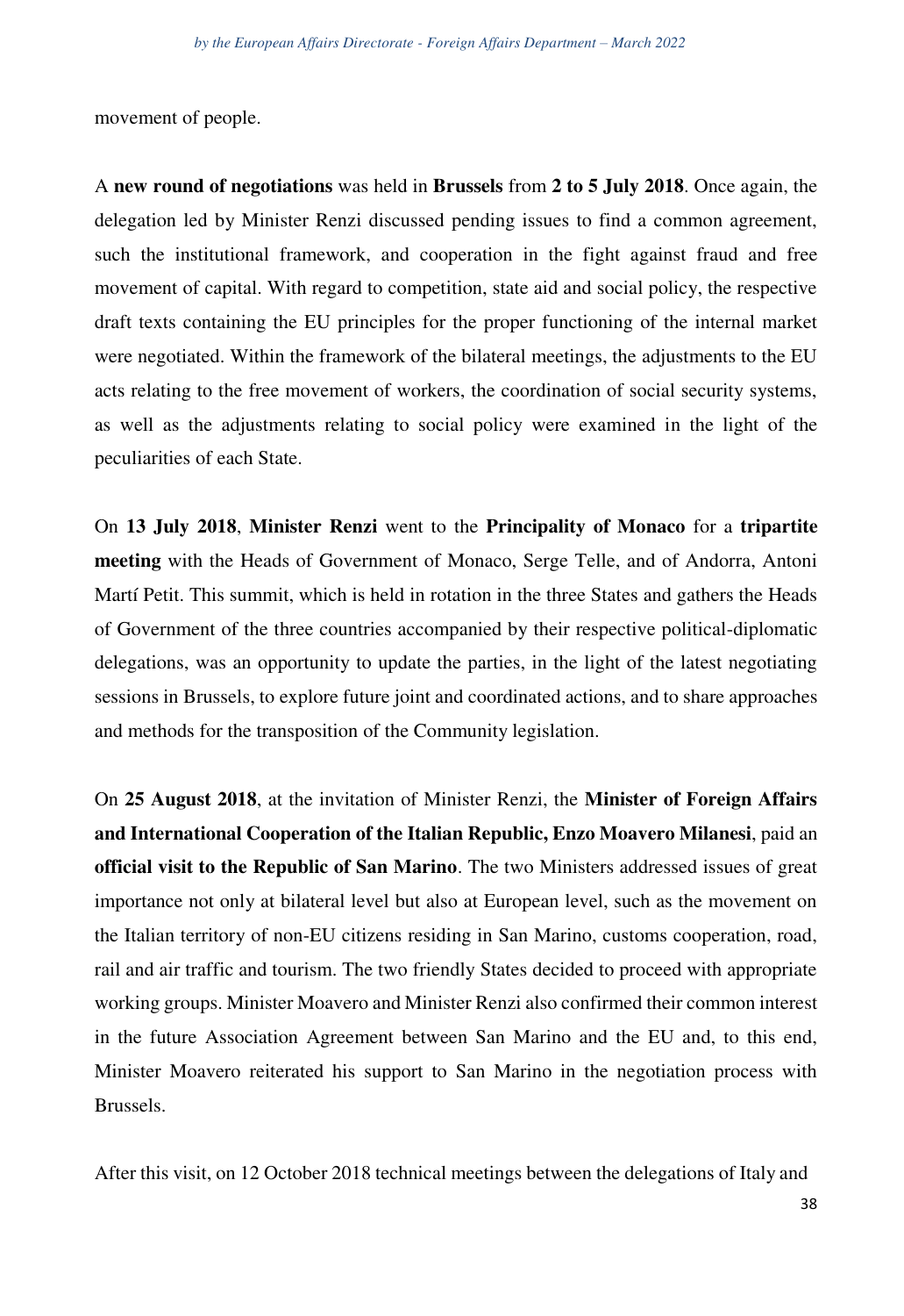movement of people.

A **new round of negotiations** was held in **Brussels** from **2 to 5 July 2018**. Once again, the delegation led by Minister Renzi discussed pending issues to find a common agreement, such the institutional framework, and cooperation in the fight against fraud and free movement of capital. With regard to competition, state aid and social policy, the respective draft texts containing the EU principles for the proper functioning of the internal market were negotiated. Within the framework of the bilateral meetings, the adjustments to the EU acts relating to the free movement of workers, the coordination of social security systems, as well as the adjustments relating to social policy were examined in the light of the peculiarities of each State.

On **13 July 2018**, **Minister Renzi** went to the **Principality of Monaco** for a **tripartite meeting** with the Heads of Government of Monaco, Serge Telle, and of Andorra, Antoni Martí Petit. This summit, which is held in rotation in the three States and gathers the Heads of Government of the three countries accompanied by their respective political-diplomatic delegations, was an opportunity to update the parties, in the light of the latest negotiating sessions in Brussels, to explore future joint and coordinated actions, and to share approaches and methods for the transposition of the Community legislation.

On **25 August 2018**, at the invitation of Minister Renzi, the **Minister of Foreign Affairs and International Cooperation of the Italian Republic, Enzo Moavero Milanesi**, paid an **official visit to the Republic of San Marino**. The two Ministers addressed issues of great importance not only at bilateral level but also at European level, such as the movement on the Italian territory of non-EU citizens residing in San Marino, customs cooperation, road, rail and air traffic and tourism. The two friendly States decided to proceed with appropriate working groups. Minister Moavero and Minister Renzi also confirmed their common interest in the future Association Agreement between San Marino and the EU and, to this end, Minister Moavero reiterated his support to San Marino in the negotiation process with Brussels.

After this visit, on 12 October 2018 technical meetings between the delegations of Italy and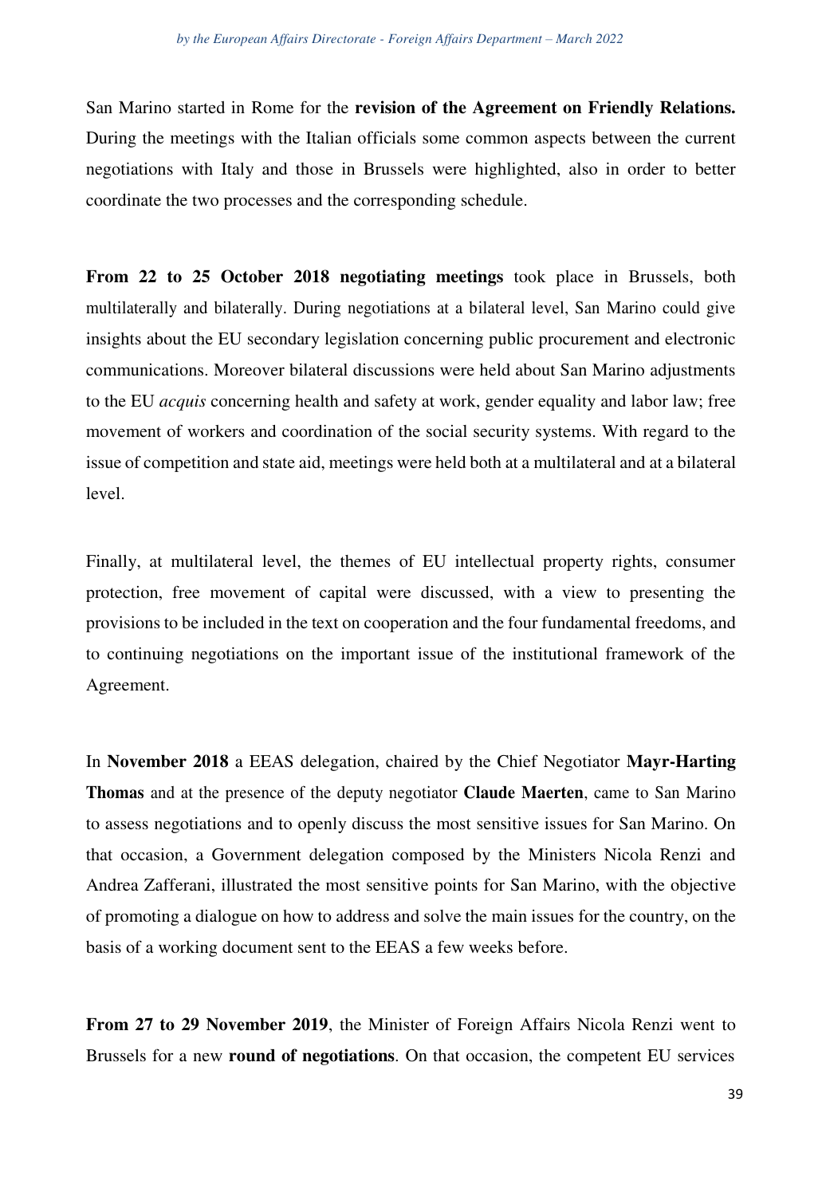San Marino started in Rome for the **revision of the Agreement on Friendly Relations.** During the meetings with the Italian officials some common aspects between the current negotiations with Italy and those in Brussels were highlighted, also in order to better coordinate the two processes and the corresponding schedule.

**From 22 to 25 October 2018 negotiating meetings** took place in Brussels, both multilaterally and bilaterally. During negotiations at a bilateral level, San Marino could give insights about the EU secondary legislation concerning public procurement and electronic communications. Moreover bilateral discussions were held about San Marino adjustments to the EU *acquis* concerning health and safety at work, gender equality and labor law; free movement of workers and coordination of the social security systems. With regard to the issue of competition and state aid, meetings were held both at a multilateral and at a bilateral level.

Finally, at multilateral level, the themes of EU intellectual property rights, consumer protection, free movement of capital were discussed, with a view to presenting the provisions to be included in the text on cooperation and the four fundamental freedoms, and to continuing negotiations on the important issue of the institutional framework of the Agreement.

In **November 2018** a EEAS delegation, chaired by the Chief Negotiator **Mayr-Harting Thomas** and at the presence of the deputy negotiator **Claude Maerten**, came to San Marino to assess negotiations and to openly discuss the most sensitive issues for San Marino. On that occasion, a Government delegation composed by the Ministers Nicola Renzi and Andrea Zafferani, illustrated the most sensitive points for San Marino, with the objective of promoting a dialogue on how to address and solve the main issues for the country, on the basis of a working document sent to the EEAS a few weeks before.

**From 27 to 29 November 2019**, the Minister of Foreign Affairs Nicola Renzi went to Brussels for a new **round of negotiations**. On that occasion, the competent EU services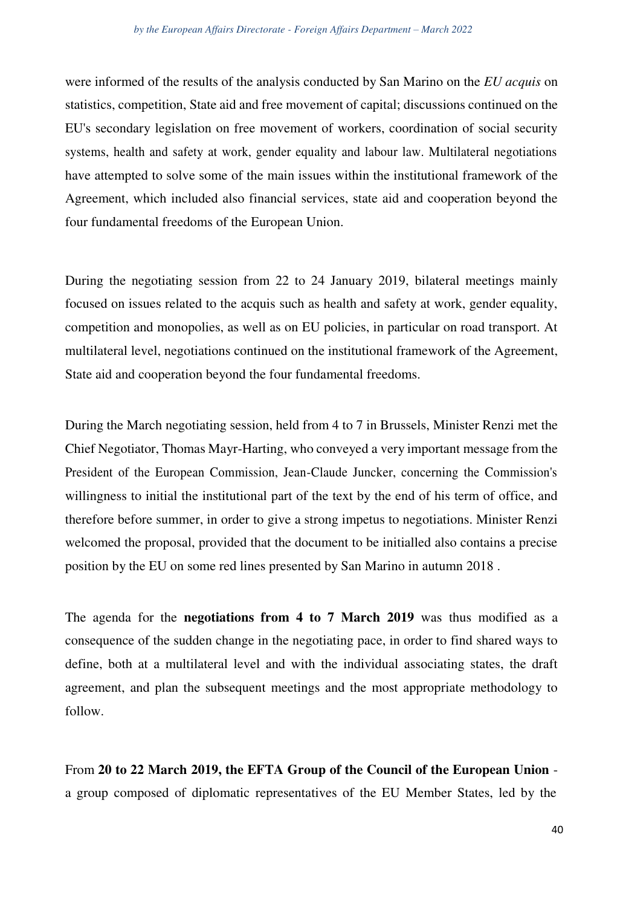were informed of the results of the analysis conducted by San Marino on the *EU acquis* on statistics, competition, State aid and free movement of capital; discussions continued on the EU's secondary legislation on free movement of workers, coordination of social security systems, health and safety at work, gender equality and labour law. Multilateral negotiations have attempted to solve some of the main issues within the institutional framework of the Agreement, which included also financial services, state aid and cooperation beyond the four fundamental freedoms of the European Union.

During the negotiating session from 22 to 24 January 2019, bilateral meetings mainly focused on issues related to the acquis such as health and safety at work, gender equality, competition and monopolies, as well as on EU policies, in particular on road transport. At multilateral level, negotiations continued on the institutional framework of the Agreement, State aid and cooperation beyond the four fundamental freedoms.

During the March negotiating session, held from 4 to 7 in Brussels, Minister Renzi met the Chief Negotiator, Thomas Mayr-Harting, who conveyed a very important message from the President of the European Commission, Jean-Claude Juncker, concerning the Commission's willingness to initial the institutional part of the text by the end of his term of office, and therefore before summer, in order to give a strong impetus to negotiations. Minister Renzi welcomed the proposal, provided that the document to be initialled also contains a precise position by the EU on some red lines presented by San Marino in autumn 2018 .

The agenda for the **negotiations from 4 to 7 March 2019** was thus modified as a consequence of the sudden change in the negotiating pace, in order to find shared ways to define, both at a multilateral level and with the individual associating states, the draft agreement, and plan the subsequent meetings and the most appropriate methodology to follow.

From **20 to 22 March 2019, the EFTA Group of the Council of the European Union** - a group composed of diplomatic representatives of the EU Member States, led by the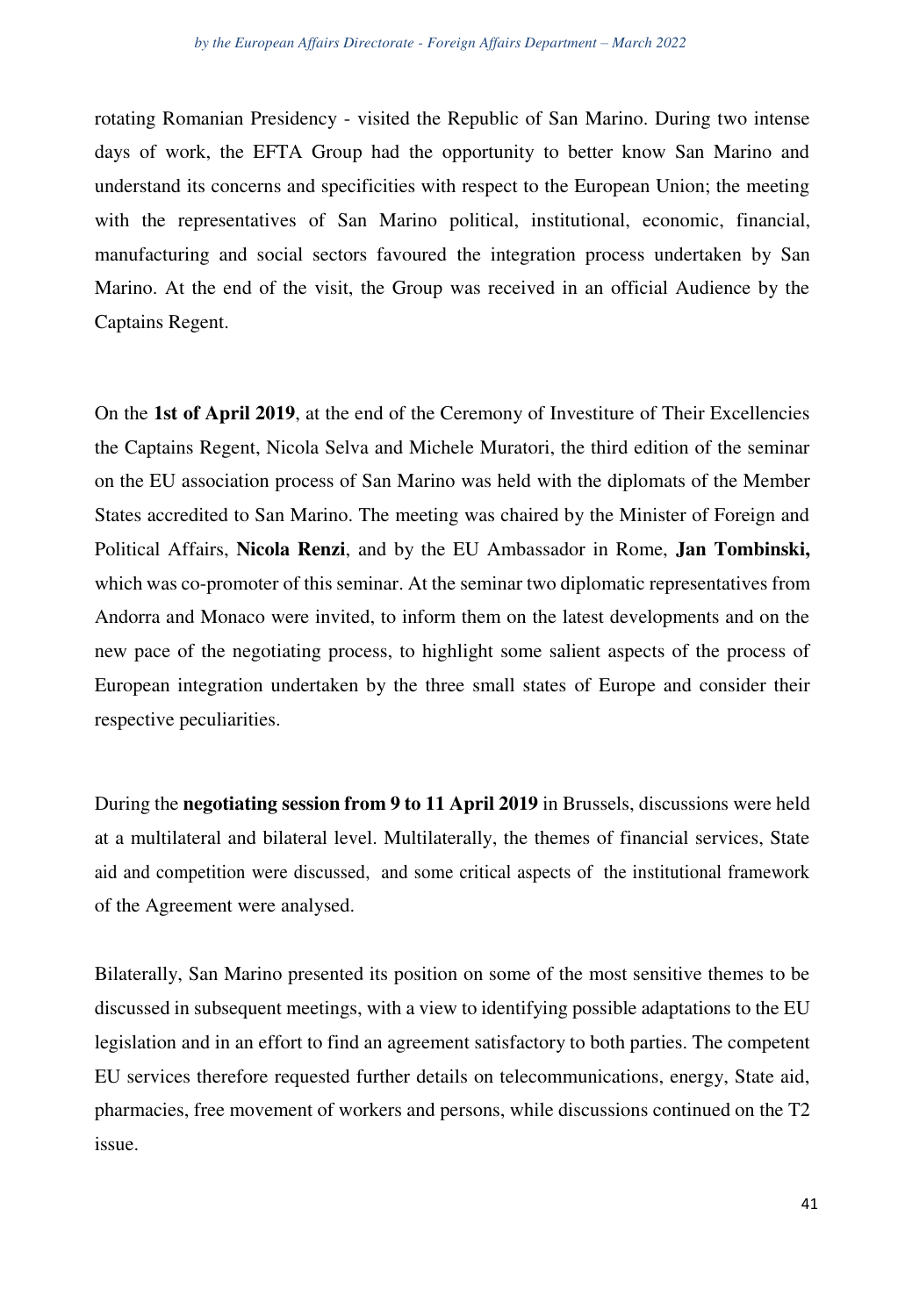rotating Romanian Presidency - visited the Republic of San Marino. During two intense days of work, the EFTA Group had the opportunity to better know San Marino and understand its concerns and specificities with respect to the European Union; the meeting with the representatives of San Marino political, institutional, economic, financial, manufacturing and social sectors favoured the integration process undertaken by San Marino. At the end of the visit, the Group was received in an official Audience by the Captains Regent.

On the **1st of April 2019**, at the end of the Ceremony of Investiture of Their Excellencies the Captains Regent, Nicola Selva and Michele Muratori, the third edition of the seminar on the EU association process of San Marino was held with the diplomats of the Member States accredited to San Marino. The meeting was chaired by the Minister of Foreign and Political Affairs, **Nicola Renzi**, and by the EU Ambassador in Rome, **Jan Tombinski,** which was co-promoter of this seminar. At the seminar two diplomatic representatives from Andorra and Monaco were invited, to inform them on the latest developments and on the new pace of the negotiating process, to highlight some salient aspects of the process of European integration undertaken by the three small states of Europe and consider their respective peculiarities.

During the **negotiating session from 9 to 11 April 2019** in Brussels, discussions were held at a multilateral and bilateral level. Multilaterally, the themes of financial services, State aid and competition were discussed, and some critical aspects of the institutional framework of the Agreement were analysed.

Bilaterally, San Marino presented its position on some of the most sensitive themes to be discussed in subsequent meetings, with a view to identifying possible adaptations to the EU legislation and in an effort to find an agreement satisfactory to both parties. The competent EU services therefore requested further details on telecommunications, energy, State aid, pharmacies, free movement of workers and persons, while discussions continued on the T2 issue.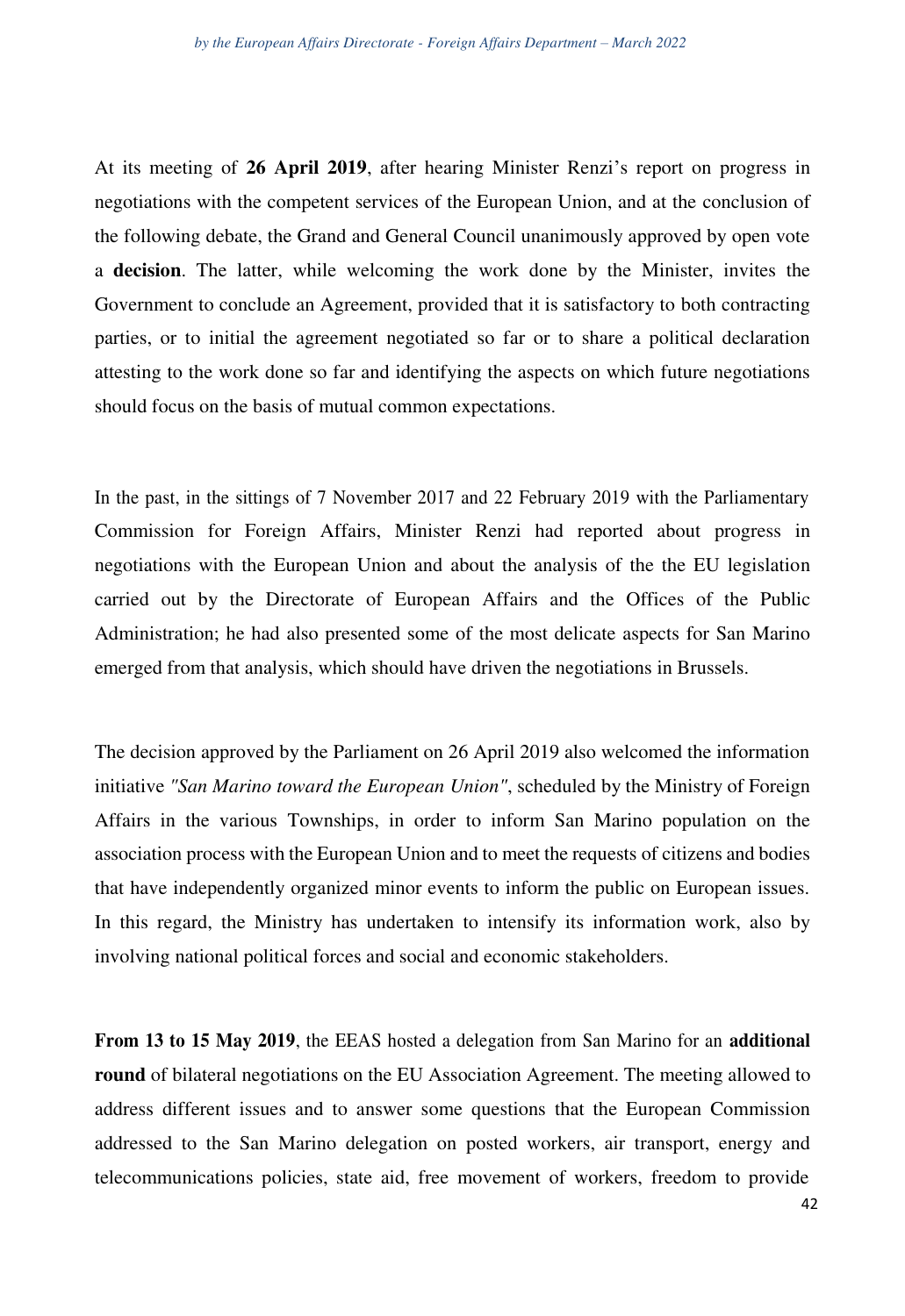At its meeting of **26 April 2019**, after hearing Minister Renzi's report on progress in negotiations with the competent services of the European Union, and at the conclusion of the following debate, the Grand and General Council unanimously approved by open vote a **decision**. The latter, while welcoming the work done by the Minister, invites the Government to conclude an Agreement, provided that it is satisfactory to both contracting parties, or to initial the agreement negotiated so far or to share a political declaration attesting to the work done so far and identifying the aspects on which future negotiations should focus on the basis of mutual common expectations.

In the past, in the sittings of 7 November 2017 and 22 February 2019 with the Parliamentary Commission for Foreign Affairs, Minister Renzi had reported about progress in negotiations with the European Union and about the analysis of the the EU legislation carried out by the Directorate of European Affairs and the Offices of the Public Administration; he had also presented some of the most delicate aspects for San Marino emerged from that analysis, which should have driven the negotiations in Brussels.

The decision approved by the Parliament on 26 April 2019 also welcomed the information initiative *"San Marino toward the European Union"*, scheduled by the Ministry of Foreign Affairs in the various Townships, in order to inform San Marino population on the association process with the European Union and to meet the requests of citizens and bodies that have independently organized minor events to inform the public on European issues. In this regard, the Ministry has undertaken to intensify its information work, also by involving national political forces and social and economic stakeholders.

**From 13 to 15 May 2019**, the EEAS hosted a delegation from San Marino for an **additional round** of bilateral negotiations on the EU Association Agreement. The meeting allowed to address different issues and to answer some questions that the European Commission addressed to the San Marino delegation on posted workers, air transport, energy and telecommunications policies, state aid, free movement of workers, freedom to provide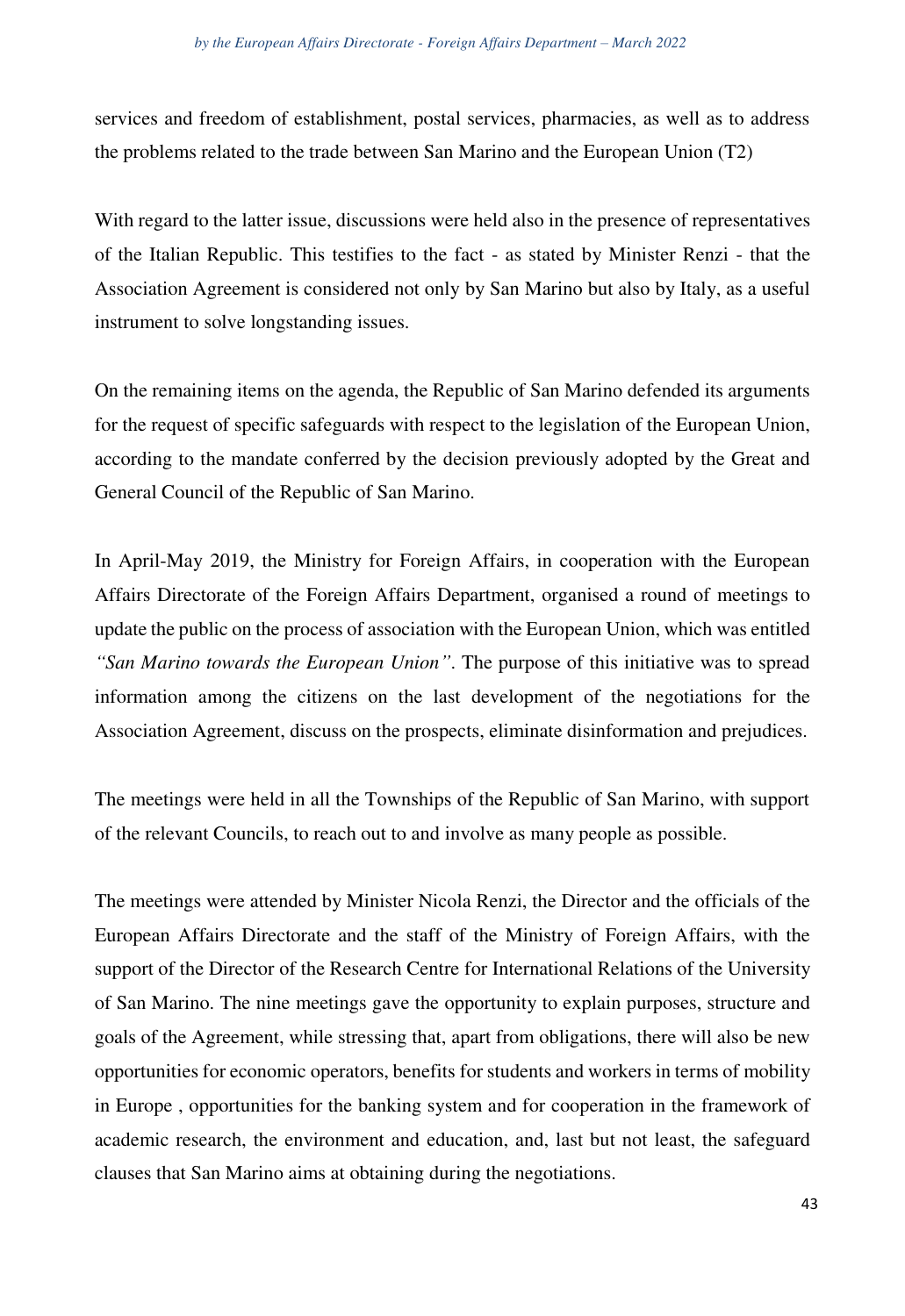services and freedom of establishment, postal services, pharmacies, as well as to address the problems related to the trade between San Marino and the European Union (T2)

With regard to the latter issue, discussions were held also in the presence of representatives of the Italian Republic. This testifies to the fact - as stated by Minister Renzi - that the Association Agreement is considered not only by San Marino but also by Italy, as a useful instrument to solve longstanding issues.

On the remaining items on the agenda, the Republic of San Marino defended its arguments for the request of specific safeguards with respect to the legislation of the European Union, according to the mandate conferred by the decision previously adopted by the Great and General Council of the Republic of San Marino.

In April-May 2019, the Ministry for Foreign Affairs, in cooperation with the European Affairs Directorate of the Foreign Affairs Department, organised a round of meetings to update the public on the process of association with the European Union, which was entitled *"San Marino towards the European Union"*. The purpose of this initiative was to spread information among the citizens on the last development of the negotiations for the Association Agreement, discuss on the prospects, eliminate disinformation and prejudices.

The meetings were held in all the Townships of the Republic of San Marino, with support of the relevant Councils, to reach out to and involve as many people as possible.

The meetings were attended by Minister Nicola Renzi, the Director and the officials of the European Affairs Directorate and the staff of the Ministry of Foreign Affairs, with the support of the Director of the Research Centre for International Relations of the University of San Marino. The nine meetings gave the opportunity to explain purposes, structure and goals of the Agreement, while stressing that, apart from obligations, there will also be new opportunities for economic operators, benefits for students and workers in terms of mobility in Europe , opportunities for the banking system and for cooperation in the framework of academic research, the environment and education, and, last but not least, the safeguard clauses that San Marino aims at obtaining during the negotiations.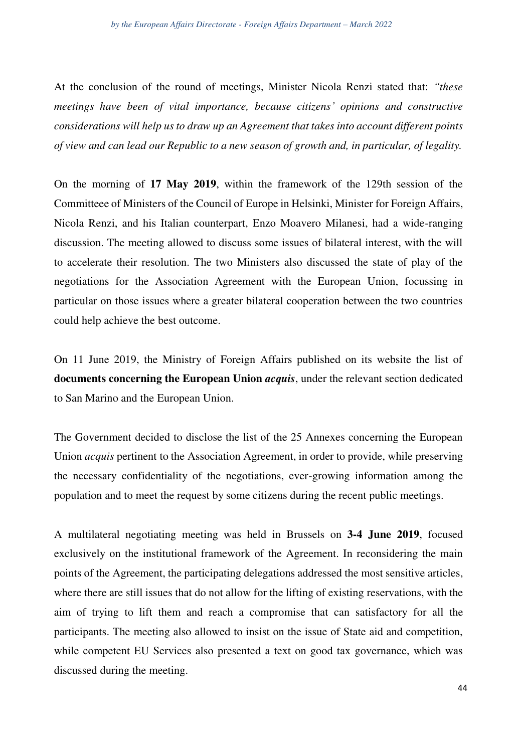At the conclusion of the round of meetings, Minister Nicola Renzi stated that: *"these meetings have been of vital importance, because citizens' opinions and constructive considerations will help us to draw up an Agreement that takes into account different points of view and can lead our Republic to a new season of growth and, in particular, of legality.*

On the morning of **17 May 2019**, within the framework of the 129th session of the Committeee of Ministers of the Council of Europe in Helsinki, Minister for Foreign Affairs, Nicola Renzi, and his Italian counterpart, Enzo Moavero Milanesi, had a wide-ranging discussion. The meeting allowed to discuss some issues of bilateral interest, with the will to accelerate their resolution. The two Ministers also discussed the state of play of the negotiations for the Association Agreement with the European Union, focussing in particular on those issues where a greater bilateral cooperation between the two countries could help achieve the best outcome.

On 11 June 2019, the Ministry of Foreign Affairs published on its website the list of **documents concerning the European Union *acquis***, under the relevant section dedicated to San Marino and the European Union.

The Government decided to disclose the list of the 25 Annexes concerning the European Union *acquis* pertinent to the Association Agreement, in order to provide, while preserving the necessary confidentiality of the negotiations, ever-growing information among the population and to meet the request by some citizens during the recent public meetings.

A multilateral negotiating meeting was held in Brussels on **3-4 June 2019**, focused exclusively on the institutional framework of the Agreement. In reconsidering the main points of the Agreement, the participating delegations addressed the most sensitive articles, where there are still issues that do not allow for the lifting of existing reservations, with the aim of trying to lift them and reach a compromise that can satisfactory for all the participants. The meeting also allowed to insist on the issue of State aid and competition, while competent EU Services also presented a text on good tax governance, which was discussed during the meeting.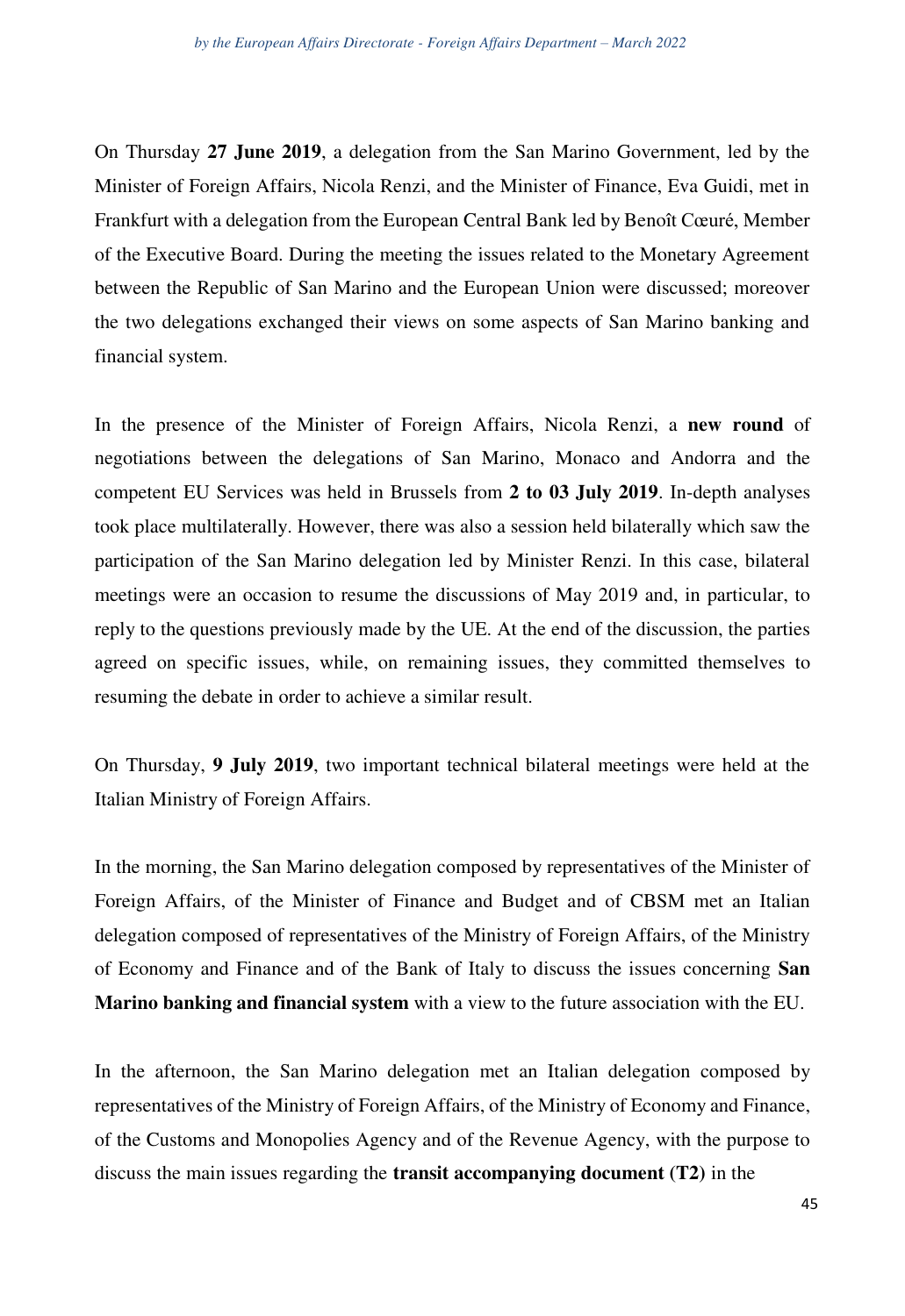On Thursday **27 June 2019**, a delegation from the San Marino Government, led by the Minister of Foreign Affairs, Nicola Renzi, and the Minister of Finance, Eva Guidi, met in Frankfurt with a delegation from the European Central Bank led by Benoît Cœuré, Member of the Executive Board. During the meeting the issues related to the Monetary Agreement between the Republic of San Marino and the European Union were discussed; moreover the two delegations exchanged their views on some aspects of San Marino banking and financial system.

In the presence of the Minister of Foreign Affairs, Nicola Renzi, a **new round** of negotiations between the delegations of San Marino, Monaco and Andorra and the competent EU Services was held in Brussels from **2 to 03 July 2019**. In-depth analyses took place multilaterally. However, there was also a session held bilaterally which saw the participation of the San Marino delegation led by Minister Renzi. In this case, bilateral meetings were an occasion to resume the discussions of May 2019 and, in particular, to reply to the questions previously made by the UE. At the end of the discussion, the parties agreed on specific issues, while, on remaining issues, they committed themselves to resuming the debate in order to achieve a similar result.

On Thursday, **9 July 2019**, two important technical bilateral meetings were held at the Italian Ministry of Foreign Affairs.

In the morning, the San Marino delegation composed by representatives of the Minister of Foreign Affairs, of the Minister of Finance and Budget and of CBSM met an Italian delegation composed of representatives of the Ministry of Foreign Affairs, of the Ministry of Economy and Finance and of the Bank of Italy to discuss the issues concerning **San Marino banking and financial system** with a view to the future association with the EU.

In the afternoon, the San Marino delegation met an Italian delegation composed by representatives of the Ministry of Foreign Affairs, of the Ministry of Economy and Finance, of the Customs and Monopolies Agency and of the Revenue Agency, with the purpose to discuss the main issues regarding the **transit accompanying document (T2)** in the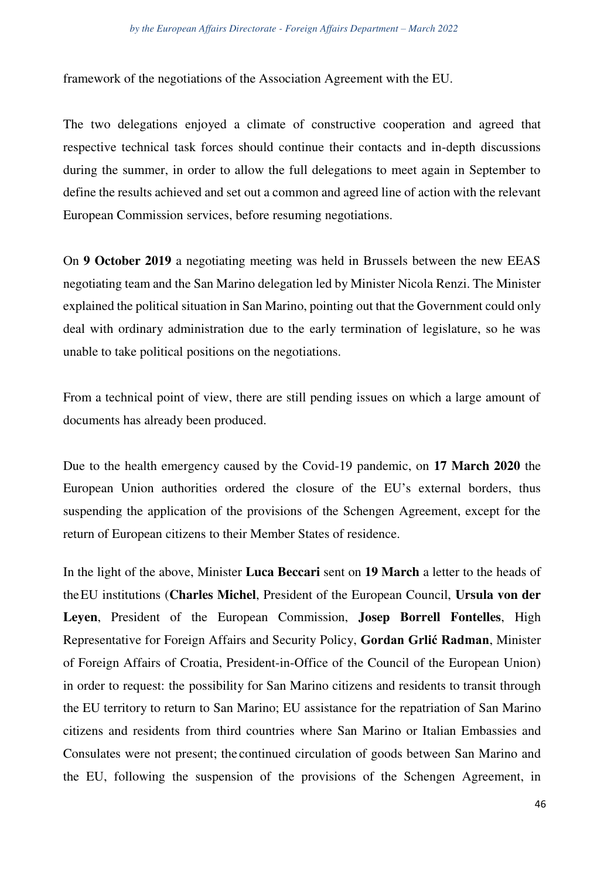framework of the negotiations of the Association Agreement with the EU.

The two delegations enjoyed a climate of constructive cooperation and agreed that respective technical task forces should continue their contacts and in-depth discussions during the summer, in order to allow the full delegations to meet again in September to define the results achieved and set out a common and agreed line of action with the relevant European Commission services, before resuming negotiations.

On **9 October 2019** a negotiating meeting was held in Brussels between the new EEAS negotiating team and the San Marino delegation led by Minister Nicola Renzi. The Minister explained the political situation in San Marino, pointing out that the Government could only deal with ordinary administration due to the early termination of legislature, so he was unable to take political positions on the negotiations.

From a technical point of view, there are still pending issues on which a large amount of documents has already been produced.

Due to the health emergency caused by the Covid-19 pandemic, on **17 March 2020** the European Union authorities ordered the closure of the EU's external borders, thus suspending the application of the provisions of the Schengen Agreement, except for the return of European citizens to their Member States of residence.

In the light of the above, Minister **Luca Beccari** sent on **19 March** a letter to the heads of the EU institutions (**Charles Michel**, President of the European Council, **Ursula von der Leyen**, President of the European Commission, **Josep Borrell Fontelles**, High Representative for Foreign Affairs and Security Policy, **Gordan Grlić Radman**, Minister of Foreign Affairs of Croatia, President-in-Office of the Council of the European Union) in order to request: the possibility for San Marino citizens and residents to transit through the EU territory to return to San Marino; EU assistance for the repatriation of San Marino citizens and residents from third countries where San Marino or Italian Embassies and Consulates were not present; the continued circulation of goods between San Marino and the EU, following the suspension of the provisions of the Schengen Agreement, in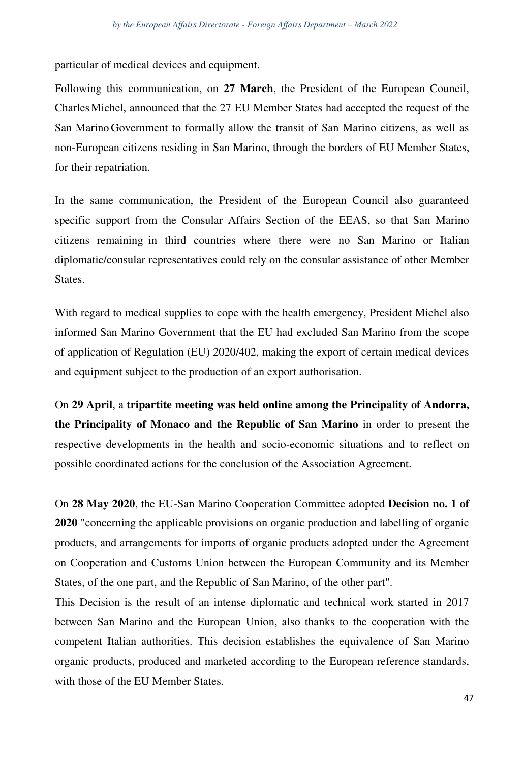particular of medical devices and equipment.

Following this communication, on **27 March**, the President of the European Council, Charles Michel, announced that the 27 EU Member States had accepted the request of the San Marino Government to formally allow the transit of San Marino citizens, as well as non-European citizens residing in San Marino, through the borders of EU Member States, for their repatriation.

In the same communication, the President of the European Council also guaranteed specific support from the Consular Affairs Section of the EEAS, so that San Marino citizens remaining in third countries where there were no San Marino or Italian diplomatic/consular representatives could rely on the consular assistance of other Member States.

With regard to medical supplies to cope with the health emergency, President Michel also informed San Marino Government that the EU had excluded San Marino from the scope of application of Regulation (EU) 2020/402, making the export of certain medical devices and equipment subject to the production of an export authorisation.

On **29 April**, a **tripartite meeting was held online among the Principality of Andorra, the Principality of Monaco and the Republic of San Marino** in order to present the respective developments in the health and socio-economic situations and to reflect on possible coordinated actions for the conclusion of the Association Agreement.

On **28 May 2020**, the EU-San Marino Cooperation Committee adopted **Decision no. 1 of 2020** "concerning the applicable provisions on organic production and labelling of organic products, and arrangements for imports of organic products adopted under the Agreement on Cooperation and Customs Union between the European Community and its Member States, of the one part, and the Republic of San Marino, of the other part".

This Decision is the result of an intense diplomatic and technical work started in 2017 between San Marino and the European Union, also thanks to the cooperation with the competent Italian authorities. This decision establishes the equivalence of San Marino organic products, produced and marketed according to the European reference standards, with those of the EU Member States.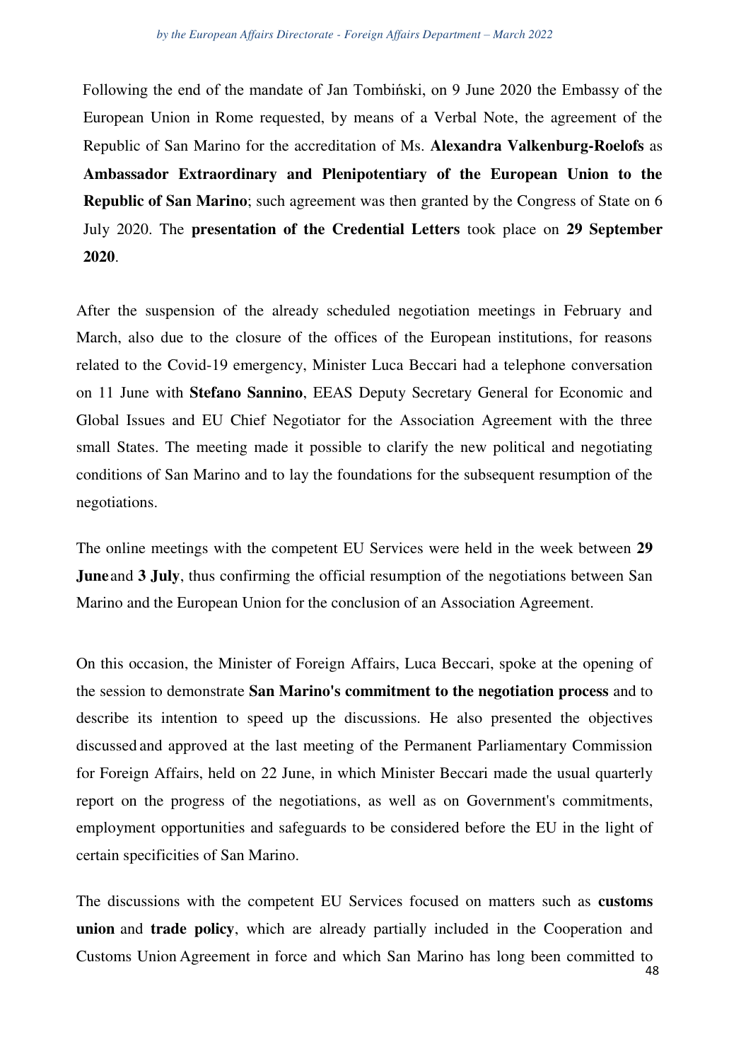Following the end of the mandate of Jan Tombiński, on 9 June 2020 the Embassy of the European Union in Rome requested, by means of a Verbal Note, the agreement of the Republic of San Marino for the accreditation of Ms. **Alexandra Valkenburg-Roelofs** as **Ambassador Extraordinary and Plenipotentiary of the European Union to the Republic of San Marino**; such agreement was then granted by the Congress of State on 6 July 2020. The **presentation of the Credential Letters** took place on **29 September 2020**.

After the suspension of the already scheduled negotiation meetings in February and March, also due to the closure of the offices of the European institutions, for reasons related to the Covid-19 emergency, Minister Luca Beccari had a telephone conversation on 11 June with **Stefano Sannino**, EEAS Deputy Secretary General for Economic and Global Issues and EU Chief Negotiator for the Association Agreement with the three small States. The meeting made it possible to clarify the new political and negotiating conditions of San Marino and to lay the foundations for the subsequent resumption of the negotiations.

The online meetings with the competent EU Services were held in the week between **29 June** and **3 July**, thus confirming the official resumption of the negotiations between San Marino and the European Union for the conclusion of an Association Agreement.

On this occasion, the Minister of Foreign Affairs, Luca Beccari, spoke at the opening of the session to demonstrate **San Marino's commitment to the negotiation process** and to describe its intention to speed up the discussions. He also presented the objectives discussed and approved at the last meeting of the Permanent Parliamentary Commission for Foreign Affairs, held on 22 June, in which Minister Beccari made the usual quarterly report on the progress of the negotiations, as well as on Government's commitments, employment opportunities and safeguards to be considered before the EU in the light of certain specificities of San Marino.

The discussions with the competent EU Services focused on matters such as **customs union** and **trade policy**, which are already partially included in the Cooperation and Customs Union Agreement in force and which San Marino has long been committed to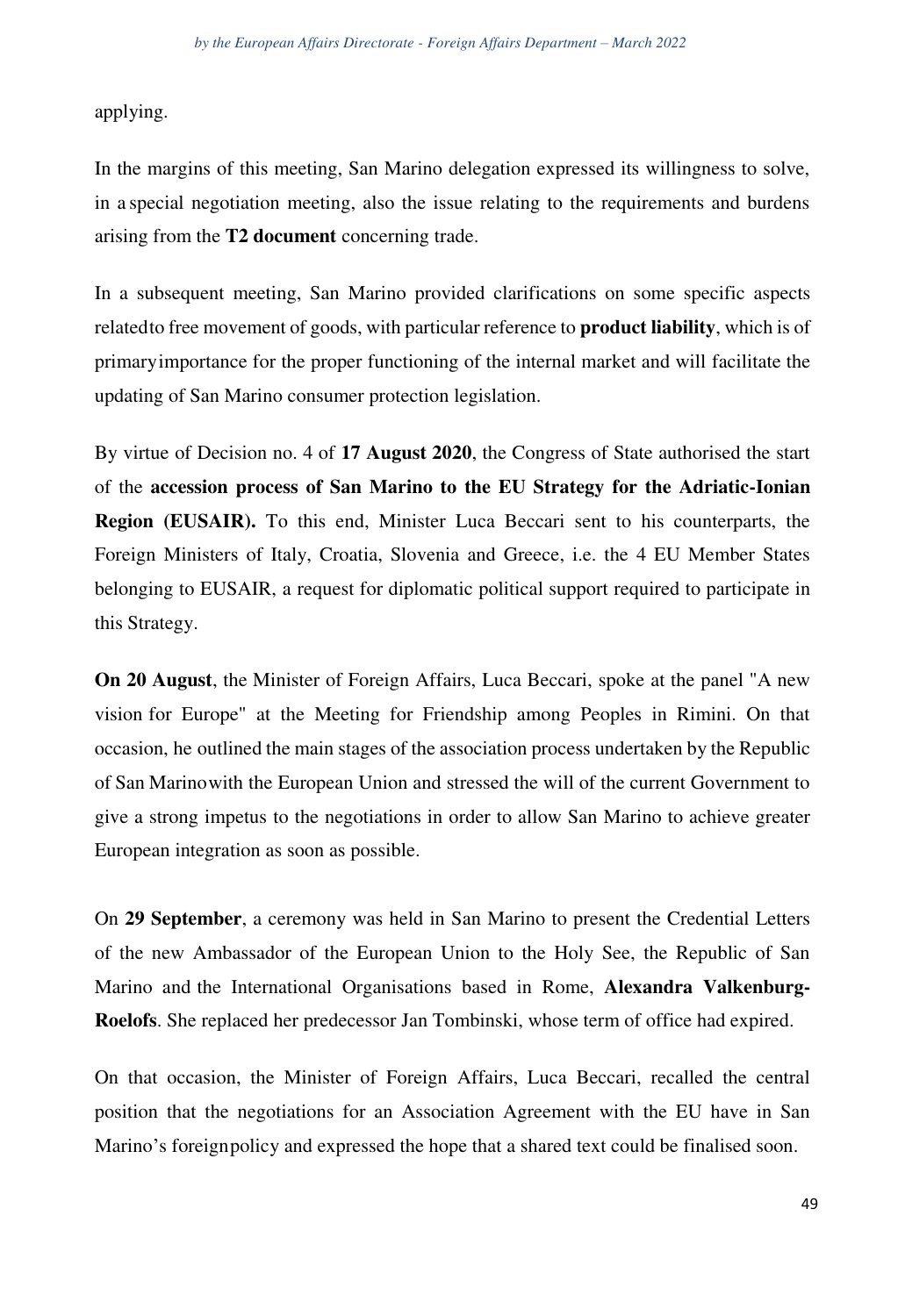applying.

In the margins of this meeting, San Marino delegation expressed its willingness to solve, in a special negotiation meeting, also the issue relating to the requirements and burdens arising from the **T2 document** concerning trade.

In a subsequent meeting, San Marino provided clarifications on some specific aspects related to free movement of goods, with particular reference to **product liability**, which is of primary importance for the proper functioning of the internal market and will facilitate the updating of San Marino consumer protection legislation.

By virtue of Decision no. 4 of **17 August 2020**, the Congress of State authorised the start of the **accession process of San Marino to the EU Strategy for the Adriatic-Ionian Region (EUSAIR).** To this end, Minister Luca Beccari sent to his counterparts, the Foreign Ministers of Italy, Croatia, Slovenia and Greece, i.e. the 4 EU Member States belonging to EUSAIR, a request for diplomatic political support required to participate in this Strategy.

**On 20 August**, the Minister of Foreign Affairs, Luca Beccari, spoke at the panel "A new vision for Europe" at the Meeting for Friendship among Peoples in Rimini. On that occasion, he outlined the main stages of the association process undertaken by the Republic of San Marino with the European Union and stressed the will of the current Government to give a strong impetus to the negotiations in order to allow San Marino to achieve greater European integration as soon as possible.

On **29 September**, a ceremony was held in San Marino to present the Credential Letters of the new Ambassador of the European Union to the Holy See, the Republic of San Marino and the International Organisations based in Rome, **Alexandra Valkenburg-Roelofs**. She replaced her predecessor Jan Tombinski, whose term of office had expired.

On that occasion, the Minister of Foreign Affairs, Luca Beccari, recalled the central position that the negotiations for an Association Agreement with the EU have in San Marino's foreign policy and expressed the hope that a shared text could be finalised soon.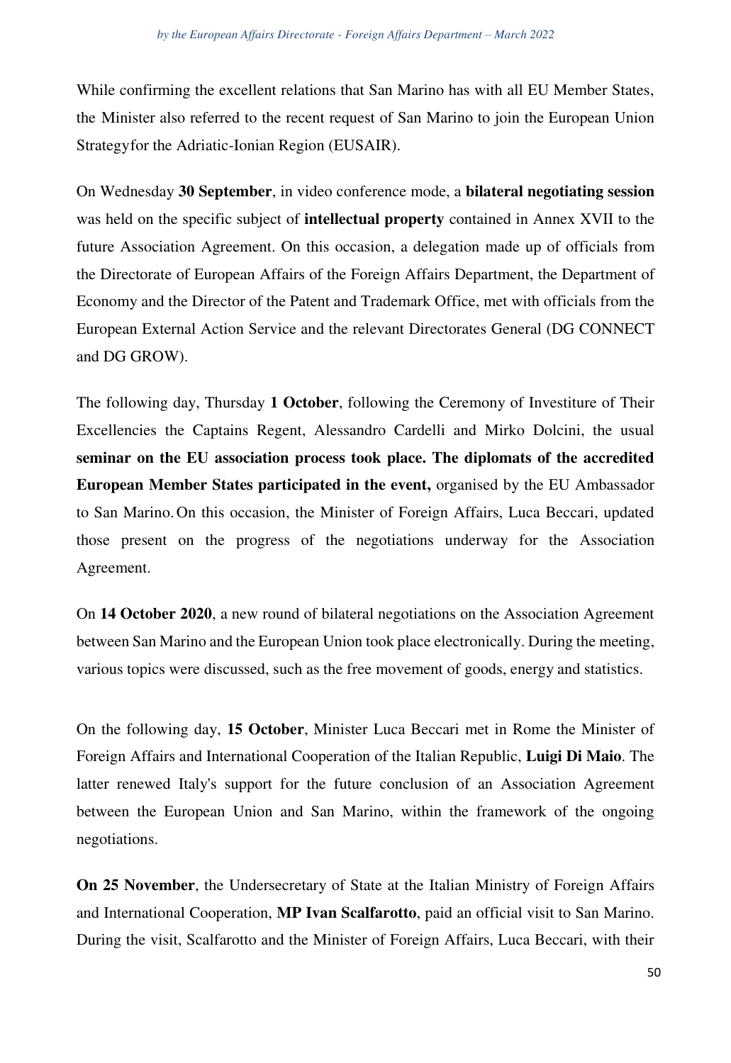While confirming the excellent relations that San Marino has with all EU Member States, the Minister also referred to the recent request of San Marino to join the European Union Strategyfor the Adriatic-Ionian Region (EUSAIR).

On Wednesday **30 September**, in video conference mode, a **bilateral negotiating session** was held on the specific subject of **intellectual property** contained in Annex XVII to the future Association Agreement. On this occasion, a delegation made up of officials from the Directorate of European Affairs of the Foreign Affairs Department, the Department of Economy and the Director of the Patent and Trademark Office, met with officials from the European External Action Service and the relevant Directorates General (DG CONNECT and DG GROW).

The following day, Thursday **1 October**, following the Ceremony of Investiture of Their Excellencies the Captains Regent, Alessandro Cardelli and Mirko Dolcini, the usual **seminar on the EU association process took place. The diplomats of the accredited European Member States participated in the event,** organised by the EU Ambassador to San Marino. On this occasion, the Minister of Foreign Affairs, Luca Beccari, updated those present on the progress of the negotiations underway for the Association Agreement.

On **14 October 2020**, a new round of bilateral negotiations on the Association Agreement between San Marino and the European Union took place electronically. During the meeting, various topics were discussed, such as the free movement of goods, energy and statistics.

On the following day, **15 October**, Minister Luca Beccari met in Rome the Minister of Foreign Affairs and International Cooperation of the Italian Republic, **Luigi Di Maio**. The latter renewed Italy's support for the future conclusion of an Association Agreement between the European Union and San Marino, within the framework of the ongoing negotiations.

**On 25 November**, the Undersecretary of State at the Italian Ministry of Foreign Affairs and International Cooperation, **MP Ivan Scalfarotto**, paid an official visit to San Marino. During the visit, Scalfarotto and the Minister of Foreign Affairs, Luca Beccari, with their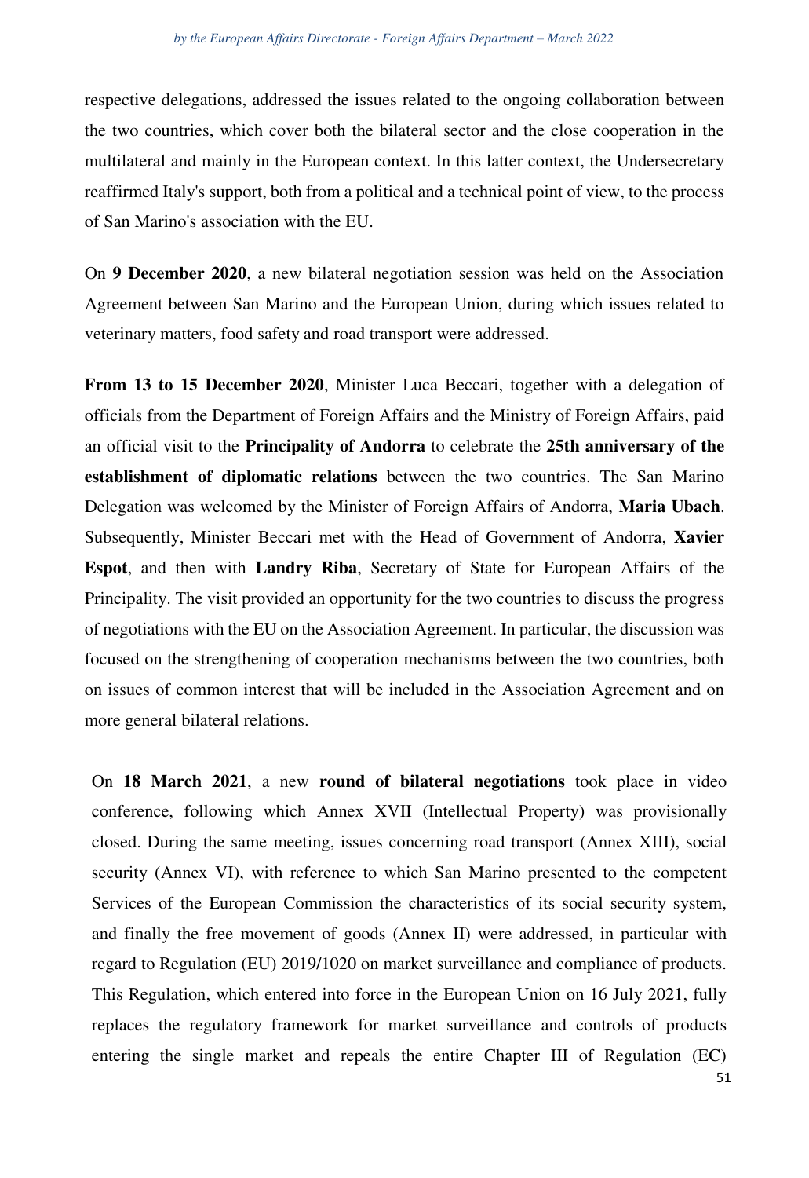respective delegations, addressed the issues related to the ongoing collaboration between the two countries, which cover both the bilateral sector and the close cooperation in the multilateral and mainly in the European context. In this latter context, the Undersecretary reaffirmed Italy's support, both from a political and a technical point of view, to the process of San Marino's association with the EU.

On **9 December 2020**, a new bilateral negotiation session was held on the Association Agreement between San Marino and the European Union, during which issues related to veterinary matters, food safety and road transport were addressed.

**From 13 to 15 December 2020**, Minister Luca Beccari, together with a delegation of officials from the Department of Foreign Affairs and the Ministry of Foreign Affairs, paid an official visit to the **Principality of Andorra** to celebrate the **25th anniversary of the establishment of diplomatic relations** between the two countries. The San Marino Delegation was welcomed by the Minister of Foreign Affairs of Andorra, **Maria Ubach**. Subsequently, Minister Beccari met with the Head of Government of Andorra, **Xavier Espot**, and then with **Landry Riba**, Secretary of State for European Affairs of the Principality. The visit provided an opportunity for the two countries to discuss the progress of negotiations with the EU on the Association Agreement. In particular, the discussion was focused on the strengthening of cooperation mechanisms between the two countries, both on issues of common interest that will be included in the Association Agreement and on more general bilateral relations.

On **18 March 2021**, a new **round of bilateral negotiations** took place in video conference, following which Annex XVII (Intellectual Property) was provisionally closed. During the same meeting, issues concerning road transport (Annex XIII), social security (Annex VI), with reference to which San Marino presented to the competent Services of the European Commission the characteristics of its social security system, and finally the free movement of goods (Annex II) were addressed, in particular with regard to Regulation (EU) 2019/1020 on market surveillance and compliance of products. This Regulation, which entered into force in the European Union on 16 July 2021, fully replaces the regulatory framework for market surveillance and controls of products entering the single market and repeals the entire Chapter III of Regulation (EC)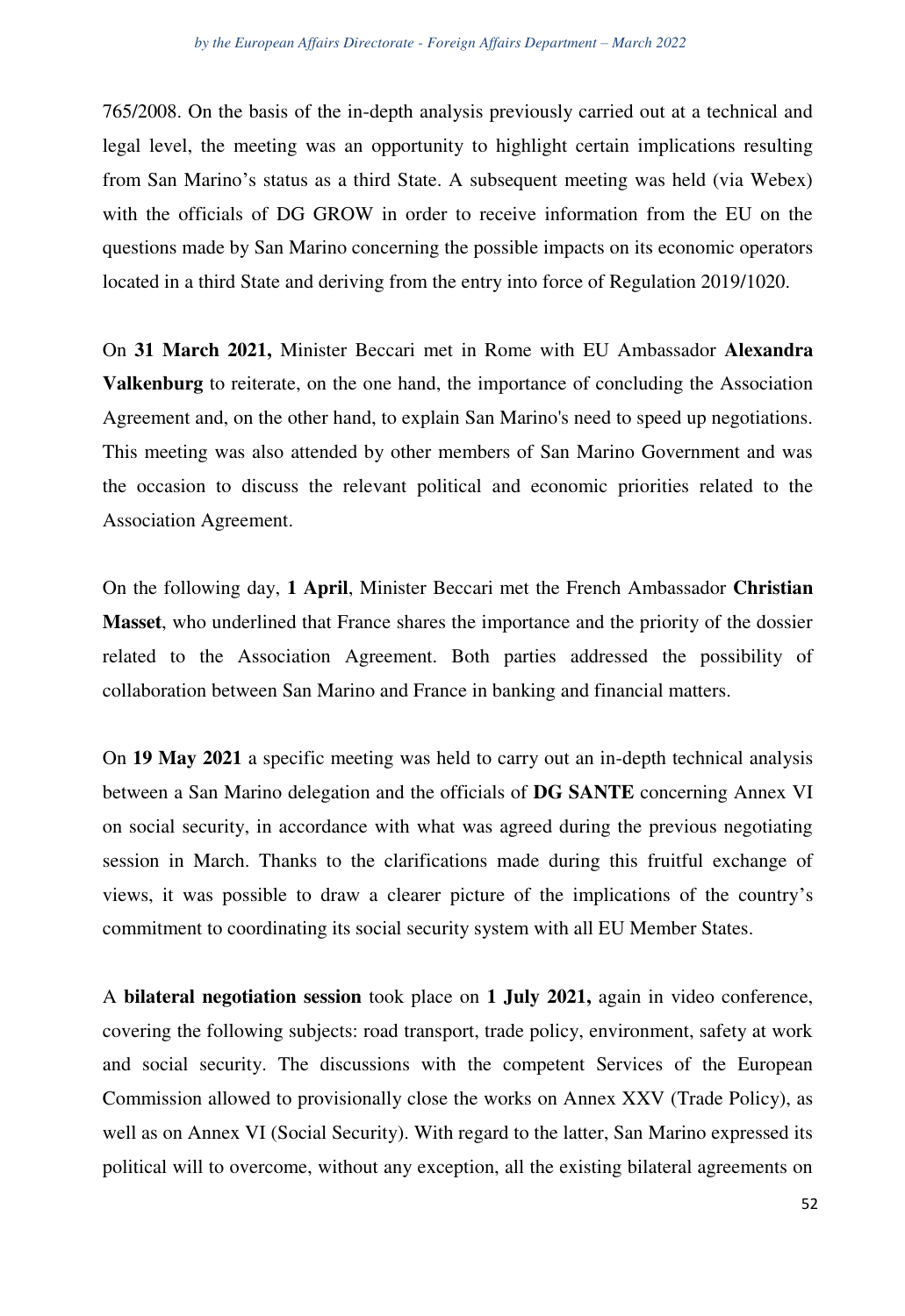765/2008. On the basis of the in-depth analysis previously carried out at a technical and legal level, the meeting was an opportunity to highlight certain implications resulting from San Marino's status as a third State. A subsequent meeting was held (via Webex) with the officials of DG GROW in order to receive information from the EU on the questions made by San Marino concerning the possible impacts on its economic operators located in a third State and deriving from the entry into force of Regulation 2019/1020.

On **31 March 2021,** Minister Beccari met in Rome with EU Ambassador **Alexandra Valkenburg** to reiterate, on the one hand, the importance of concluding the Association Agreement and, on the other hand, to explain San Marino's need to speed up negotiations. This meeting was also attended by other members of San Marino Government and was the occasion to discuss the relevant political and economic priorities related to the Association Agreement.

On the following day, **1 April**, Minister Beccari met the French Ambassador **Christian Masset**, who underlined that France shares the importance and the priority of the dossier related to the Association Agreement. Both parties addressed the possibility of collaboration between San Marino and France in banking and financial matters.

On **19 May 2021** a specific meeting was held to carry out an in-depth technical analysis between a San Marino delegation and the officials of **DG SANTE** concerning Annex VI on social security, in accordance with what was agreed during the previous negotiating session in March. Thanks to the clarifications made during this fruitful exchange of views, it was possible to draw a clearer picture of the implications of the country's commitment to coordinating its social security system with all EU Member States.

A **bilateral negotiation session** took place on **1 July 2021,** again in video conference, covering the following subjects: road transport, trade policy, environment, safety at work and social security. The discussions with the competent Services of the European Commission allowed to provisionally close the works on Annex XXV (Trade Policy), as well as on Annex VI (Social Security). With regard to the latter, San Marino expressed its political will to overcome, without any exception, all the existing bilateral agreements on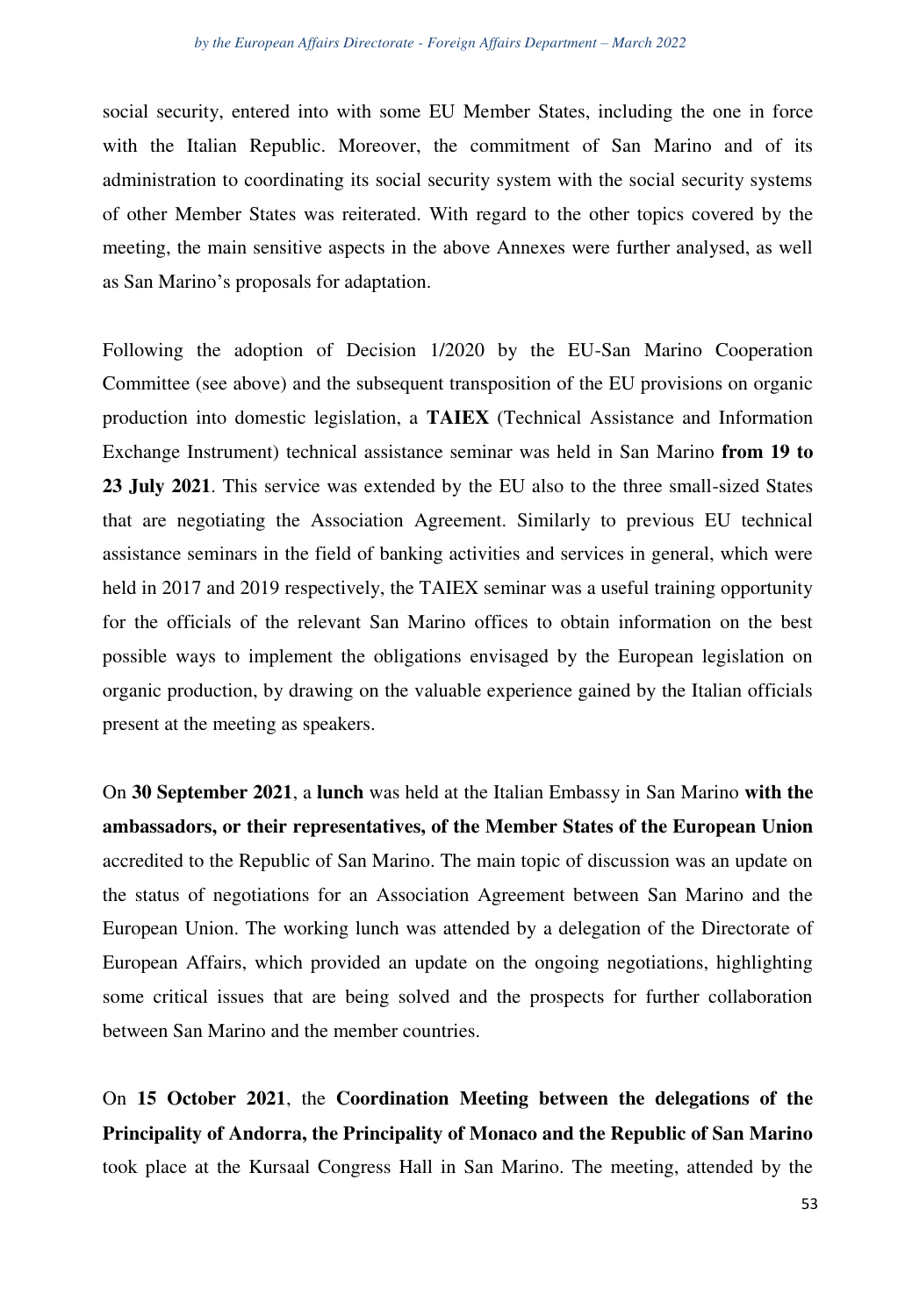social security, entered into with some EU Member States, including the one in force with the Italian Republic. Moreover, the commitment of San Marino and of its administration to coordinating its social security system with the social security systems of other Member States was reiterated. With regard to the other topics covered by the meeting, the main sensitive aspects in the above Annexes were further analysed, as well as San Marino's proposals for adaptation.

Following the adoption of Decision 1/2020 by the EU-San Marino Cooperation Committee (see above) and the subsequent transposition of the EU provisions on organic production into domestic legislation, a **TAIEX** (Technical Assistance and Information Exchange Instrument) technical assistance seminar was held in San Marino **from 19 to 23 July 2021**. This service was extended by the EU also to the three small-sized States that are negotiating the Association Agreement. Similarly to previous EU technical assistance seminars in the field of banking activities and services in general, which were held in 2017 and 2019 respectively, the TAIEX seminar was a useful training opportunity for the officials of the relevant San Marino offices to obtain information on the best possible ways to implement the obligations envisaged by the European legislation on organic production, by drawing on the valuable experience gained by the Italian officials present at the meeting as speakers.

On **30 September 2021**, a **lunch** was held at the Italian Embassy in San Marino **with the ambassadors, or their representatives, of the Member States of the European Union** accredited to the Republic of San Marino. The main topic of discussion was an update on the status of negotiations for an Association Agreement between San Marino and the European Union. The working lunch was attended by a delegation of the Directorate of European Affairs, which provided an update on the ongoing negotiations, highlighting some critical issues that are being solved and the prospects for further collaboration between San Marino and the member countries.

On **15 October 2021**, the **Coordination Meeting between the delegations of the Principality of Andorra, the Principality of Monaco and the Republic of San Marino** took place at the Kursaal Congress Hall in San Marino. The meeting, attended by the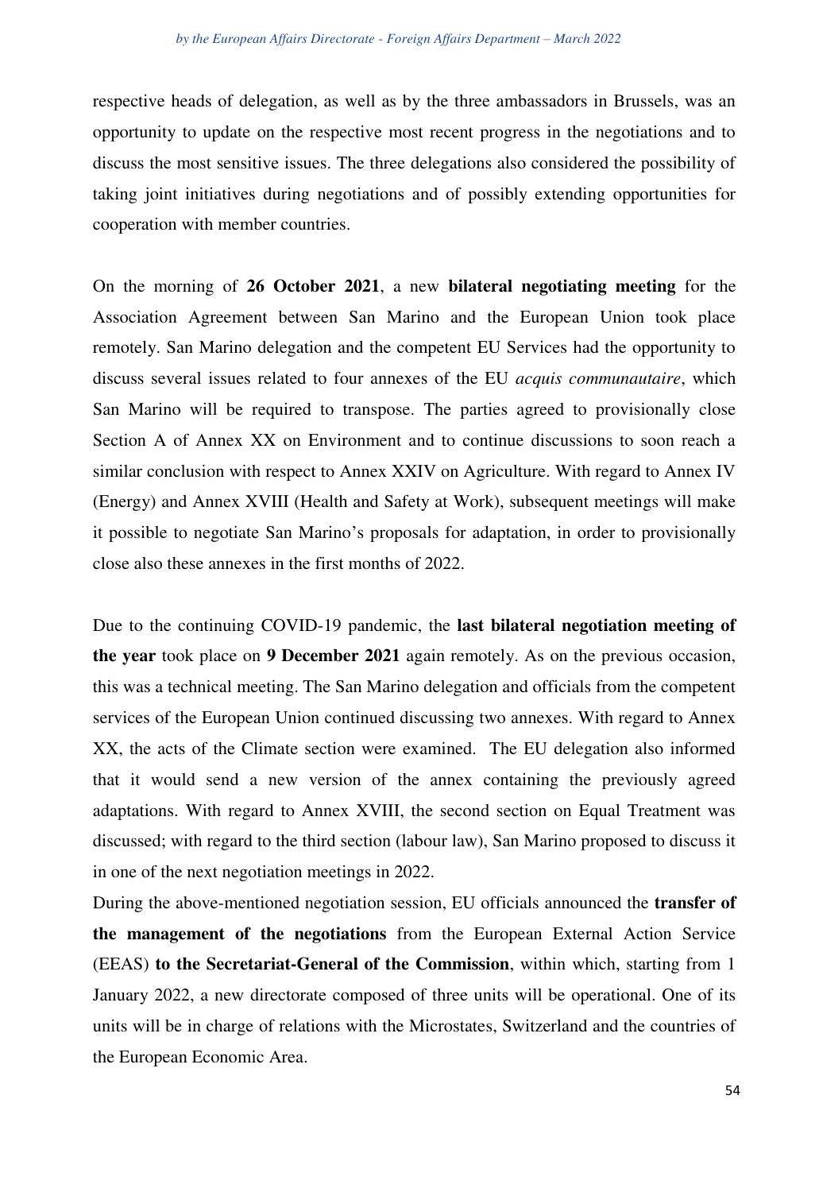respective heads of delegation, as well as by the three ambassadors in Brussels, was an opportunity to update on the respective most recent progress in the negotiations and to discuss the most sensitive issues. The three delegations also considered the possibility of taking joint initiatives during negotiations and of possibly extending opportunities for cooperation with member countries.

On the morning of **26 October 2021**, a new **bilateral negotiating meeting** for the Association Agreement between San Marino and the European Union took place remotely. San Marino delegation and the competent EU Services had the opportunity to discuss several issues related to four annexes of the EU *acquis communautaire*, which San Marino will be required to transpose. The parties agreed to provisionally close Section A of Annex XX on Environment and to continue discussions to soon reach a similar conclusion with respect to Annex XXIV on Agriculture. With regard to Annex IV (Energy) and Annex XVIII (Health and Safety at Work), subsequent meetings will make it possible to negotiate San Marino's proposals for adaptation, in order to provisionally close also these annexes in the first months of 2022.

Due to the continuing COVID-19 pandemic, the **last bilateral negotiation meeting of the year** took place on **9 December 2021** again remotely. As on the previous occasion, this was a technical meeting. The San Marino delegation and officials from the competent services of the European Union continued discussing two annexes. With regard to Annex XX, the acts of the Climate section were examined. The EU delegation also informed that it would send a new version of the annex containing the previously agreed adaptations. With regard to Annex XVIII, the second section on Equal Treatment was discussed; with regard to the third section (labour law), San Marino proposed to discuss it in one of the next negotiation meetings in 2022.

During the above-mentioned negotiation session, EU officials announced the **transfer of the management of the negotiations** from the European External Action Service (EEAS) **to the Secretariat-General of the Commission**, within which, starting from 1 January 2022, a new directorate composed of three units will be operational. One of its units will be in charge of relations with the Microstates, Switzerland and the countries of the European Economic Area.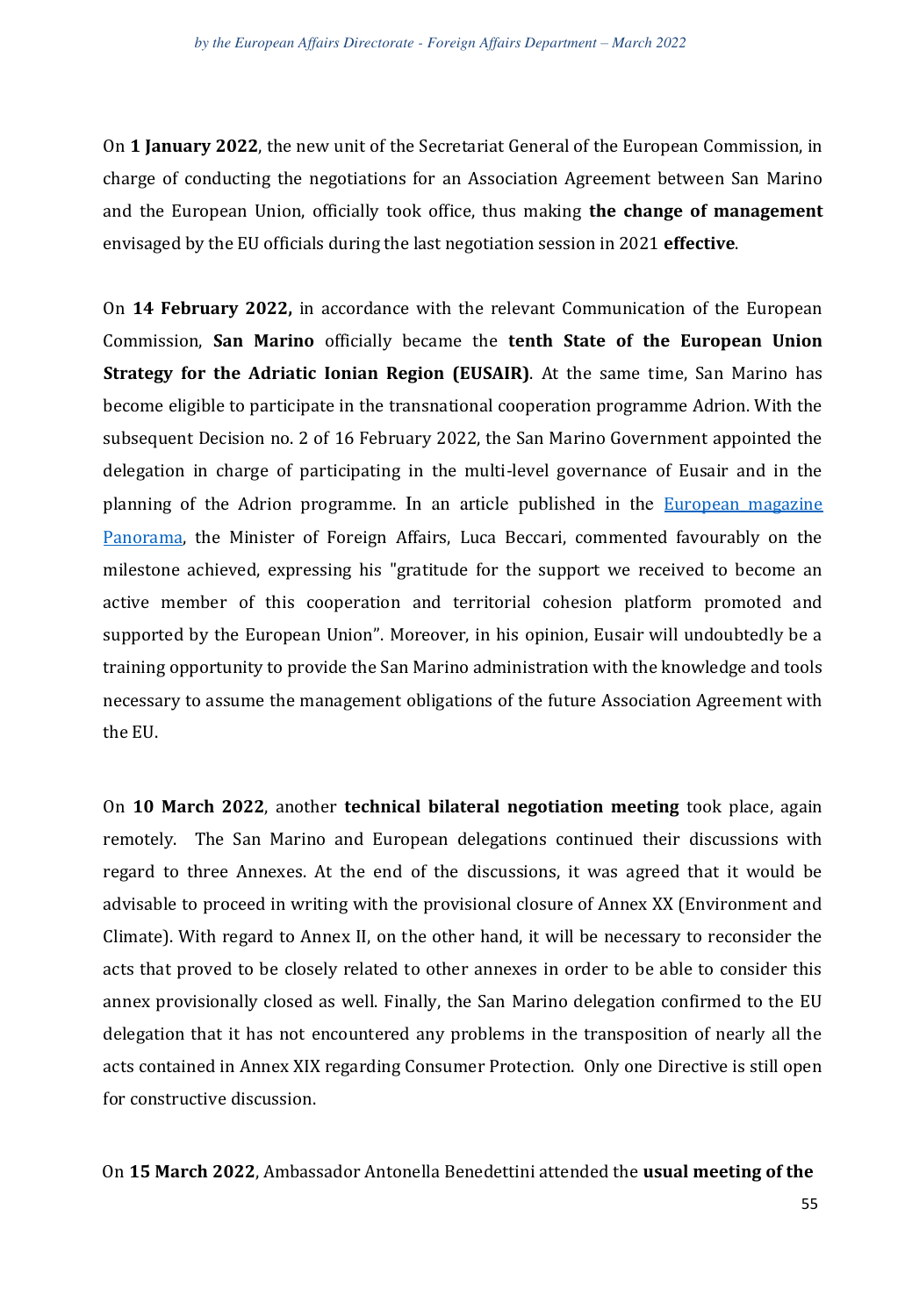On **1 January 2022**, the new unit of the Secretariat General of the European Commission, in charge of conducting the negotiations for an Association Agreement between San Marino and the European Union, officially took office, thus making **the change of management** envisaged by the EU officials during the last negotiation session in 2021 **effective**.

On **14 February 2022,** in accordance with the relevant Communication of the European Commission, **San Marino** officially became the **tenth State of the European Union Strategy for the Adriatic Ionian Region (EUSAIR)**. At the same time, San Marino has become eligible to participate in the transnational cooperation programme Adrion. With the subsequent Decision no. 2 of 16 February 2022, the San Marino Government appointed the delegation in charge of participating in the multi-level governance of Eusair and in the planning of the Adrion programme. In an article published in the European magazine Panorama, the Minister of Foreign Affairs, Luca Beccari, commented favourably on the milestone achieved, expressing his "gratitude for the support we received to become an active member of this cooperation and territorial cohesion platform promoted and supported by the European Union". Moreover, in his opinion, Eusair will undoubtedly be a training opportunity to provide the San Marino administration with the knowledge and tools necessary to assume the management obligations of the future Association Agreement with the EU.

On **10 March 2022**, another **technical bilateral negotiation meeting** took place, again remotely. The San Marino and European delegations continued their discussions with regard to three Annexes. At the end of the discussions, it was agreed that it would be advisable to proceed in writing with the provisional closure of Annex XX (Environment and Climate). With regard to Annex II, on the other hand, it will be necessary to reconsider the acts that proved to be closely related to other annexes in order to be able to consider this annex provisionally closed as well. Finally, the San Marino delegation confirmed to the EU delegation that it has not encountered any problems in the transposition of nearly all the acts contained in Annex XIX regarding Consumer Protection. Only one Directive is still open for constructive discussion.

On **15 March 2022**, Ambassador Antonella Benedettini attended the **usual meeting of the**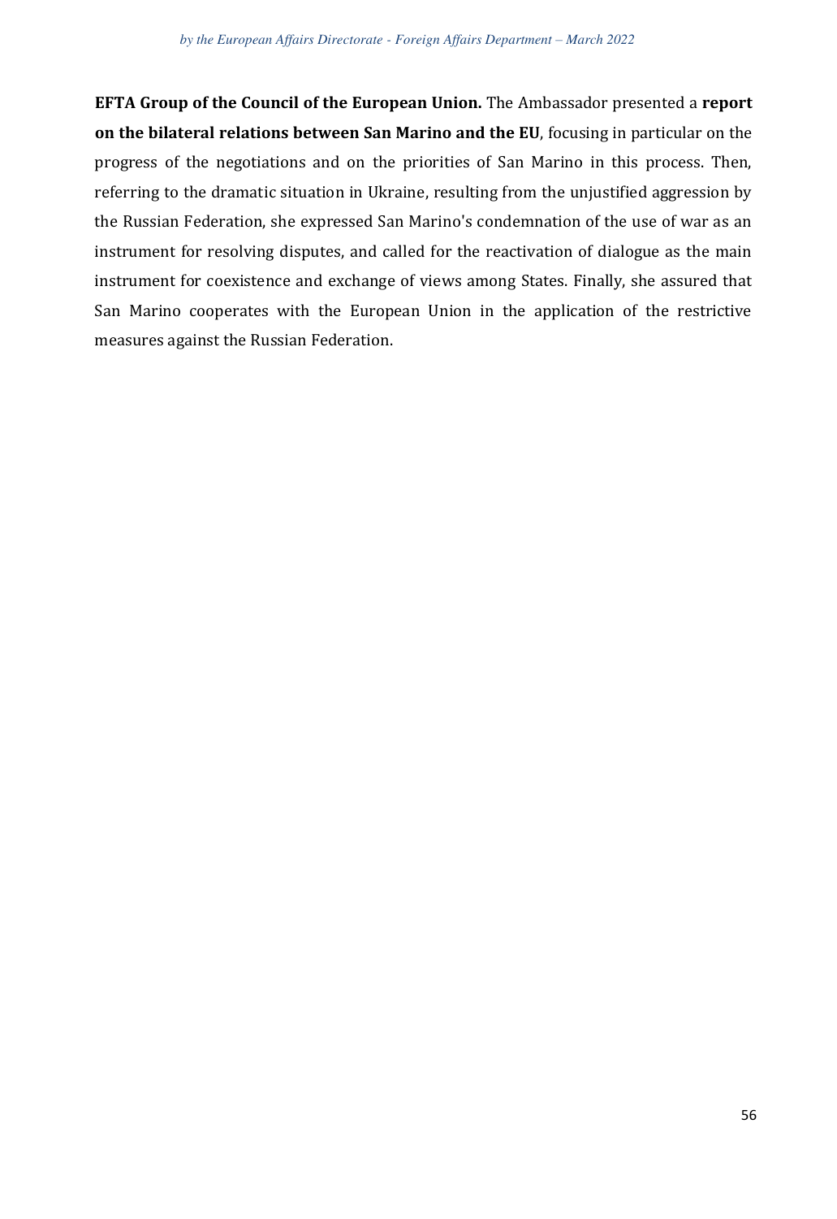**EFTA Group of the Council of the European Union.** The Ambassador presented a **report on the bilateral relations between San Marino and the EU**, focusing in particular on the progress of the negotiations and on the priorities of San Marino in this process. Then, referring to the dramatic situation in Ukraine, resulting from the unjustified aggression by the Russian Federation, she expressed San Marino's condemnation of the use of war as an instrument for resolving disputes, and called for the reactivation of dialogue as the main instrument for coexistence and exchange of views among States. Finally, she assured that San Marino cooperates with the European Union in the application of the restrictive measures against the Russian Federation.